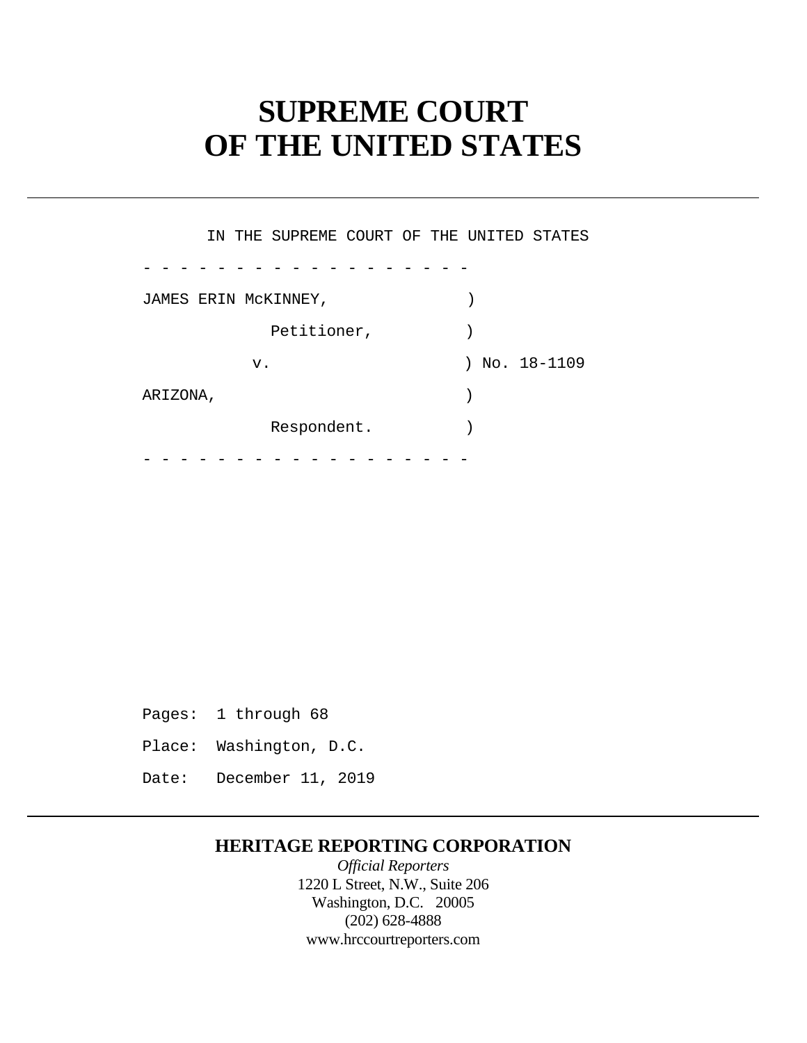# SUPREME COURT OF THE UNITED STATES

IN THE SUPREME COURT OF THE UNITED STATES

- - - - - - - - - - - - - - - - - -

JAMES ERIN McKINNEY, )

Petitioner, )

v. ) No. 18-1109

ARIZONA, )

Respondent. )

- - - - - - - - - - - - - - - - - -

Pages: 1 through 68

Place: Washington, D.C.

Date: December 11, 2019

**HERITAGE REPORTING CORPORATION**

*Official Reporters*

1220 L Street, N.W., Suite 206

Washington, D.C. 20005

(202) 628-4888

www.hrccourtreporters.com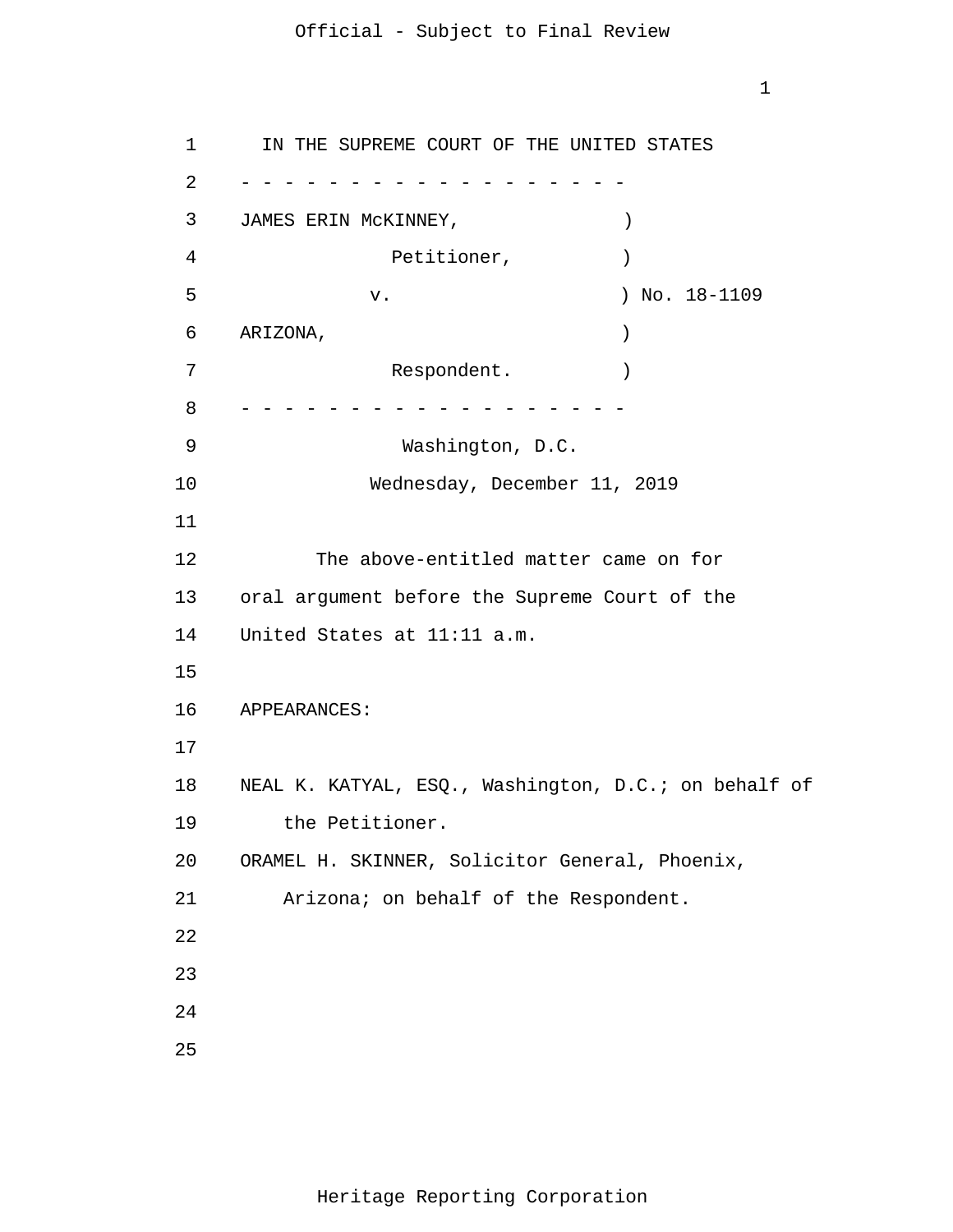IN THE SUPREME COURT OF THE UNITED STATES

- - - - - - - - - - - - - - - - - - -

JAMES ERIN McKINNEY, )

Petitioner, )

v. ) No. 18-1109

ARIZONA, )

Respondent. )

- - - - - - - - - - - - - - - - - - -

Washington, D.C.

Wednesday, December 11, 2019

The above-entitled matter came on for oral argument before the Supreme Court of the United States at 11:11 a.m.

APPEARANCES:

NEAL K. KATYAL, ESQ., Washington, D.C.; on behalf of the Petitioner.

ORAMEL H. SKINNER, Solicitor General, Phoenix, Arizona; on behalf of the Respondent.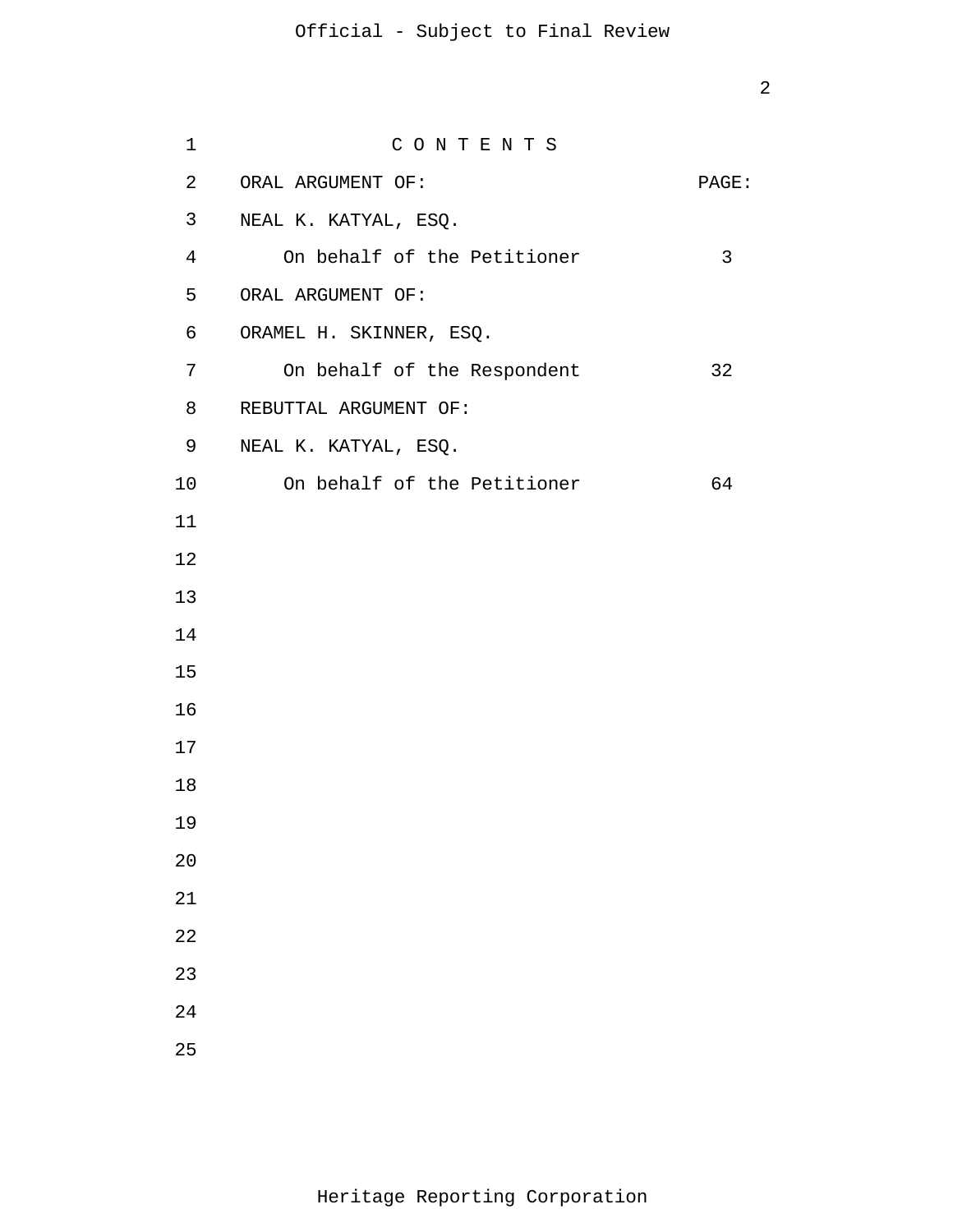# C O N T E N T S

| ORAL ARGUMENT OF: | PAGE: |
|---|---|
| NEAL K. KATYAL, ESQ. | |
| On behalf of the Petitioner | 3 |
| ORAL ARGUMENT OF: | |
| ORAMEL H. SKINNER, ESQ. | |
| On behalf of the Respondent | 32 |
| REBUTTAL ARGUMENT OF: | |
| NEAL K. KATYAL, ESQ. | |
| On behalf of the Petitioner | 64 |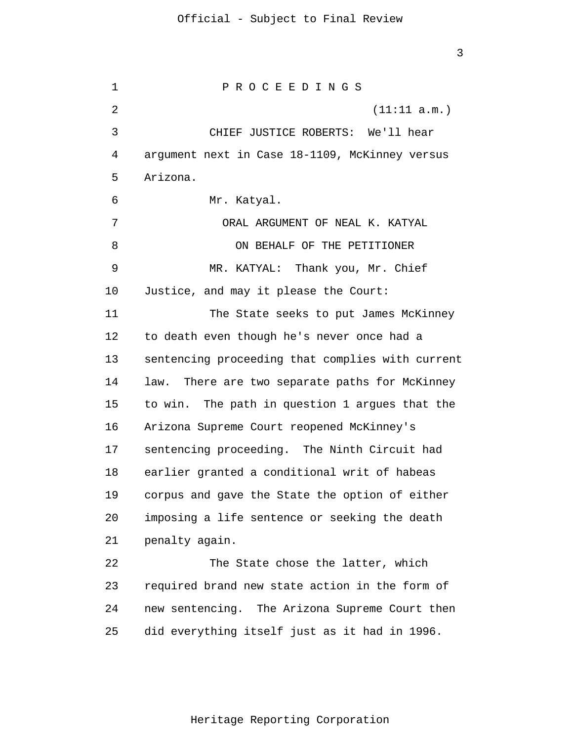P R O C E E D I N G S

(11:11 a.m.)

CHIEF JUSTICE ROBERTS: We'll hear argument next in Case 18-1109, McKinney versus Arizona.

Mr. Katyal.

ORAL ARGUMENT OF NEAL K. KATYAL

ON BEHALF OF THE PETITIONER

MR. KATYAL: Thank you, Mr. Chief Justice, and may it please the Court:

The State seeks to put James McKinney to death even though he's never once had a sentencing proceeding that complies with current law. There are two separate paths for McKinney to win. The path in question 1 argues that the Arizona Supreme Court reopened McKinney's sentencing proceeding. The Ninth Circuit had earlier granted a conditional writ of habeas corpus and gave the State the option of either imposing a life sentence or seeking the death penalty again.

The State chose the latter, which required brand new state action in the form of new sentencing. The Arizona Supreme Court then did everything itself just as it had in 1996.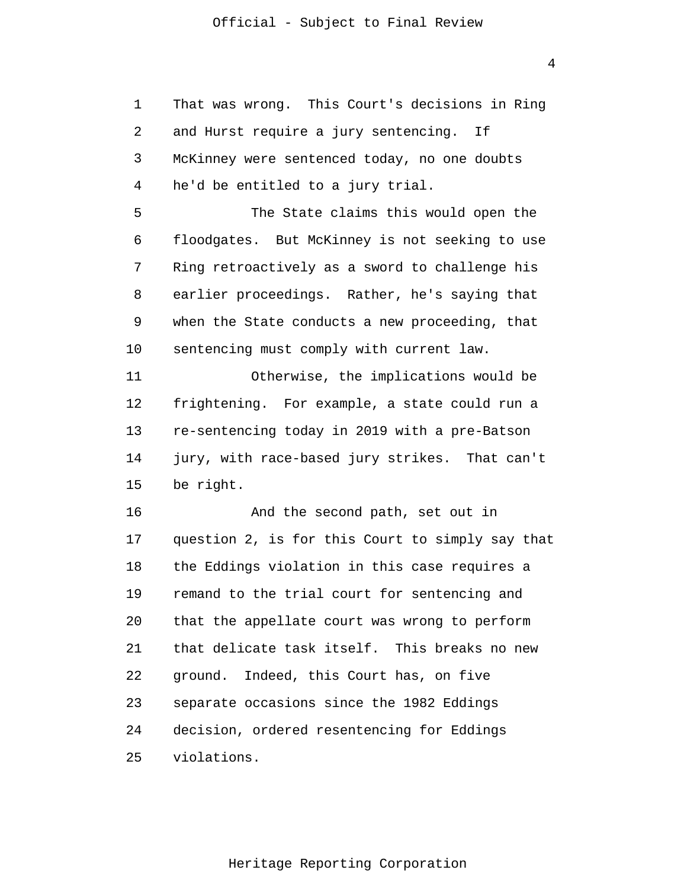That was wrong. This Court's decisions in Ring and Hurst require a jury sentencing. If McKinney were sentenced today, no one doubts he'd be entitled to a jury trial.

The State claims this would open the floodgates. But McKinney is not seeking to use Ring retroactively as a sword to challenge his earlier proceedings. Rather, he's saying that when the State conducts a new proceeding, that sentencing must comply with current law.

Otherwise, the implications would be frightening. For example, a state could run a re-sentencing today in 2019 with a pre-Batson jury, with race-based jury strikes. That can't be right.

And the second path, set out in question 2, is for this Court to simply say that the Eddings violation in this case requires a remand to the trial court for sentencing and that the appellate court was wrong to perform that delicate task itself. This breaks no new ground. Indeed, this Court has, on five separate occasions since the 1982 Eddings decision, ordered resentencing for Eddings violations.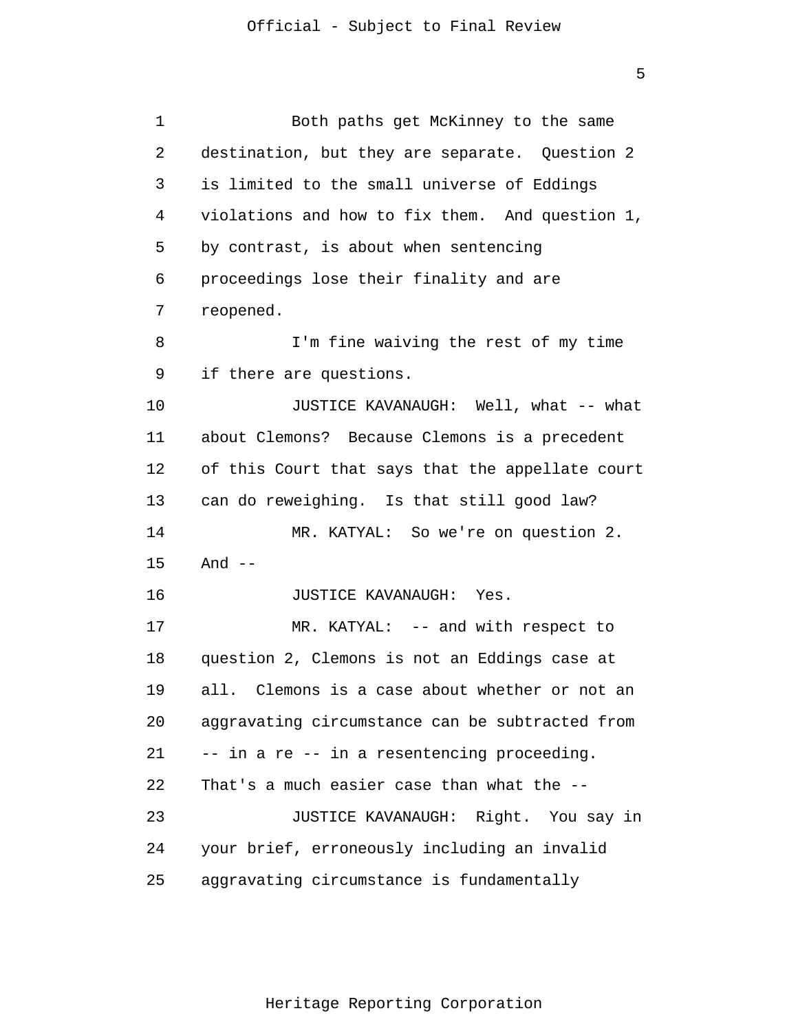Both paths get McKinney to the same destination, but they are separate. Question 2 is limited to the small universe of Eddings violations and how to fix them. And question 1, by contrast, is about when sentencing proceedings lose their finality and are reopened.

I'm fine waiving the rest of my time if there are questions.

JUSTICE KAVANAUGH: Well, what -- what about Clemons? Because Clemons is a precedent of this Court that says that the appellate court can do reweighing. Is that still good law?

MR. KATYAL: So we're on question 2. And --

JUSTICE KAVANAUGH: Yes.

MR. KATYAL: -- and with respect to question 2, Clemons is not an Eddings case at all. Clemons is a case about whether or not an aggravating circumstance can be subtracted from -- in a re -- in a resentencing proceeding. That's a much easier case than what the --

JUSTICE KAVANAUGH: Right. You say in your brief, erroneously including an invalid aggravating circumstance is fundamentally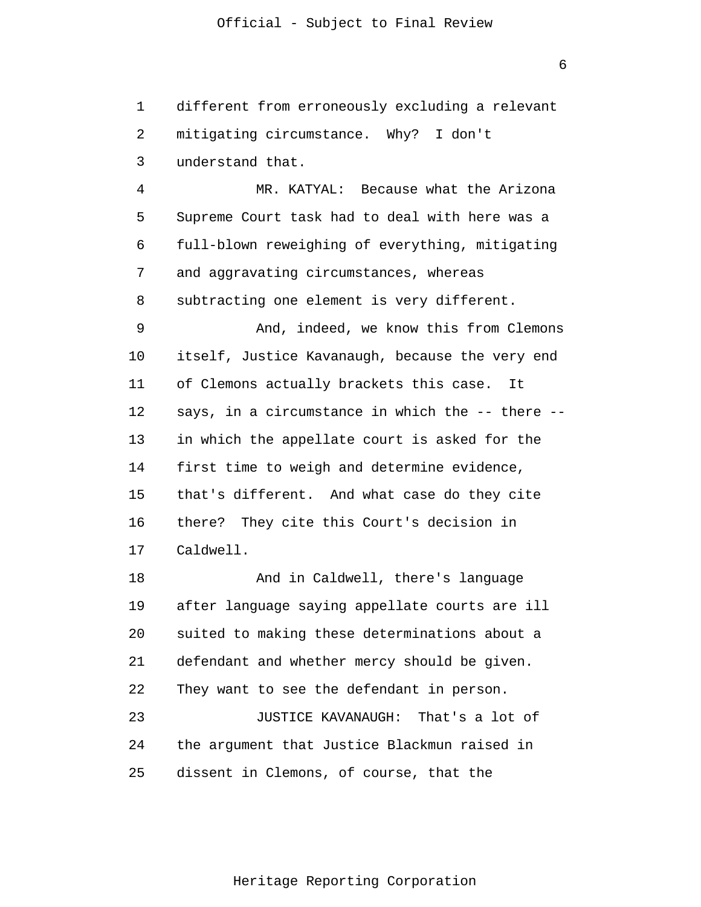different from erroneously excluding a relevant mitigating circumstance. Why? I don't understand that.

MR. KATYAL: Because what the Arizona Supreme Court task had to deal with here was a full-blown reweighing of everything, mitigating and aggravating circumstances, whereas subtracting one element is very different.

And, indeed, we know this from Clemons itself, Justice Kavanaugh, because the very end of Clemons actually brackets this case. It says, in a circumstance in which the -- there -- in which the appellate court is asked for the first time to weigh and determine evidence, that's different. And what case do they cite there? They cite this Court's decision in Caldwell.

And in Caldwell, there's language after language saying appellate courts are ill suited to making these determinations about a defendant and whether mercy should be given. They want to see the defendant in person.

JUSTICE KAVANAUGH: That's a lot of the argument that Justice Blackmun raised in dissent in Clemons, of course, that the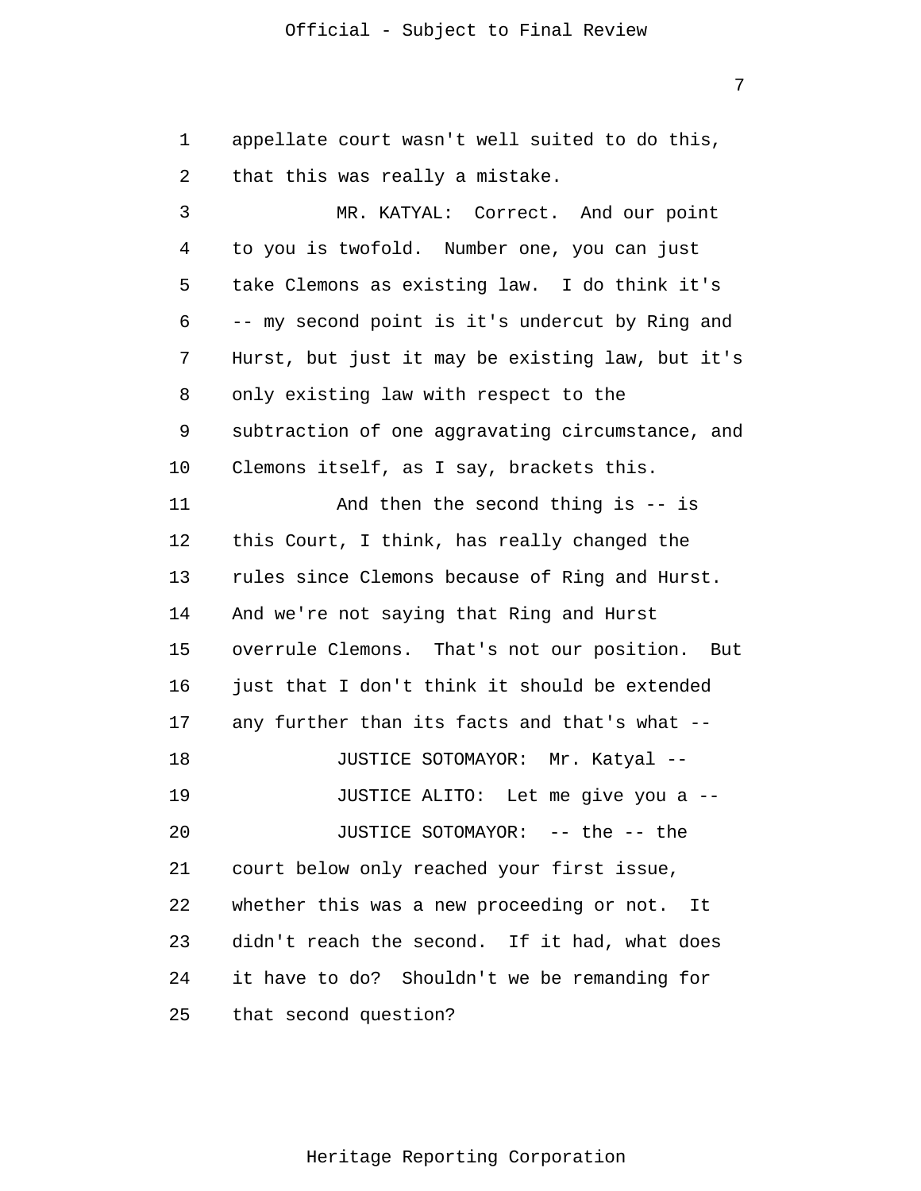appellate court wasn't well suited to do this, that this was really a mistake.

MR. KATYAL: Correct. And our point to you is twofold. Number one, you can just take Clemons as existing law. I do think it's -- my second point is it's undercut by Ring and Hurst, but just it may be existing law, but it's only existing law with respect to the subtraction of one aggravating circumstance, and Clemons itself, as I say, brackets this.

And then the second thing is -- is this Court, I think, has really changed the rules since Clemons because of Ring and Hurst. And we're not saying that Ring and Hurst overrule Clemons. That's not our position. But just that I don't think it should be extended any further than its facts and that's what --

JUSTICE SOTOMAYOR: Mr. Katyal --

JUSTICE ALITO: Let me give you a --

JUSTICE SOTOMAYOR: -- the -- the court below only reached your first issue, whether this was a new proceeding or not. It didn't reach the second. If it had, what does it have to do? Shouldn't we be remanding for that second question?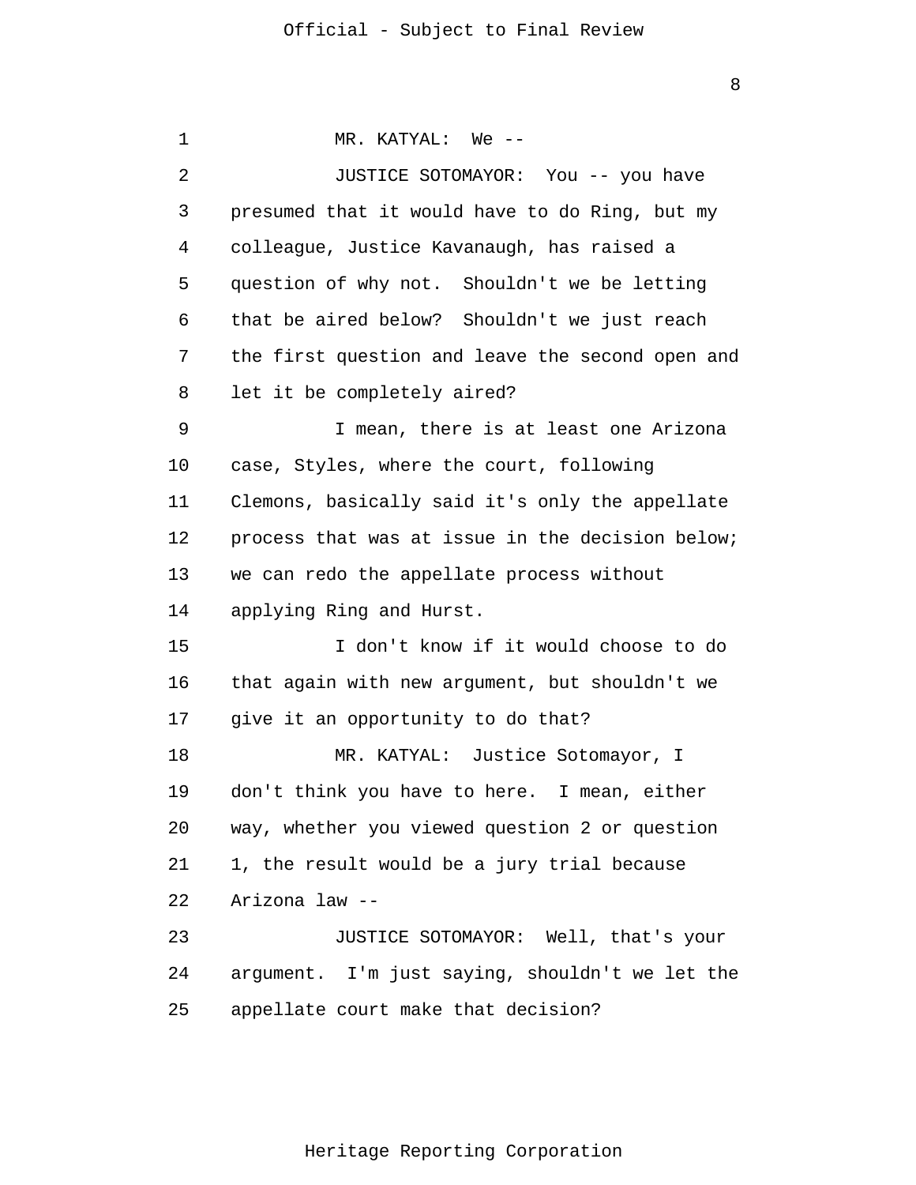MR. KATYAL: We --

JUSTICE SOTOMAYOR: You -- you have presumed that it would have to do Ring, but my colleague, Justice Kavanaugh, has raised a question of why not. Shouldn't we be letting that be aired below? Shouldn't we just reach the first question and leave the second open and let it be completely aired?

I mean, there is at least one Arizona case, Styles, where the court, following Clemons, basically said it's only the appellate process that was at issue in the decision below; we can redo the appellate process without applying Ring and Hurst.

I don't know if it would choose to do that again with new argument, but shouldn't we give it an opportunity to do that?

MR. KATYAL: Justice Sotomayor, I don't think you have to here. I mean, either way, whether you viewed question 2 or question 1, the result would be a jury trial because Arizona law --

JUSTICE SOTOMAYOR: Well, that's your argument. I'm just saying, shouldn't we let the appellate court make that decision?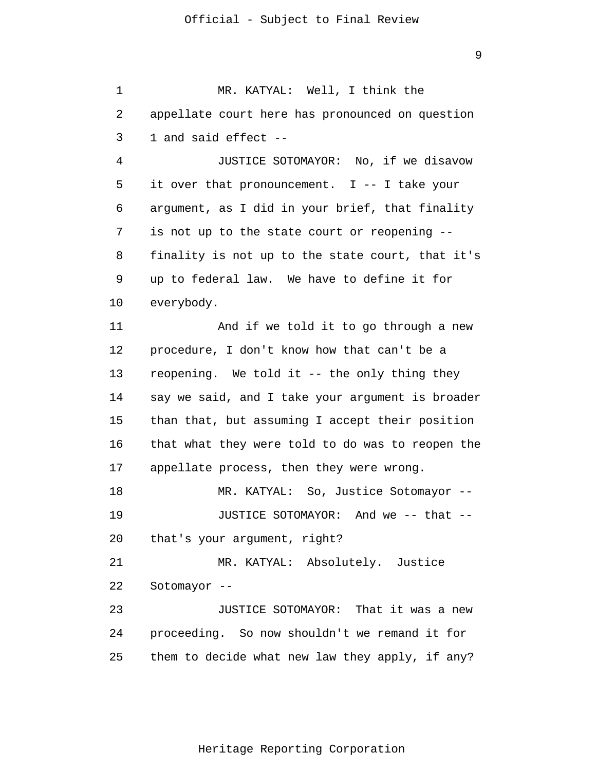MR. KATYAL: Well, I think the appellate court here has pronounced on question 1 and said effect --

JUSTICE SOTOMAYOR: No, if we disavow it over that pronouncement. I -- I take your argument, as I did in your brief, that finality is not up to the state court or reopening -- finality is not up to the state court, that it's up to federal law. We have to define it for everybody.

And if we told it to go through a new procedure, I don't know how that can't be a reopening. We told it -- the only thing they say we said, and I take your argument is broader than that, but assuming I accept their position that what they were told to do was to reopen the appellate process, then they were wrong.

MR. KATYAL: So, Justice Sotomayor --

JUSTICE SOTOMAYOR: And we -- that -- that's your argument, right?

MR. KATYAL: Absolutely. Justice Sotomayor --

JUSTICE SOTOMAYOR: That it was a new proceeding. So now shouldn't we remand it for them to decide what new law they apply, if any?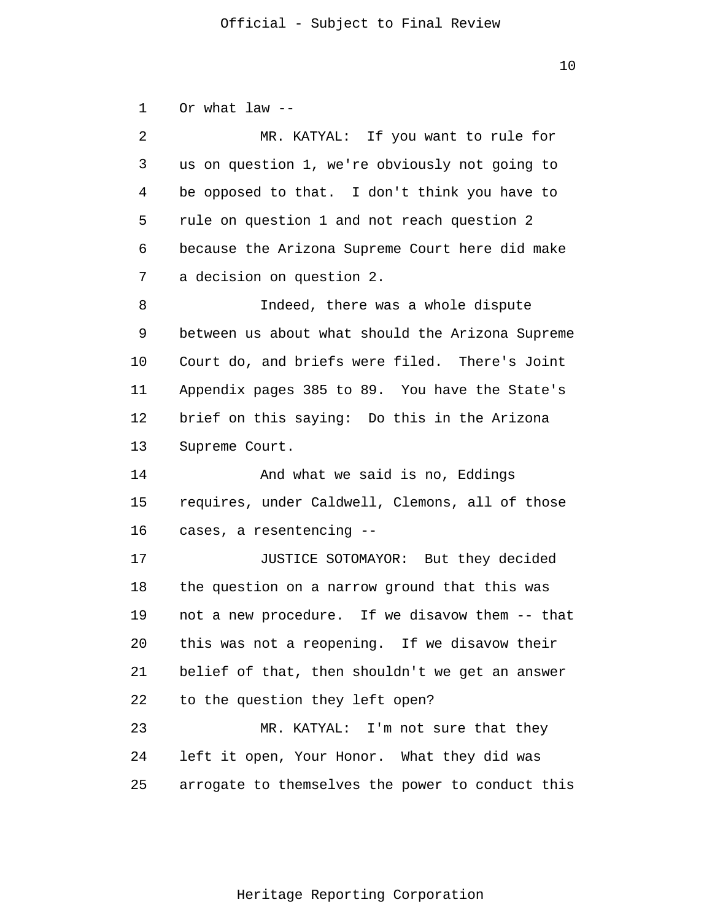Or what law --

MR. KATYAL: If you want to rule for us on question 1, we're obviously not going to be opposed to that. I don't think you have to rule on question 1 and not reach question 2 because the Arizona Supreme Court here did make a decision on question 2.

Indeed, there was a whole dispute between us about what should the Arizona Supreme Court do, and briefs were filed. There's Joint Appendix pages 385 to 89. You have the State's brief on this saying: Do this in the Arizona Supreme Court.

And what we said is no, Eddings requires, under Caldwell, Clemons, all of those cases, a resentencing --

JUSTICE SOTOMAYOR: But they decided the question on a narrow ground that this was not a new procedure. If we disavow them -- that this was not a reopening. If we disavow their belief of that, then shouldn't we get an answer to the question they left open?

MR. KATYAL: I'm not sure that they left it open, Your Honor. What they did was arrogate to themselves the power to conduct this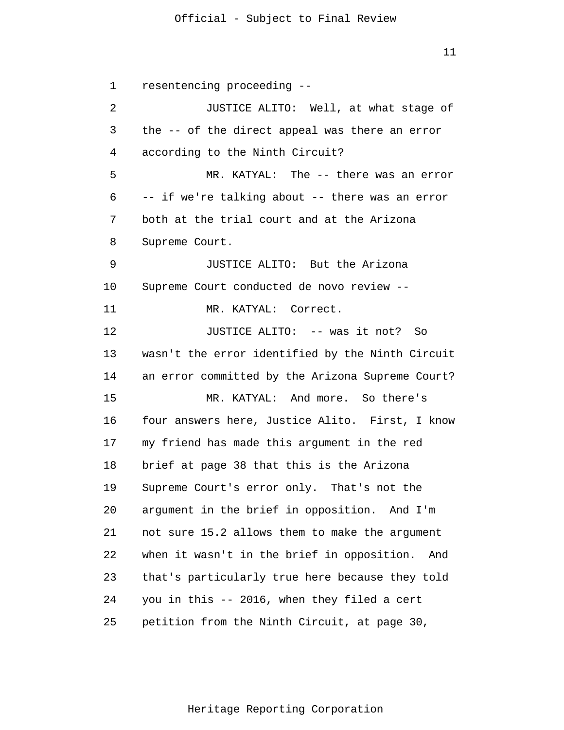resentencing proceeding --

JUSTICE ALITO: Well, at what stage of the -- of the direct appeal was there an error according to the Ninth Circuit?

MR. KATYAL: The -- there was an error -- if we're talking about -- there was an error both at the trial court and at the Arizona Supreme Court.

JUSTICE ALITO: But the Arizona Supreme Court conducted de novo review --

MR. KATYAL: Correct.

JUSTICE ALITO: -- was it not? So wasn't the error identified by the Ninth Circuit an error committed by the Arizona Supreme Court?

MR. KATYAL: And more. So there's four answers here, Justice Alito. First, I know my friend has made this argument in the red brief at page 38 that this is the Arizona Supreme Court's error only. That's not the argument in the brief in opposition. And I'm not sure 15.2 allows them to make the argument when it wasn't in the brief in opposition. And that's particularly true here because they told you in this -- 2016, when they filed a cert petition from the Ninth Circuit, at page 30,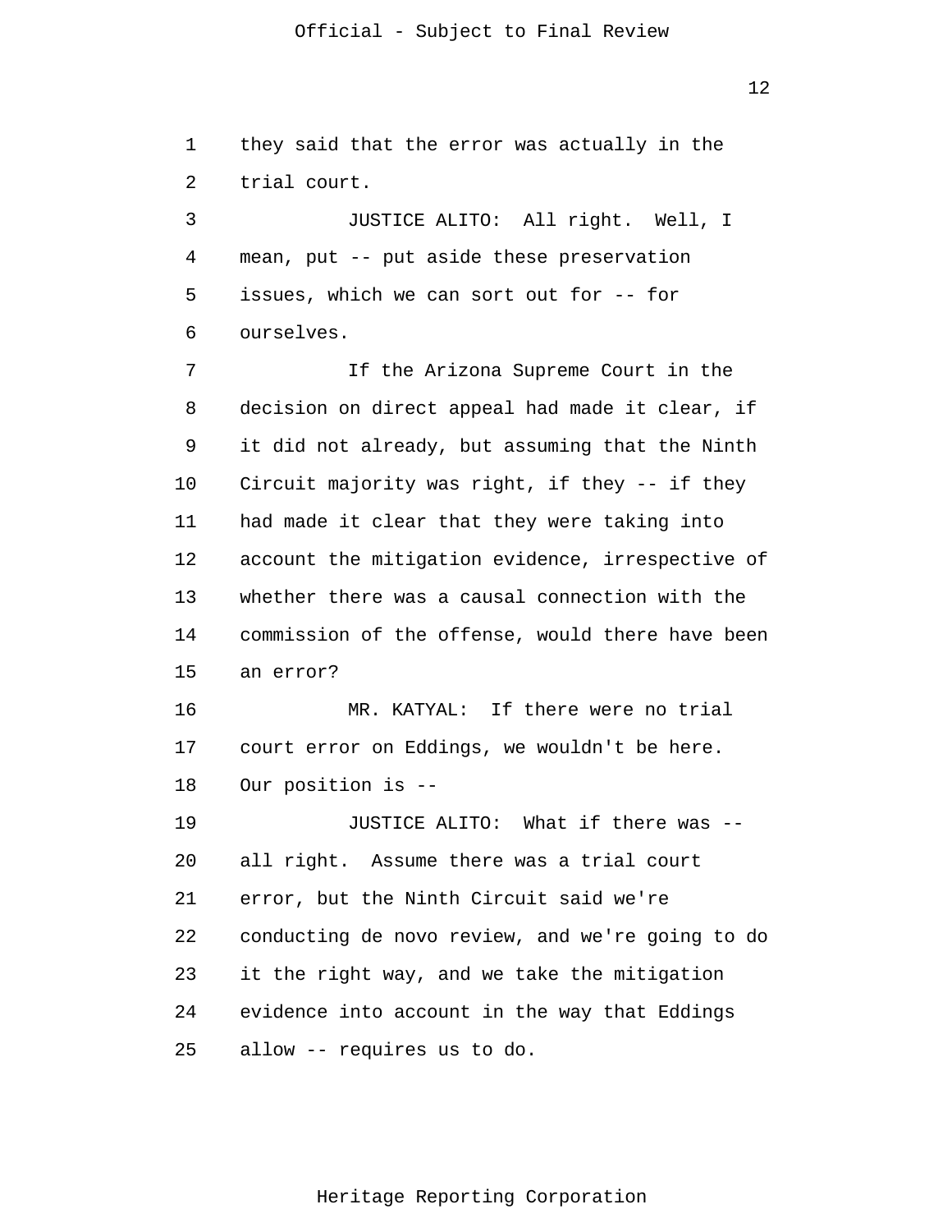they said that the error was actually in the trial court.

JUSTICE ALITO: All right. Well, I mean, put -- put aside these preservation issues, which we can sort out for -- for ourselves.

If the Arizona Supreme Court in the decision on direct appeal had made it clear, if it did not already, but assuming that the Ninth Circuit majority was right, if they -- if they had made it clear that they were taking into account the mitigation evidence, irrespective of whether there was a causal connection with the commission of the offense, would there have been an error?

MR. KATYAL: If there were no trial court error on Eddings, we wouldn't be here. Our position is --

JUSTICE ALITO: What if there was -- all right. Assume there was a trial court error, but the Ninth Circuit said we're conducting de novo review, and we're going to do it the right way, and we take the mitigation evidence into account in the way that Eddings allow -- requires us to do.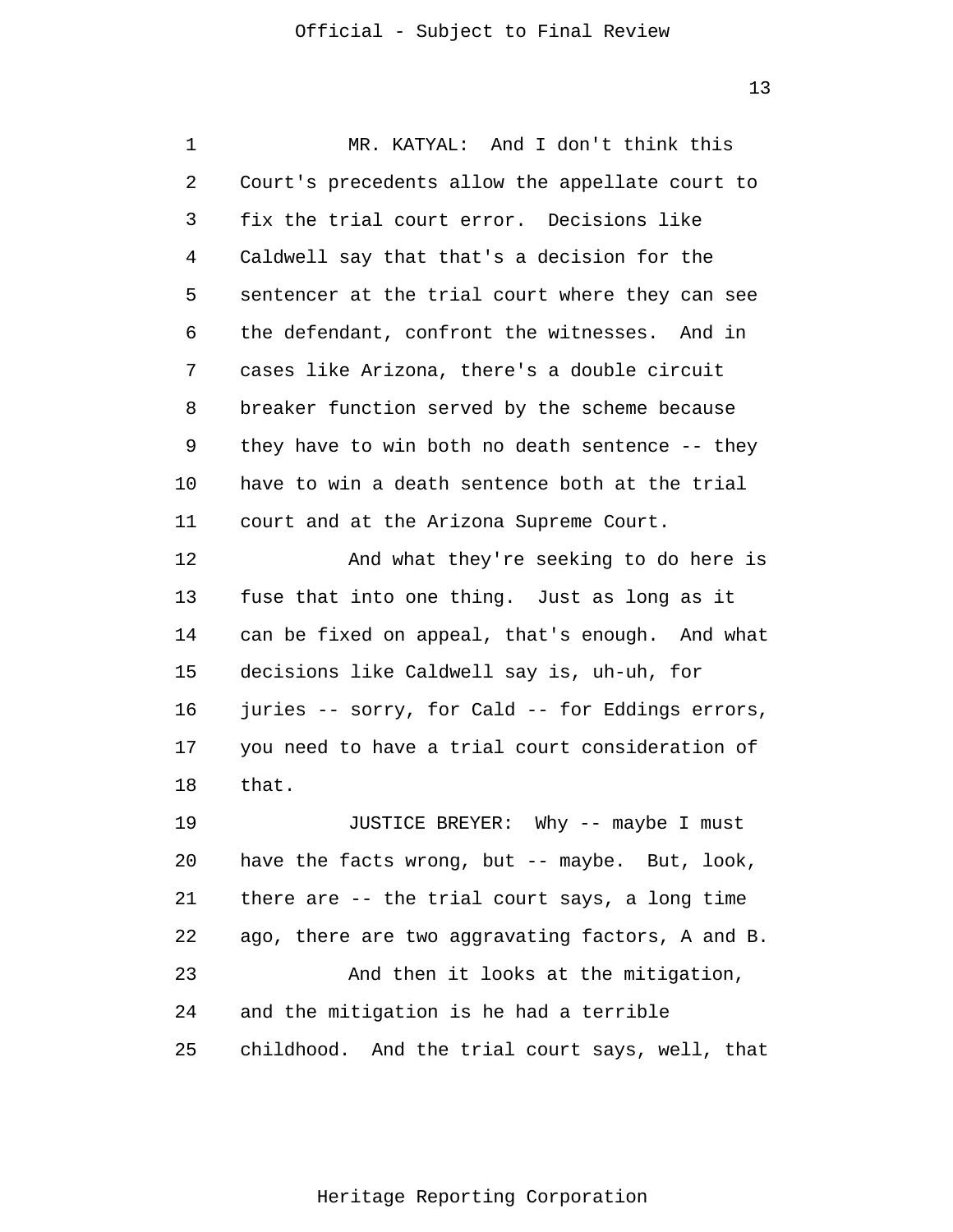MR. KATYAL: And I don't think this Court's precedents allow the appellate court to fix the trial court error. Decisions like Caldwell say that that's a decision for the sentencer at the trial court where they can see the defendant, confront the witnesses. And in cases like Arizona, there's a double circuit breaker function served by the scheme because they have to win both no death sentence -- they have to win a death sentence both at the trial court and at the Arizona Supreme Court.

And what they're seeking to do here is fuse that into one thing. Just as long as it can be fixed on appeal, that's enough. And what decisions like Caldwell say is, uh-uh, for juries -- sorry, for Cald -- for Eddings errors, you need to have a trial court consideration of that.

JUSTICE BREYER: Why -- maybe I must have the facts wrong, but -- maybe. But, look, there are -- the trial court says, a long time ago, there are two aggravating factors, A and B.

And then it looks at the mitigation, and the mitigation is he had a terrible childhood. And the trial court says, well, that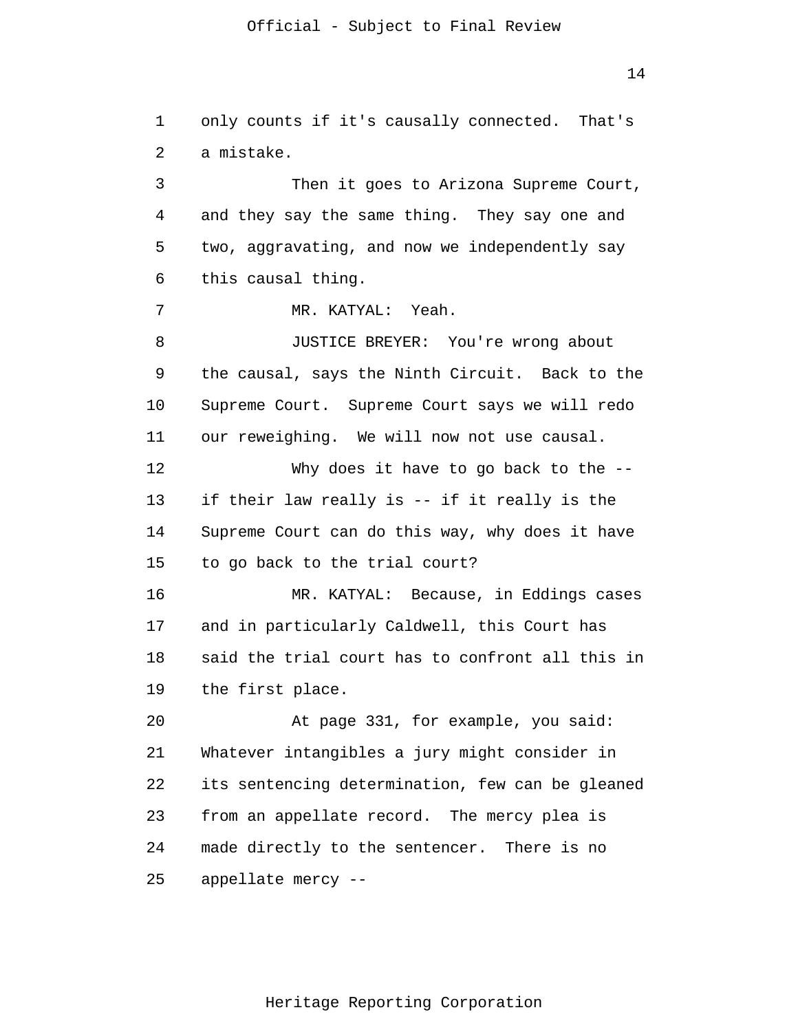only counts if it's causally connected. That's a mistake.

Then it goes to Arizona Supreme Court, and they say the same thing. They say one and two, aggravating, and now we independently say this causal thing.

MR. KATYAL: Yeah.

JUSTICE BREYER: You're wrong about the causal, says the Ninth Circuit. Back to the Supreme Court. Supreme Court says we will redo our reweighing. We will now not use causal.

Why does it have to go back to the -- if their law really is -- if it really is the Supreme Court can do this way, why does it have to go back to the trial court?

MR. KATYAL: Because, in Eddings cases and in particularly Caldwell, this Court has said the trial court has to confront all this in the first place.

At page 331, for example, you said: Whatever intangibles a jury might consider in its sentencing determination, few can be gleaned from an appellate record. The mercy plea is made directly to the sentencer. There is no appellate mercy --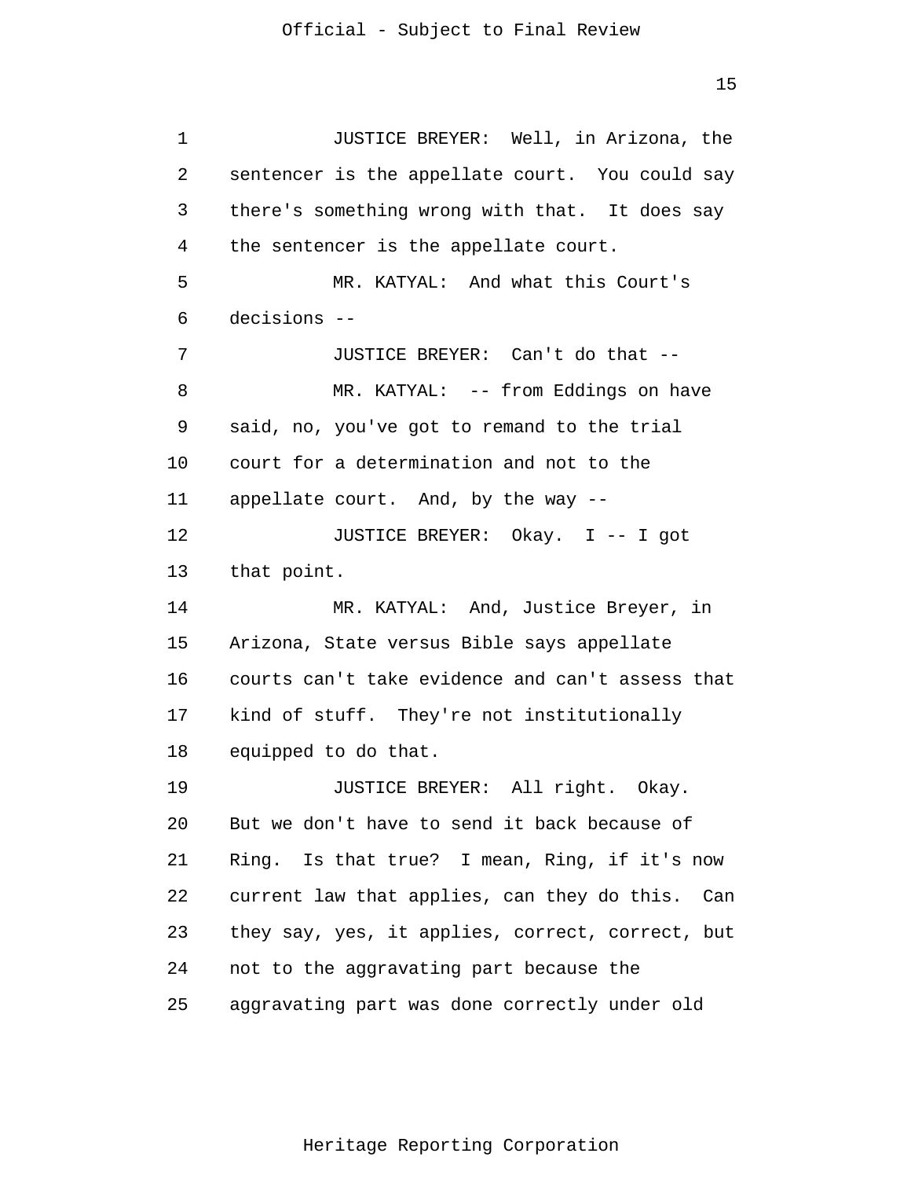JUSTICE BREYER: Well, in Arizona, the sentencer is the appellate court. You could say there's something wrong with that. It does say the sentencer is the appellate court.

MR. KATYAL: And what this Court's decisions --

JUSTICE BREYER: Can't do that --

MR. KATYAL: -- from Eddings on have said, no, you've got to remand to the trial court for a determination and not to the appellate court. And, by the way --

JUSTICE BREYER: Okay. I -- I got that point.

MR. KATYAL: And, Justice Breyer, in Arizona, State versus Bible says appellate courts can't take evidence and can't assess that kind of stuff. They're not institutionally equipped to do that.

JUSTICE BREYER: All right. Okay. But we don't have to send it back because of Ring. Is that true? I mean, Ring, if it's now current law that applies, can they do this. Can they say, yes, it applies, correct, correct, but not to the aggravating part because the aggravating part was done correctly under old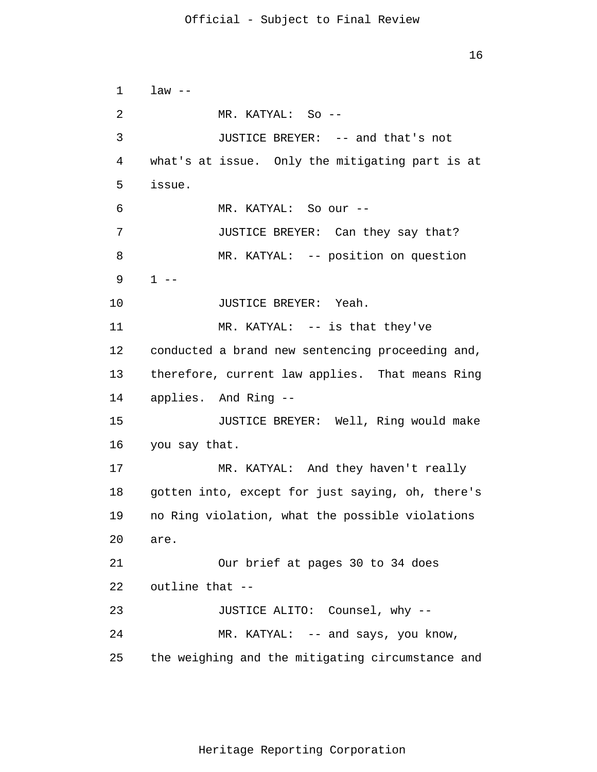law --

MR. KATYAL: So --

JUSTICE BREYER: -- and that's not what's at issue. Only the mitigating part is at issue.

MR. KATYAL: So our --

JUSTICE BREYER: Can they say that?

MR. KATYAL: -- position on question 1 --

JUSTICE BREYER: Yeah.

MR. KATYAL: -- is that they've conducted a brand new sentencing proceeding and, therefore, current law applies. That means Ring applies. And Ring --

JUSTICE BREYER: Well, Ring would make you say that.

MR. KATYAL: And they haven't really gotten into, except for just saying, oh, there's no Ring violation, what the possible violations are.

Our brief at pages 30 to 34 does outline that --

JUSTICE ALITO: Counsel, why --

MR. KATYAL: -- and says, you know, the weighing and the mitigating circumstance and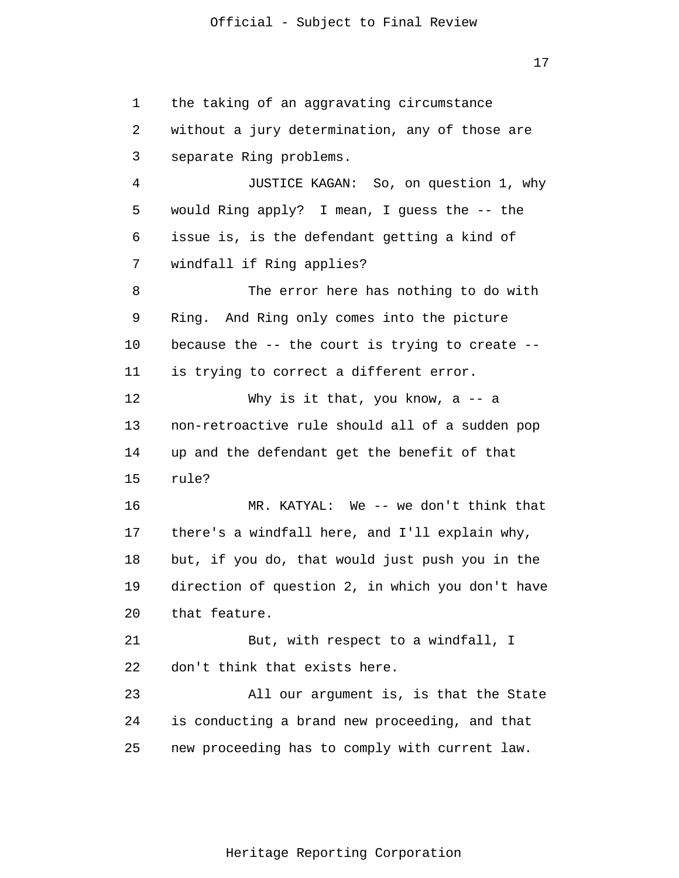the taking of an aggravating circumstance without a jury determination, any of those are separate Ring problems.

JUSTICE KAGAN: So, on question 1, why would Ring apply? I mean, I guess the -- the issue is, is the defendant getting a kind of windfall if Ring applies?

The error here has nothing to do with Ring. And Ring only comes into the picture because the -- the court is trying to create -- is trying to correct a different error.

Why is it that, you know, a -- a non-retroactive rule should all of a sudden pop up and the defendant get the benefit of that rule?

MR. KATYAL: We -- we don't think that there's a windfall here, and I'll explain why, but, if you do, that would just push you in the direction of question 2, in which you don't have that feature.

But, with respect to a windfall, I don't think that exists here.

All our argument is, is that the State is conducting a brand new proceeding, and that new proceeding has to comply with current law.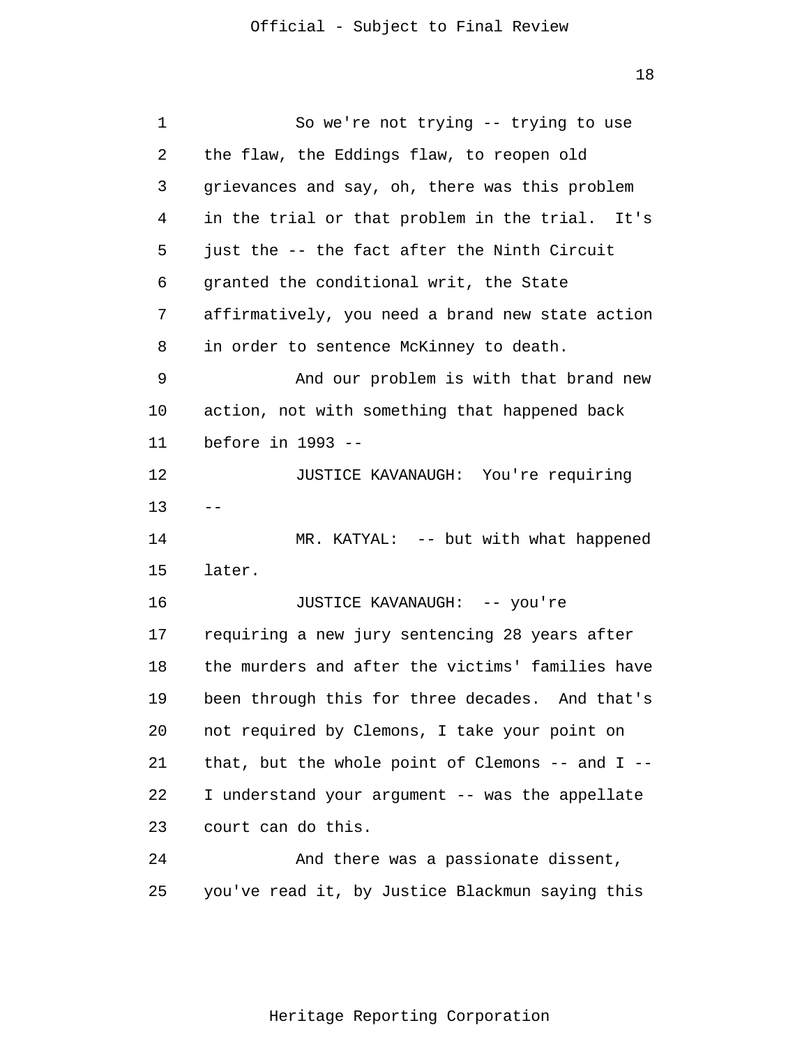So we're not trying -- trying to use the flaw, the Eddings flaw, to reopen old grievances and say, oh, there was this problem in the trial or that problem in the trial. It's just the -- the fact after the Ninth Circuit granted the conditional writ, the State affirmatively, you need a brand new state action in order to sentence McKinney to death.

And our problem is with that brand new action, not with something that happened back before in 1993 --

JUSTICE KAVANAUGH: You're requiring --

MR. KATYAL: -- but with what happened later.

JUSTICE KAVANAUGH: -- you're requiring a new jury sentencing 28 years after the murders and after the victims' families have been through this for three decades. And that's not required by Clemons, I take your point on that, but the whole point of Clemons -- and I -- I understand your argument -- was the appellate court can do this.

And there was a passionate dissent, you've read it, by Justice Blackmun saying this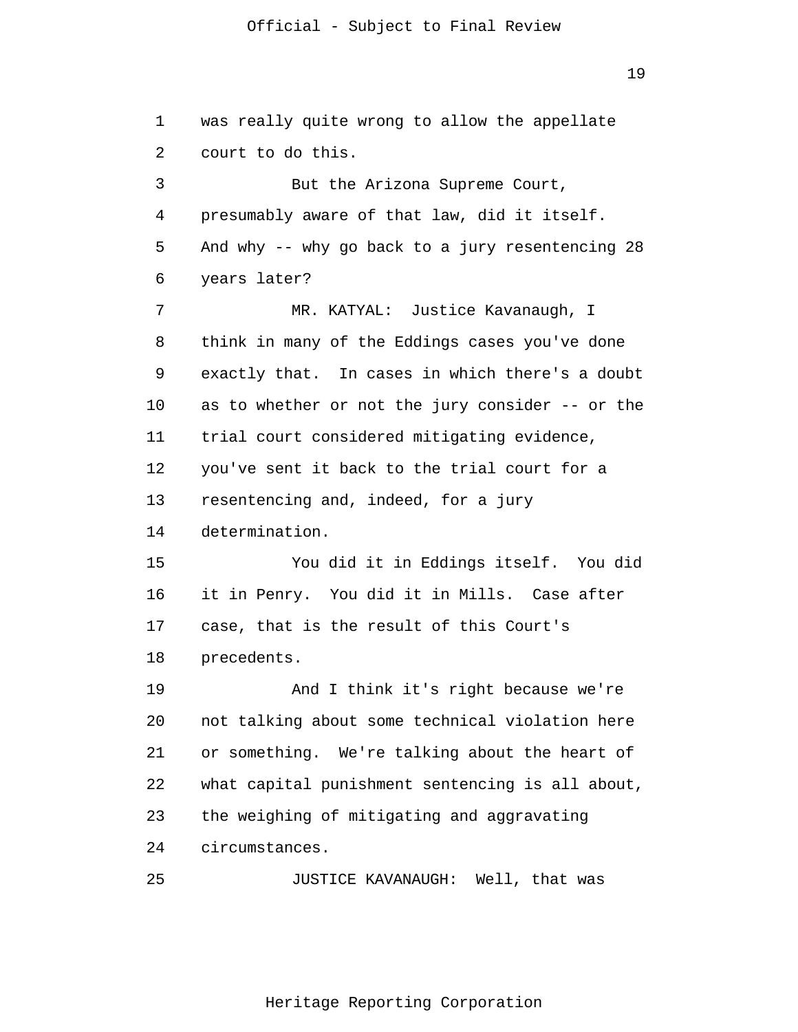was really quite wrong to allow the appellate court to do this.

But the Arizona Supreme Court, presumably aware of that law, did it itself. And why -- why go back to a jury resentencing 28 years later?

MR. KATYAL: Justice Kavanaugh, I think in many of the Eddings cases you've done exactly that. In cases in which there's a doubt as to whether or not the jury consider -- or the trial court considered mitigating evidence, you've sent it back to the trial court for a resentencing and, indeed, for a jury determination.

You did it in Eddings itself. You did it in Penry. You did it in Mills. Case after case, that is the result of this Court's precedents.

And I think it's right because we're not talking about some technical violation here or something. We're talking about the heart of what capital punishment sentencing is all about, the weighing of mitigating and aggravating circumstances.

JUSTICE KAVANAUGH: Well, that was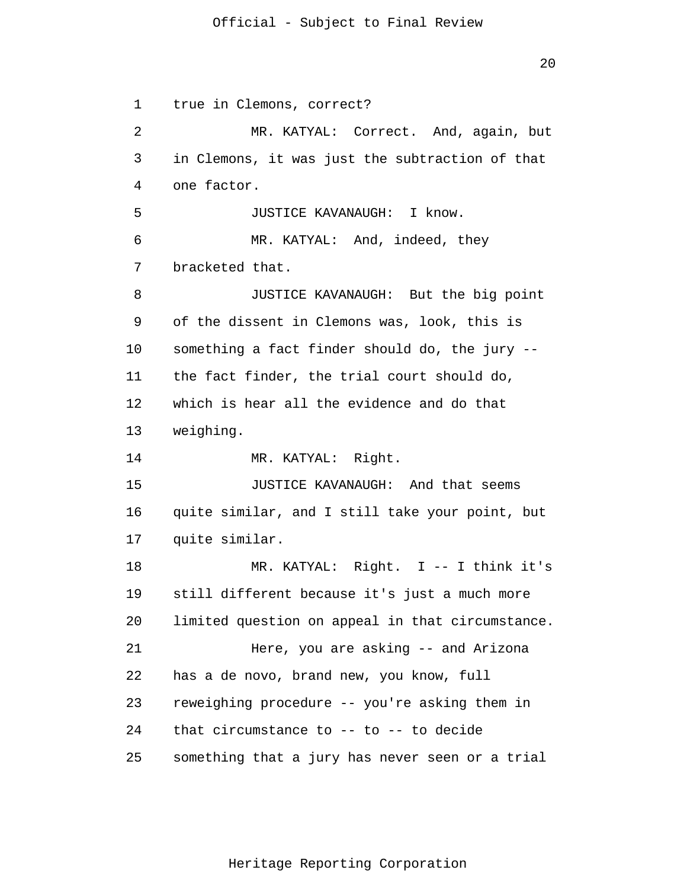true in Clemons, correct?

MR. KATYAL: Correct. And, again, but in Clemons, it was just the subtraction of that one factor.

JUSTICE KAVANAUGH: I know.

MR. KATYAL: And, indeed, they bracketed that.

JUSTICE KAVANAUGH: But the big point of the dissent in Clemons was, look, this is something a fact finder should do, the jury -- the fact finder, the trial court should do, which is hear all the evidence and do that weighing.

MR. KATYAL: Right.

JUSTICE KAVANAUGH: And that seems quite similar, and I still take your point, but quite similar.

MR. KATYAL: Right. I -- I think it's still different because it's just a much more limited question on appeal in that circumstance.

Here, you are asking -- and Arizona has a de novo, brand new, you know, full reweighing procedure -- you're asking them in that circumstance to -- to -- to decide something that a jury has never seen or a trial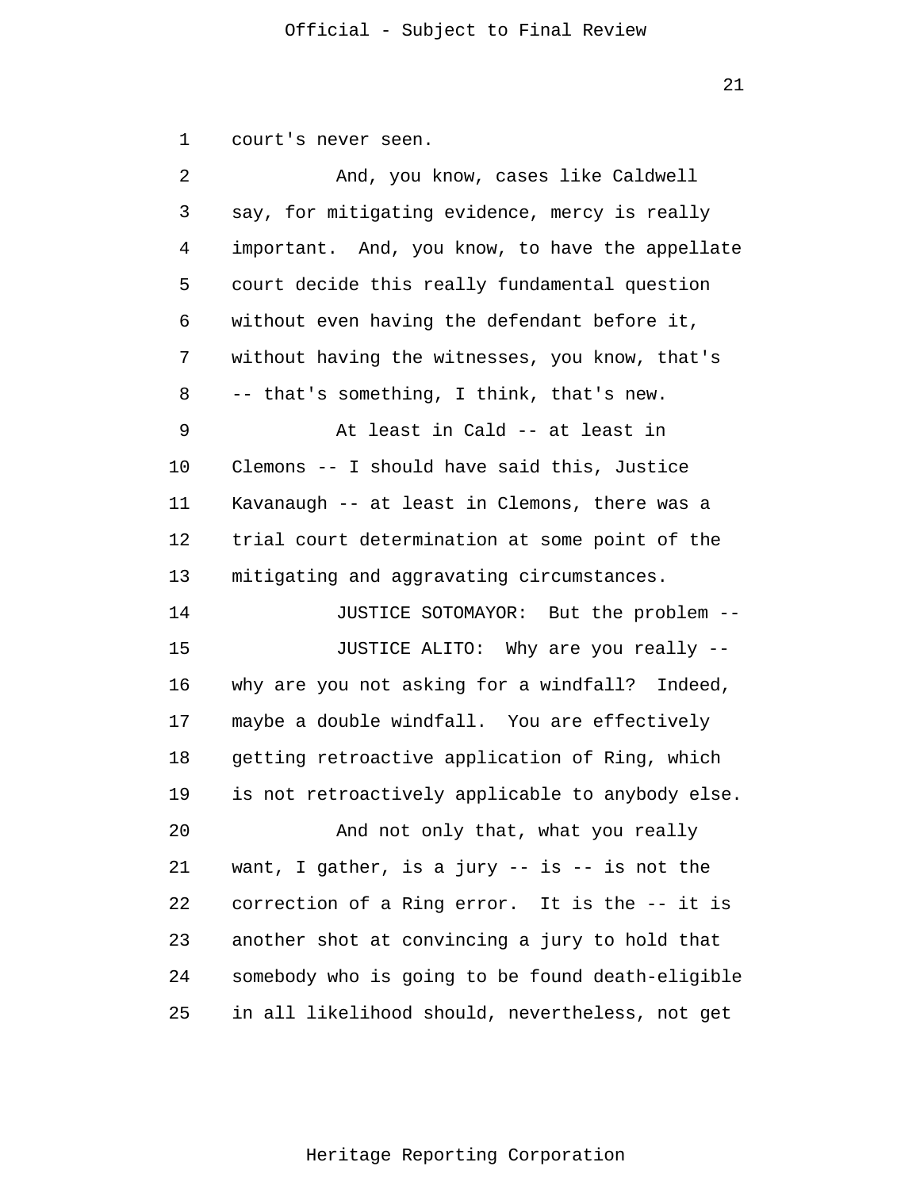court's never seen.

And, you know, cases like Caldwell say, for mitigating evidence, mercy is really important. And, you know, to have the appellate court decide this really fundamental question without even having the defendant before it, without having the witnesses, you know, that's -- that's something, I think, that's new.

At least in Cald -- at least in Clemons -- I should have said this, Justice Kavanaugh -- at least in Clemons, there was a trial court determination at some point of the mitigating and aggravating circumstances.

JUSTICE SOTOMAYOR: But the problem --

JUSTICE ALITO: Why are you really -- why are you not asking for a windfall? Indeed, maybe a double windfall. You are effectively getting retroactive application of Ring, which is not retroactively applicable to anybody else.

And not only that, what you really want, I gather, is a jury -- is -- is not the correction of a Ring error. It is the -- it is another shot at convincing a jury to hold that somebody who is going to be found death-eligible in all likelihood should, nevertheless, not get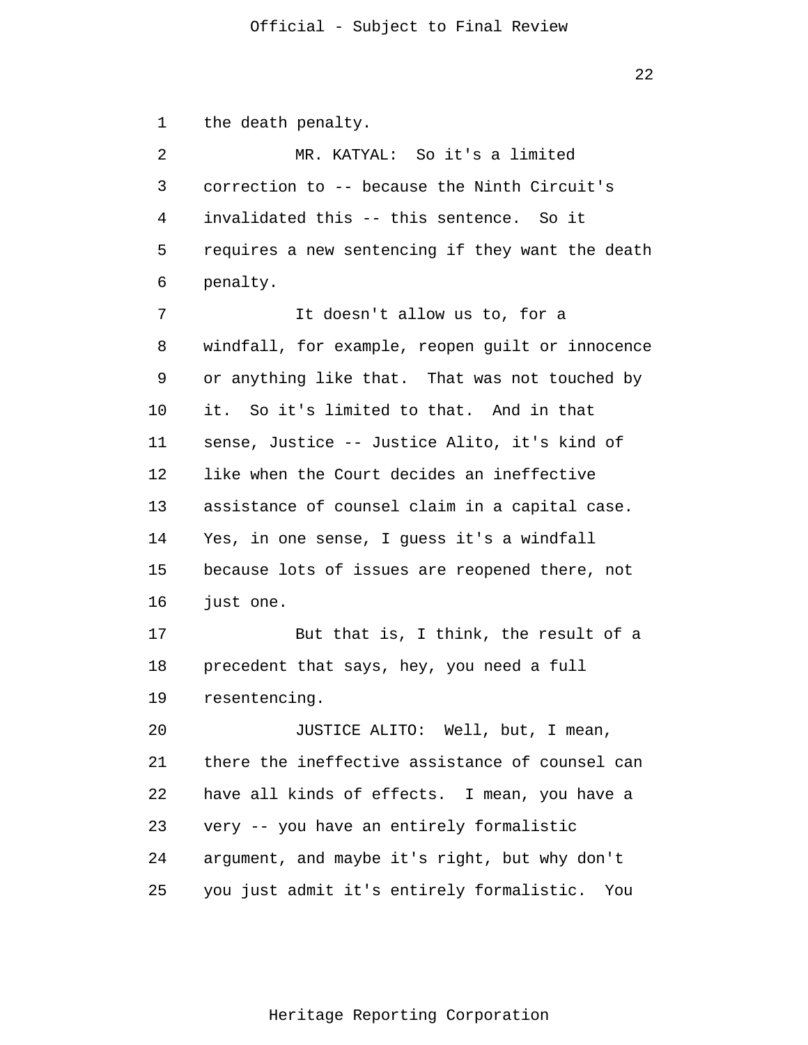the death penalty.

MR. KATYAL: So it's a limited correction to -- because the Ninth Circuit's invalidated this -- this sentence. So it requires a new sentencing if they want the death penalty.

It doesn't allow us to, for a windfall, for example, reopen guilt or innocence or anything like that. That was not touched by it. So it's limited to that. And in that sense, Justice -- Justice Alito, it's kind of like when the Court decides an ineffective assistance of counsel claim in a capital case. Yes, in one sense, I guess it's a windfall because lots of issues are reopened there, not just one.

But that is, I think, the result of a precedent that says, hey, you need a full resentencing.

JUSTICE ALITO: Well, but, I mean, there the ineffective assistance of counsel can have all kinds of effects. I mean, you have a very -- you have an entirely formalistic argument, and maybe it's right, but why don't you just admit it's entirely formalistic. You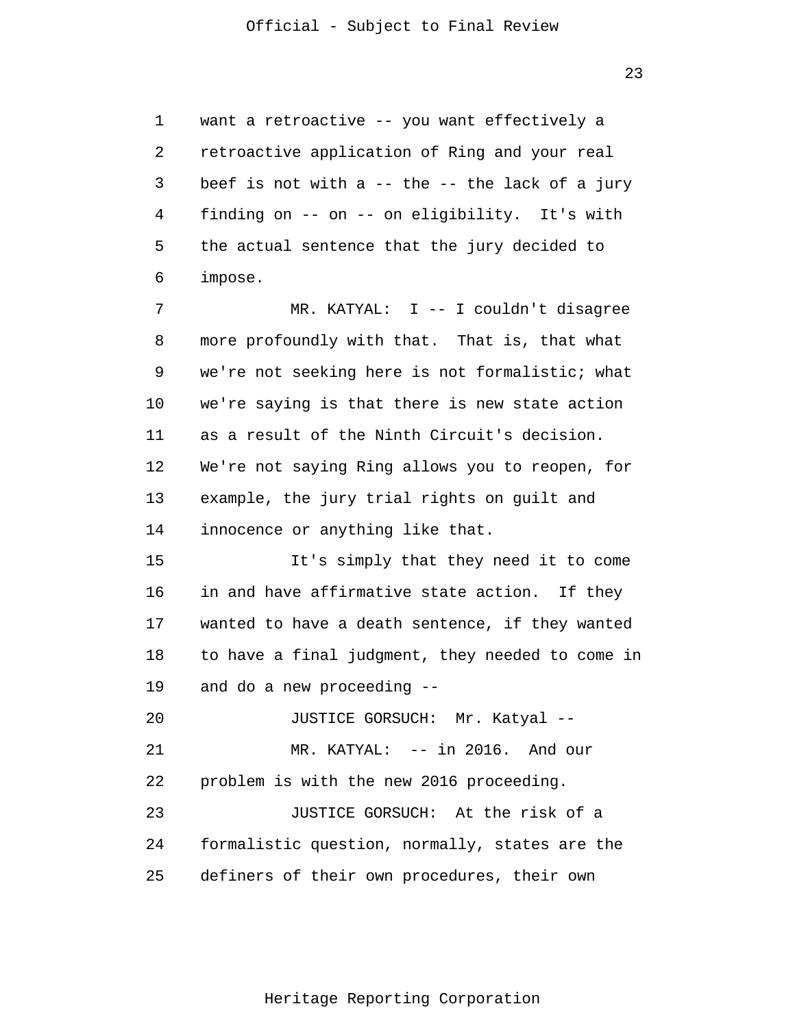want a retroactive -- you want effectively a retroactive application of Ring and your real beef is not with a -- the -- the lack of a jury finding on -- on -- on eligibility. It's with the actual sentence that the jury decided to impose.

MR. KATYAL: I -- I couldn't disagree more profoundly with that. That is, that what we're not seeking here is not formalistic; what we're saying is that there is new state action as a result of the Ninth Circuit's decision. We're not saying Ring allows you to reopen, for example, the jury trial rights on guilt and innocence or anything like that.

It's simply that they need it to come in and have affirmative state action. If they wanted to have a death sentence, if they wanted to have a final judgment, they needed to come in and do a new proceeding --

JUSTICE GORSUCH: Mr. Katyal --

MR. KATYAL: -- in 2016. And our problem is with the new 2016 proceeding.

JUSTICE GORSUCH: At the risk of a formalistic question, normally, states are the definers of their own procedures, their own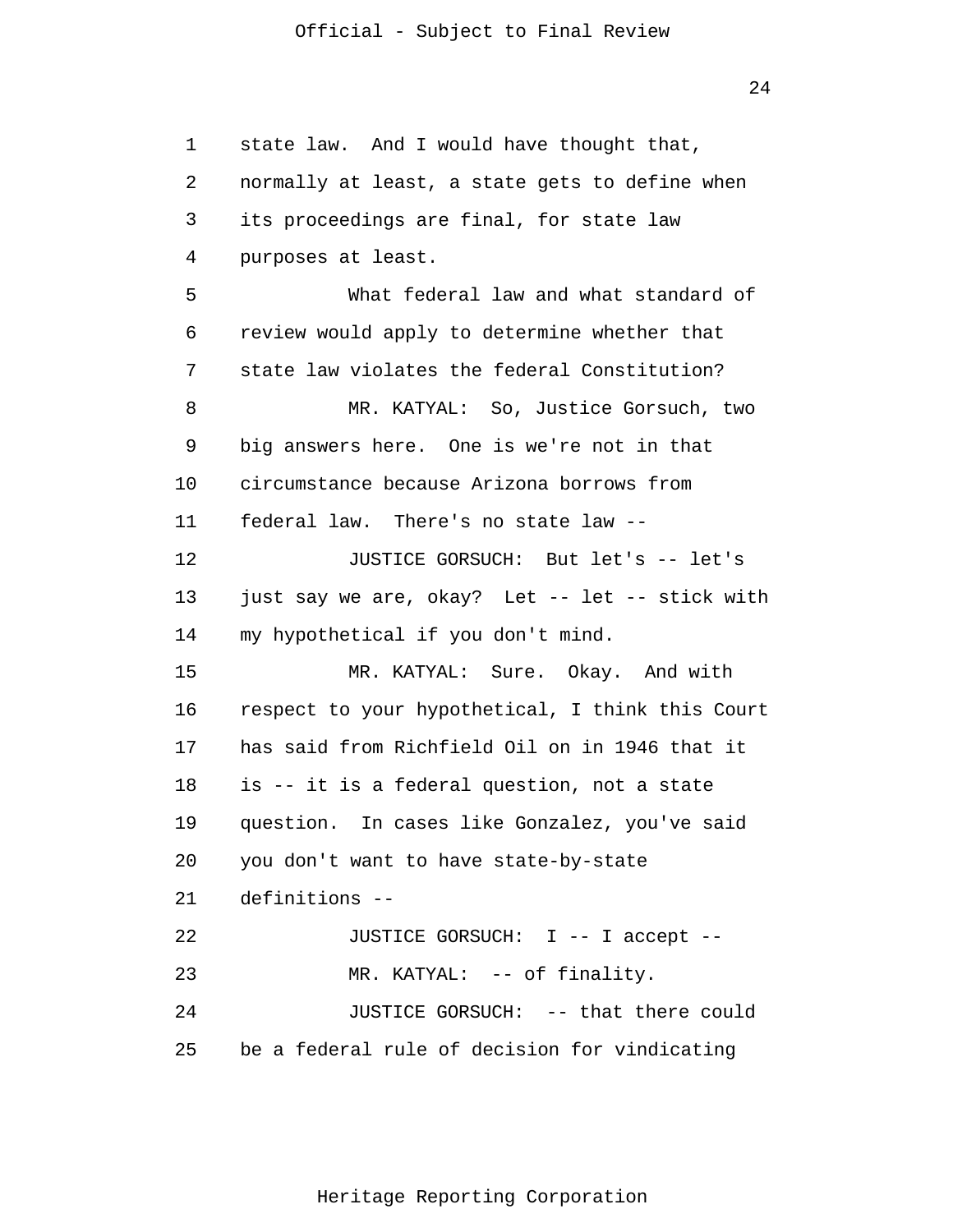state law. And I would have thought that, normally at least, a state gets to define when its proceedings are final, for state law purposes at least.

What federal law and what standard of review would apply to determine whether that state law violates the federal Constitution?

MR. KATYAL: So, Justice Gorsuch, two big answers here. One is we're not in that circumstance because Arizona borrows from federal law. There's no state law --

JUSTICE GORSUCH: But let's -- let's just say we are, okay? Let -- let -- stick with my hypothetical if you don't mind.

MR. KATYAL: Sure. Okay. And with respect to your hypothetical, I think this Court has said from Richfield Oil on in 1946 that it is -- it is a federal question, not a state question. In cases like Gonzalez, you've said you don't want to have state-by-state definitions --

JUSTICE GORSUCH: I -- I accept --

MR. KATYAL: -- of finality.

JUSTICE GORSUCH: -- that there could be a federal rule of decision for vindicating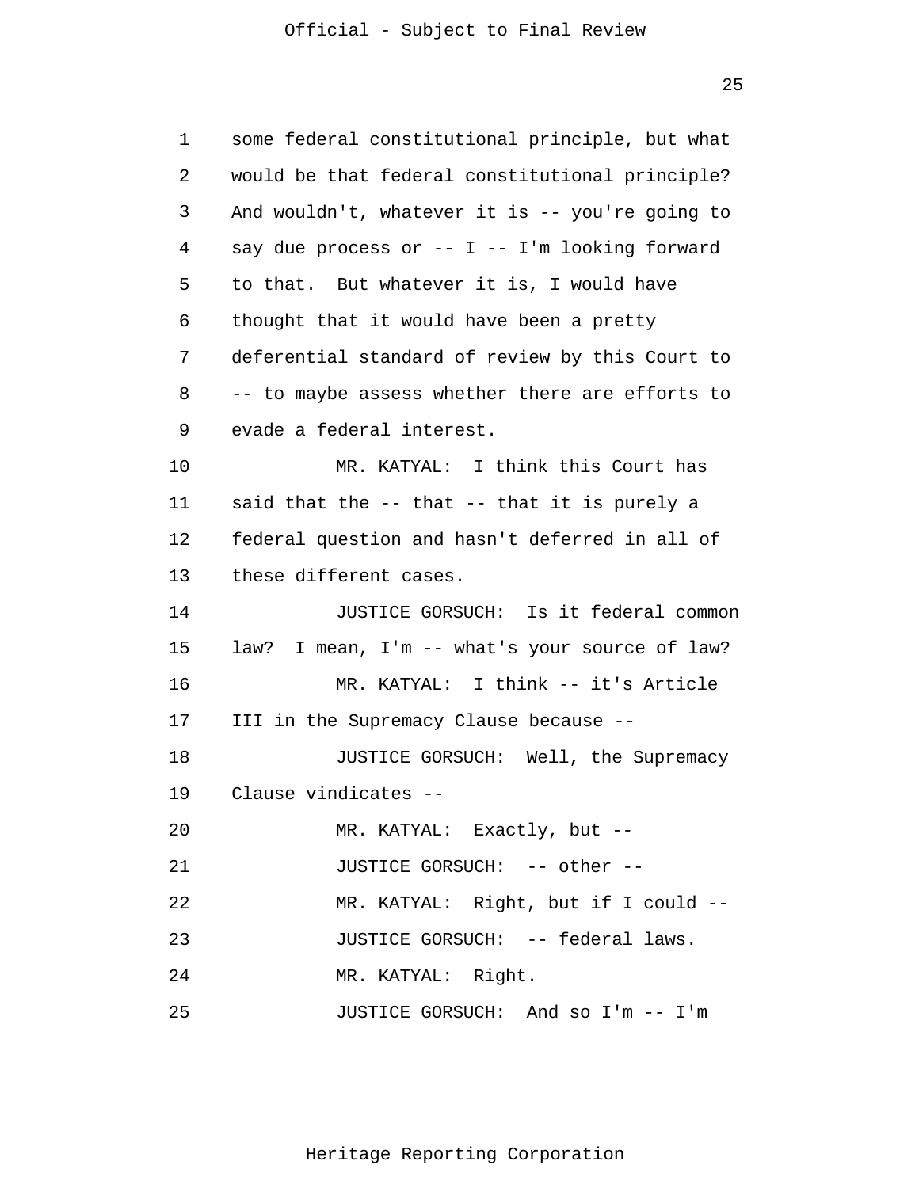some federal constitutional principle, but what would be that federal constitutional principle? And wouldn't, whatever it is -- you're going to say due process or -- I -- I'm looking forward to that. But whatever it is, I would have thought that it would have been a pretty deferential standard of review by this Court to -- to maybe assess whether there are efforts to evade a federal interest.

MR. KATYAL: I think this Court has said that the -- that -- that it is purely a federal question and hasn't deferred in all of these different cases.

JUSTICE GORSUCH: Is it federal common law? I mean, I'm -- what's your source of law?

MR. KATYAL: I think -- it's Article III in the Supremacy Clause because --

JUSTICE GORSUCH: Well, the Supremacy Clause vindicates --

MR. KATYAL: Exactly, but --

JUSTICE GORSUCH: -- other --

MR. KATYAL: Right, but if I could --

JUSTICE GORSUCH: -- federal laws.

MR. KATYAL: Right.

JUSTICE GORSUCH: And so I'm -- I'm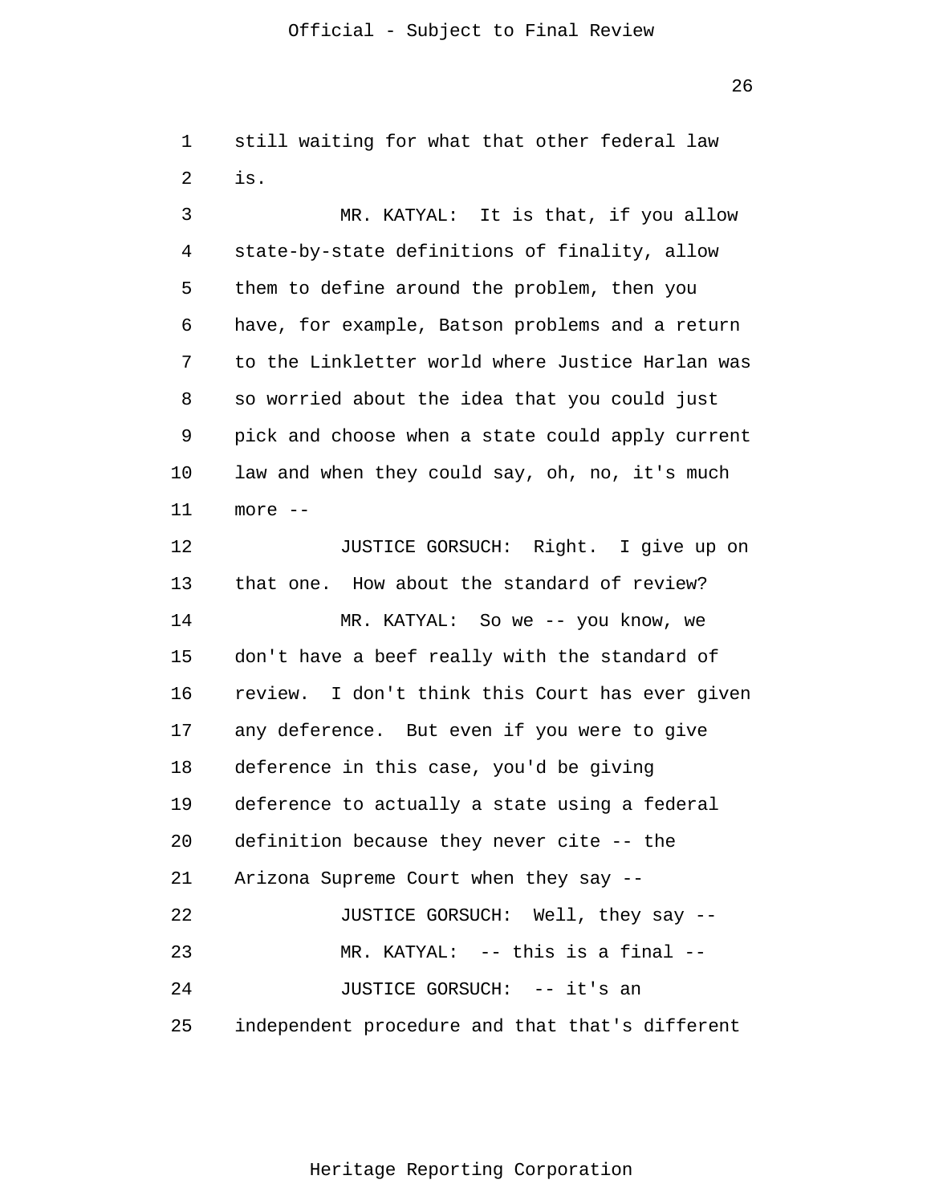still waiting for what that other federal law is.

MR. KATYAL: It is that, if you allow state-by-state definitions of finality, allow them to define around the problem, then you have, for example, Batson problems and a return to the Linkletter world where Justice Harlan was so worried about the idea that you could just pick and choose when a state could apply current law and when they could say, oh, no, it's much more --

JUSTICE GORSUCH: Right. I give up on that one. How about the standard of review?

MR. KATYAL: So we -- you know, we don't have a beef really with the standard of review. I don't think this Court has ever given any deference. But even if you were to give deference in this case, you'd be giving deference to actually a state using a federal definition because they never cite -- the Arizona Supreme Court when they say --

JUSTICE GORSUCH: Well, they say --

MR. KATYAL: -- this is a final --

JUSTICE GORSUCH: -- it's an independent procedure and that that's different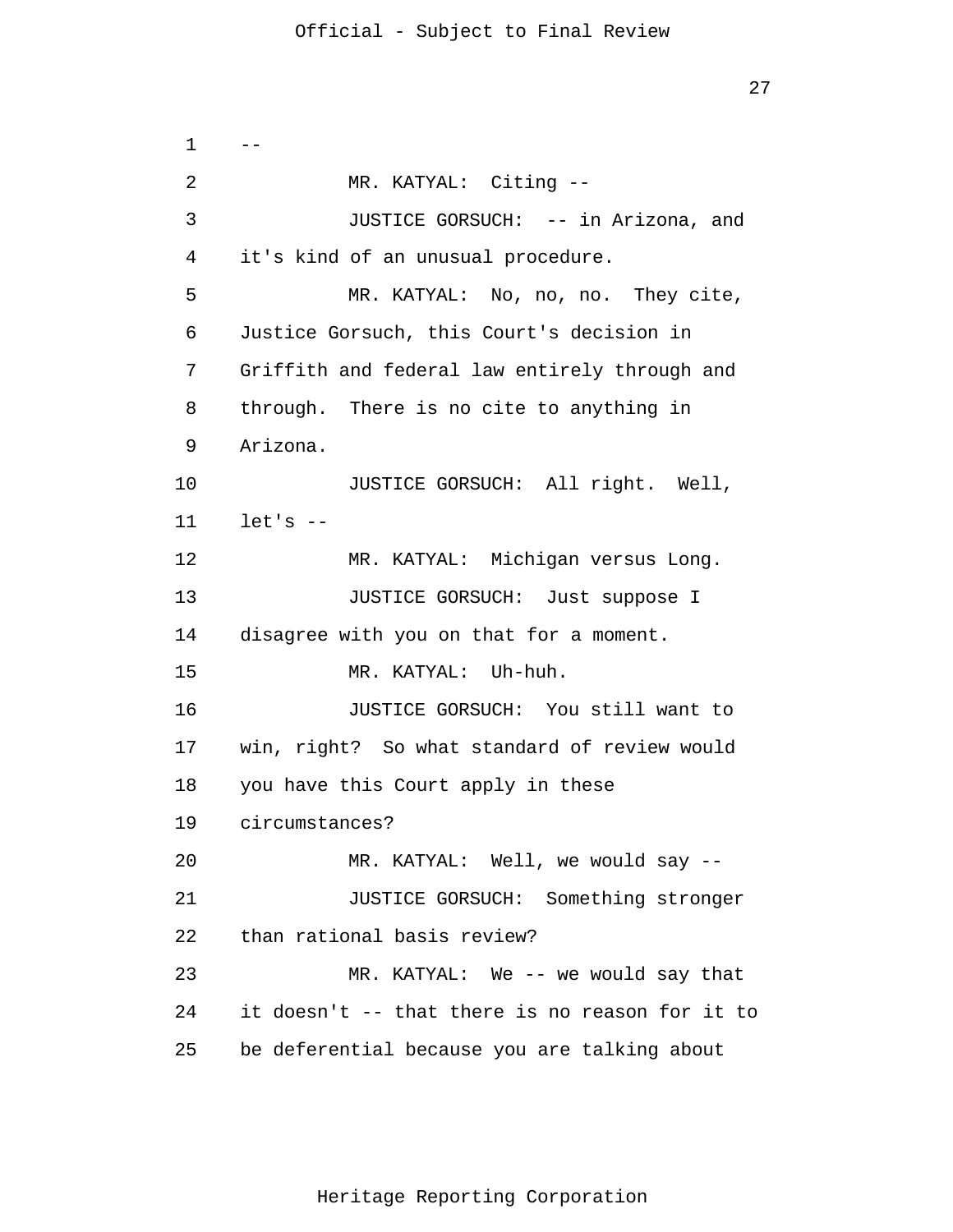--

MR. KATYAL: Citing --

JUSTICE GORSUCH: -- in Arizona, and it's kind of an unusual procedure.

MR. KATYAL: No, no, no. They cite, Justice Gorsuch, this Court's decision in Griffith and federal law entirely through and through. There is no cite to anything in Arizona.

JUSTICE GORSUCH: All right. Well, let's --

MR. KATYAL: Michigan versus Long.

JUSTICE GORSUCH: Just suppose I disagree with you on that for a moment.

MR. KATYAL: Uh-huh.

JUSTICE GORSUCH: You still want to win, right? So what standard of review would you have this Court apply in these circumstances?

MR. KATYAL: Well, we would say --

JUSTICE GORSUCH: Something stronger than rational basis review?

MR. KATYAL: We -- we would say that it doesn't -- that there is no reason for it to be deferential because you are talking about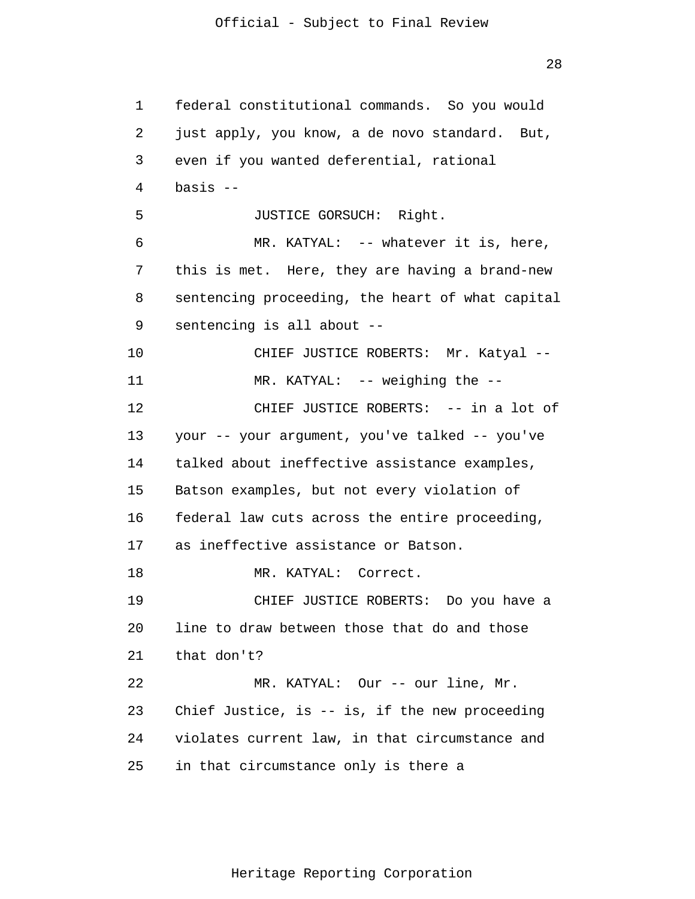federal constitutional commands. So you would just apply, you know, a de novo standard. But, even if you wanted deferential, rational basis --

JUSTICE GORSUCH: Right.

MR. KATYAL: -- whatever it is, here, this is met. Here, they are having a brand-new sentencing proceeding, the heart of what capital sentencing is all about --

CHIEF JUSTICE ROBERTS: Mr. Katyal --

MR. KATYAL: -- weighing the --

CHIEF JUSTICE ROBERTS: -- in a lot of your -- your argument, you've talked -- you've talked about ineffective assistance examples, Batson examples, but not every violation of federal law cuts across the entire proceeding, as ineffective assistance or Batson.

MR. KATYAL: Correct.

CHIEF JUSTICE ROBERTS: Do you have a line to draw between those that do and those that don't?

MR. KATYAL: Our -- our line, Mr. Chief Justice, is -- is, if the new proceeding violates current law, in that circumstance and in that circumstance only is there a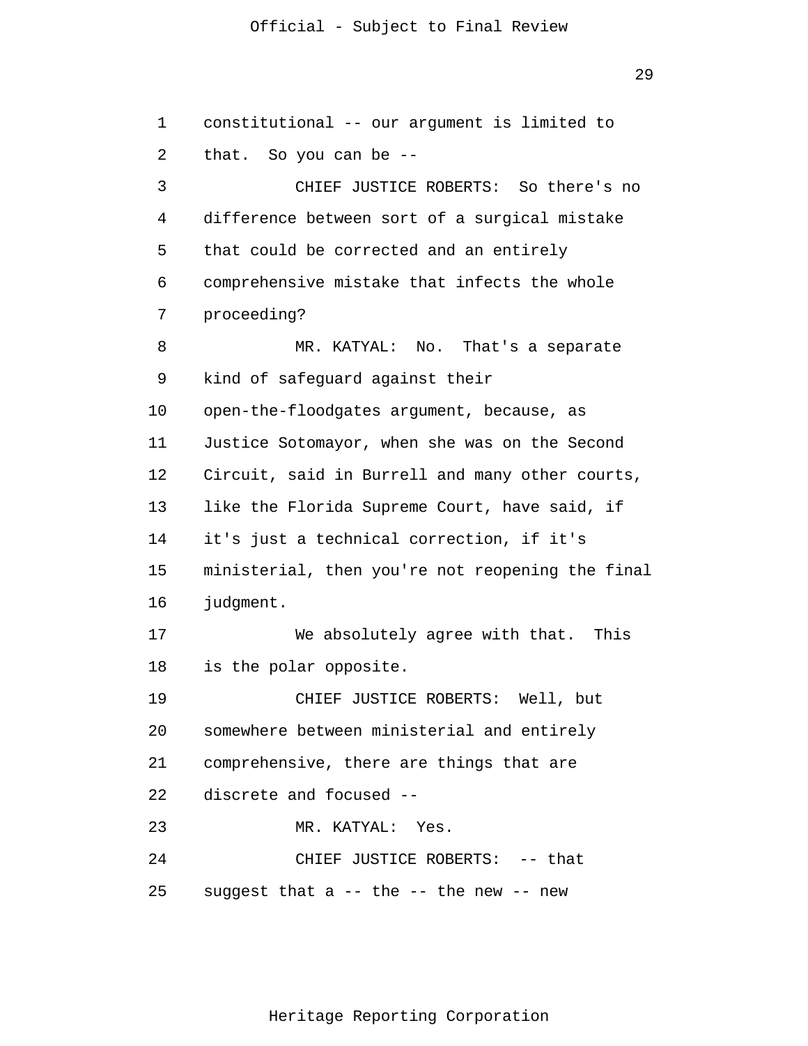constitutional -- our argument is limited to that. So you can be --

CHIEF JUSTICE ROBERTS: So there's no difference between sort of a surgical mistake that could be corrected and an entirely comprehensive mistake that infects the whole proceeding?

MR. KATYAL: No. That's a separate kind of safeguard against their open-the-floodgates argument, because, as Justice Sotomayor, when she was on the Second Circuit, said in Burrell and many other courts, like the Florida Supreme Court, have said, if it's just a technical correction, if it's ministerial, then you're not reopening the final judgment.

We absolutely agree with that. This is the polar opposite.

CHIEF JUSTICE ROBERTS: Well, but somewhere between ministerial and entirely comprehensive, there are things that are discrete and focused --

MR. KATYAL: Yes.

CHIEF JUSTICE ROBERTS: -- that suggest that a -- the -- the new -- new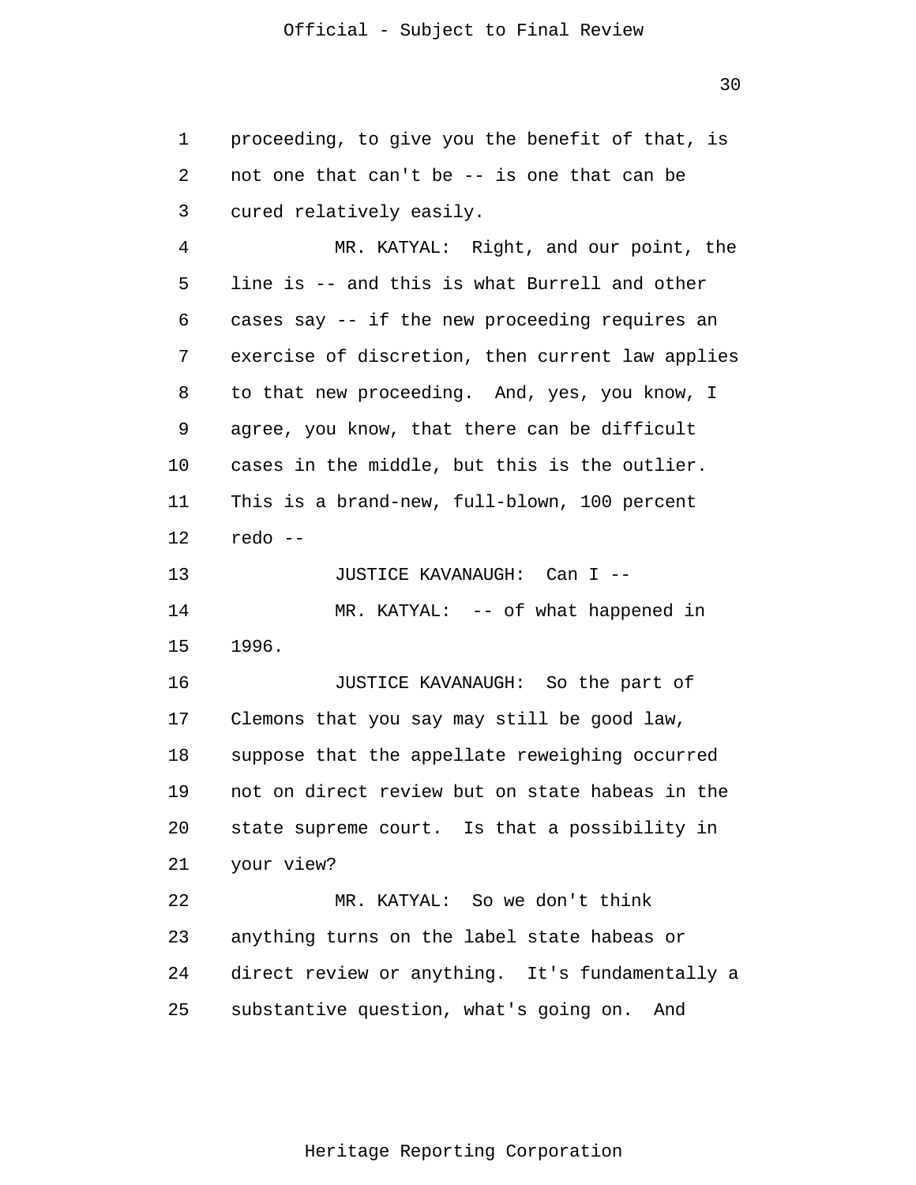proceeding, to give you the benefit of that, is not one that can't be -- is one that can be cured relatively easily.

MR. KATYAL: Right, and our point, the line is -- and this is what Burrell and other cases say -- if the new proceeding requires an exercise of discretion, then current law applies to that new proceeding. And, yes, you know, I agree, you know, that there can be difficult cases in the middle, but this is the outlier. This is a brand-new, full-blown, 100 percent redo --

JUSTICE KAVANAUGH: Can I --

MR. KATYAL: -- of what happened in 1996.

JUSTICE KAVANAUGH: So the part of Clemons that you say may still be good law, suppose that the appellate reweighing occurred not on direct review but on state habeas in the state supreme court. Is that a possibility in your view?

MR. KATYAL: So we don't think anything turns on the label state habeas or direct review or anything. It's fundamentally a substantive question, what's going on. And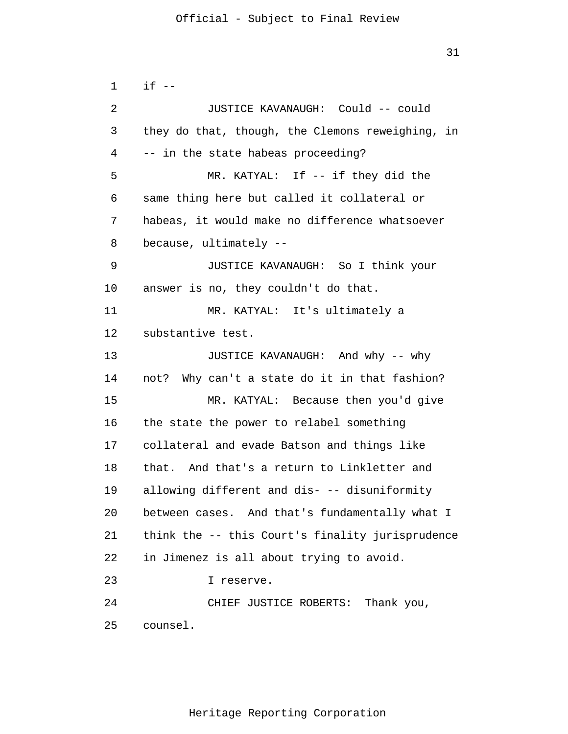if --

JUSTICE KAVANAUGH: Could -- could they do that, though, the Clemons reweighing, in -- in the state habeas proceeding?

MR. KATYAL: If -- if they did the same thing here but called it collateral or habeas, it would make no difference whatsoever because, ultimately --

JUSTICE KAVANAUGH: So I think your answer is no, they couldn't do that.

MR. KATYAL: It's ultimately a substantive test.

JUSTICE KAVANAUGH: And why -- why not? Why can't a state do it in that fashion?

MR. KATYAL: Because then you'd give the state the power to relabel something collateral and evade Batson and things like that. And that's a return to Linkletter and allowing different and dis- -- disuniformity between cases. And that's fundamentally what I think the -- this Court's finality jurisprudence in Jimenez is all about trying to avoid.

I reserve.

CHIEF JUSTICE ROBERTS: Thank you, counsel.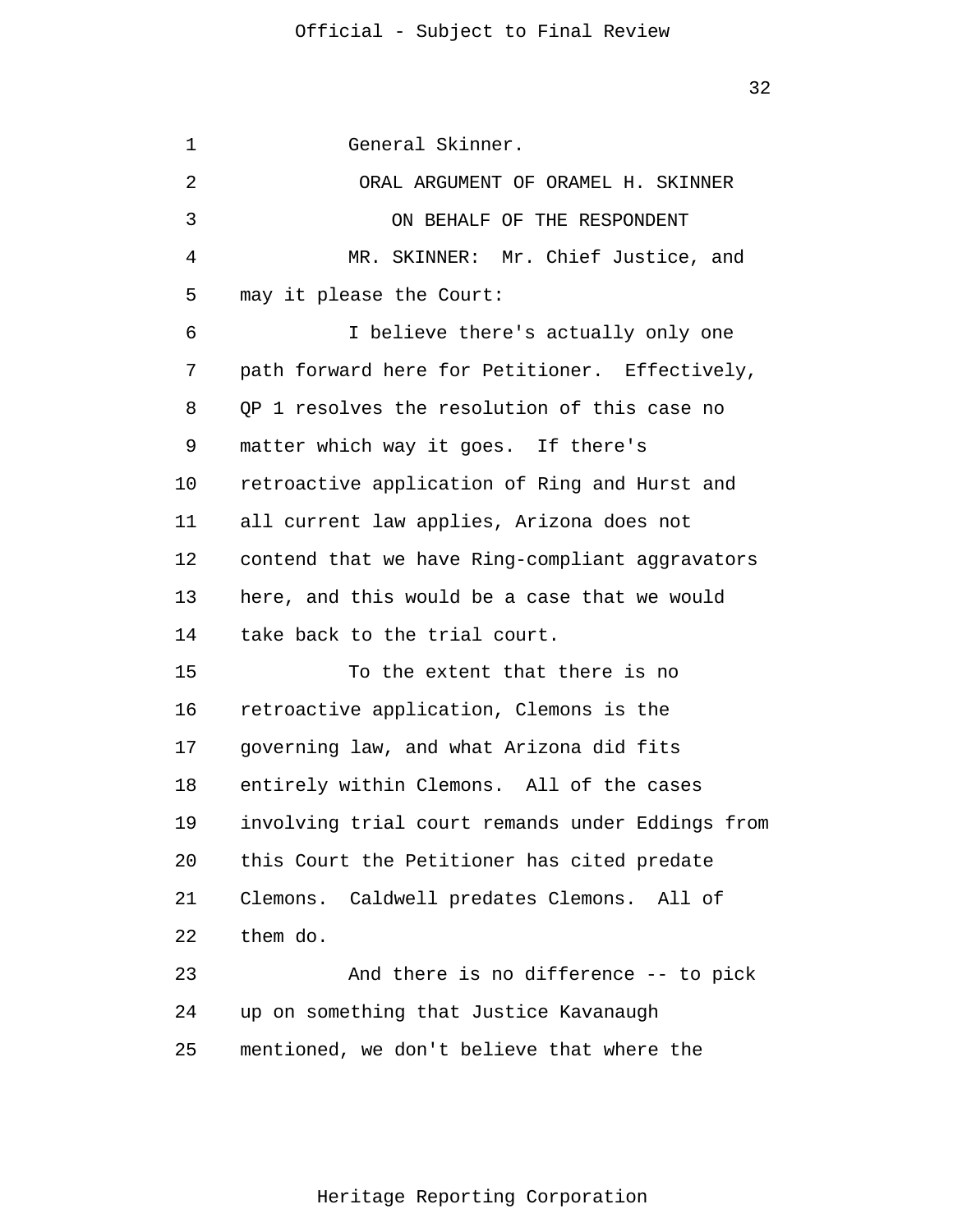General Skinner.

ORAL ARGUMENT OF ORAMEL H. SKINNER

ON BEHALF OF THE RESPONDENT

MR. SKINNER: Mr. Chief Justice, and may it please the Court:

I believe there's actually only one path forward here for Petitioner. Effectively, QP 1 resolves the resolution of this case no matter which way it goes. If there's retroactive application of Ring and Hurst and all current law applies, Arizona does not contend that we have Ring-compliant aggravators here, and this would be a case that we would take back to the trial court.

To the extent that there is no retroactive application, Clemons is the governing law, and what Arizona did fits entirely within Clemons. All of the cases involving trial court remands under Eddings from this Court the Petitioner has cited predate Clemons. Caldwell predates Clemons. All of them do.

And there is no difference -- to pick up on something that Justice Kavanaugh mentioned, we don't believe that where the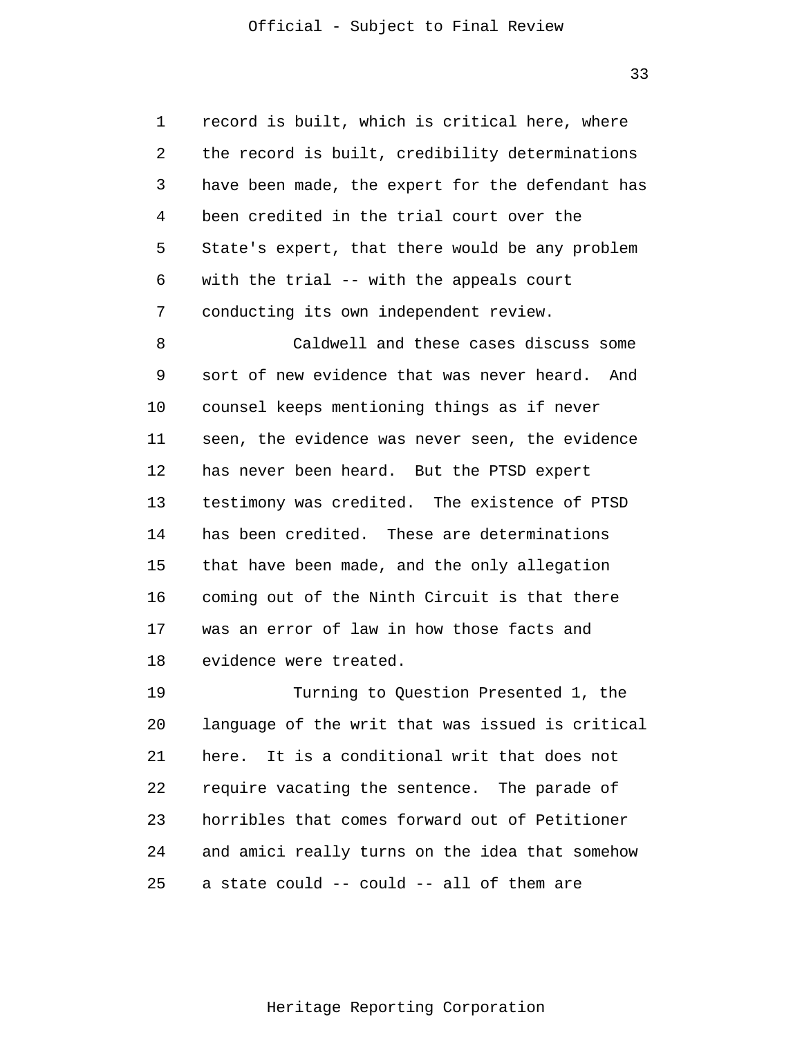record is built, which is critical here, where the record is built, credibility determinations have been made, the expert for the defendant has been credited in the trial court over the State's expert, that there would be any problem with the trial -- with the appeals court conducting its own independent review.

Caldwell and these cases discuss some sort of new evidence that was never heard. And counsel keeps mentioning things as if never seen, the evidence was never seen, the evidence has never been heard. But the PTSD expert testimony was credited. The existence of PTSD has been credited. These are determinations that have been made, and the only allegation coming out of the Ninth Circuit is that there was an error of law in how those facts and evidence were treated.

Turning to Question Presented 1, the language of the writ that was issued is critical here. It is a conditional writ that does not require vacating the sentence. The parade of horribles that comes forward out of Petitioner and amici really turns on the idea that somehow a state could -- could -- all of them are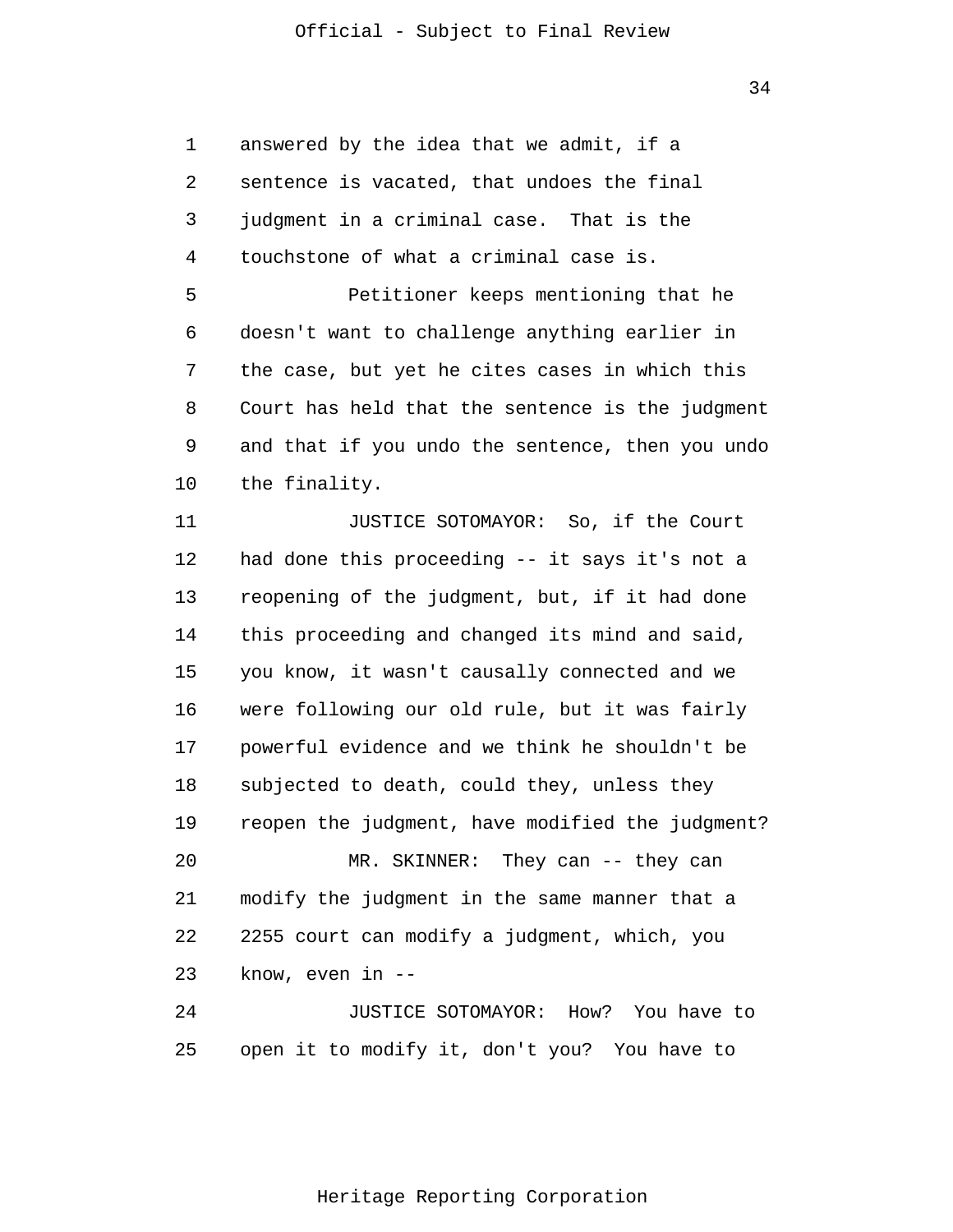answered by the idea that we admit, if a sentence is vacated, that undoes the final judgment in a criminal case. That is the touchstone of what a criminal case is.

Petitioner keeps mentioning that he doesn't want to challenge anything earlier in the case, but yet he cites cases in which this Court has held that the sentence is the judgment and that if you undo the sentence, then you undo the finality.

JUSTICE SOTOMAYOR: So, if the Court had done this proceeding -- it says it's not a reopening of the judgment, but, if it had done this proceeding and changed its mind and said, you know, it wasn't causally connected and we were following our old rule, but it was fairly powerful evidence and we think he shouldn't be subjected to death, could they, unless they reopen the judgment, have modified the judgment?

MR. SKINNER: They can -- they can modify the judgment in the same manner that a 2255 court can modify a judgment, which, you know, even in --

JUSTICE SOTOMAYOR: How? You have to open it to modify it, don't you? You have to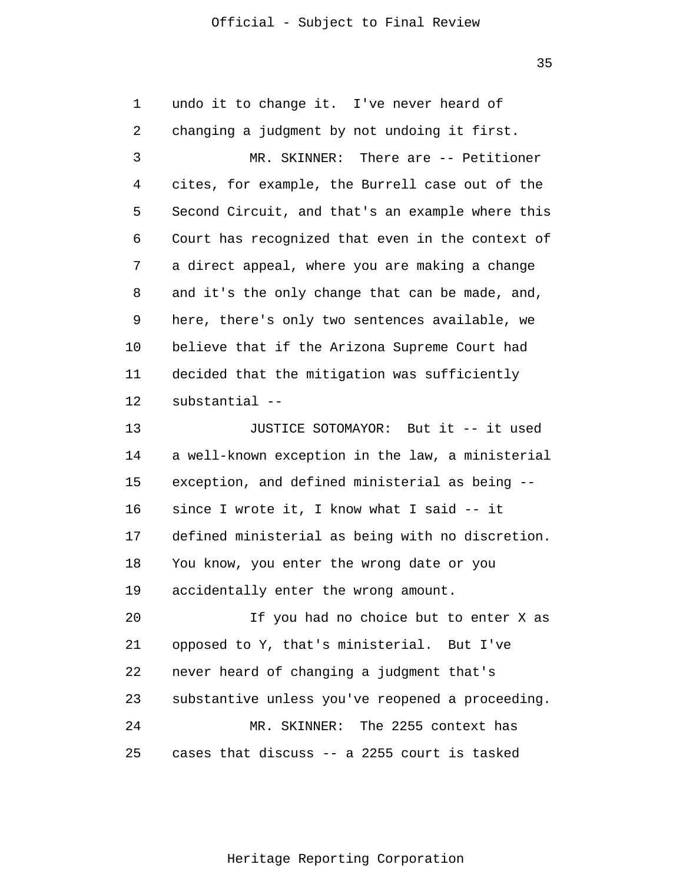undo it to change it. I've never heard of changing a judgment by not undoing it first.

MR. SKINNER: There are -- Petitioner cites, for example, the Burrell case out of the Second Circuit, and that's an example where this Court has recognized that even in the context of a direct appeal, where you are making a change and it's the only change that can be made, and, here, there's only two sentences available, we believe that if the Arizona Supreme Court had decided that the mitigation was sufficiently substantial --

JUSTICE SOTOMAYOR: But it -- it used a well-known exception in the law, a ministerial exception, and defined ministerial as being -- since I wrote it, I know what I said -- it defined ministerial as being with no discretion. You know, you enter the wrong date or you accidentally enter the wrong amount.

If you had no choice but to enter X as opposed to Y, that's ministerial. But I've never heard of changing a judgment that's substantive unless you've reopened a proceeding.

MR. SKINNER: The 2255 context has cases that discuss -- a 2255 court is tasked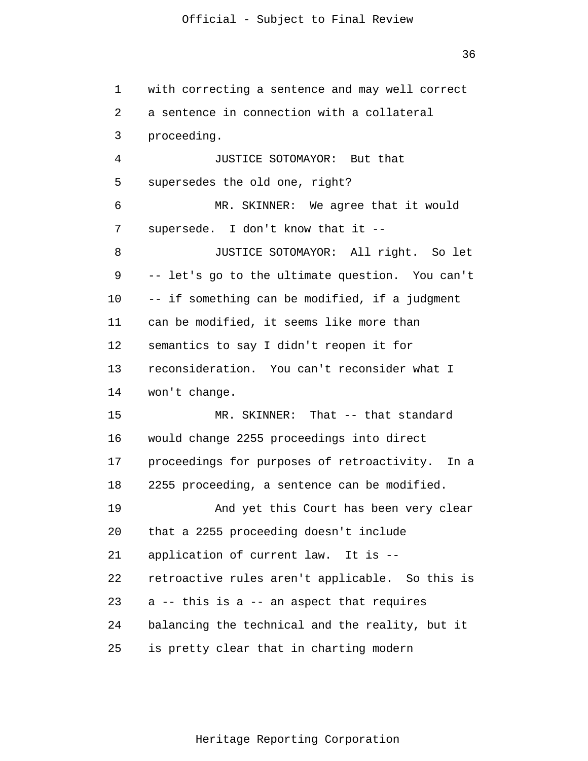with correcting a sentence and may well correct a sentence in connection with a collateral proceeding.

JUSTICE SOTOMAYOR: But that supersedes the old one, right?

MR. SKINNER: We agree that it would supersede. I don't know that it --

JUSTICE SOTOMAYOR: All right. So let -- let's go to the ultimate question. You can't -- if something can be modified, if a judgment can be modified, it seems like more than semantics to say I didn't reopen it for reconsideration. You can't reconsider what I won't change.

MR. SKINNER: That -- that standard would change 2255 proceedings into direct proceedings for purposes of retroactivity. In a 2255 proceeding, a sentence can be modified.

And yet this Court has been very clear that a 2255 proceeding doesn't include application of current law. It is -- retroactive rules aren't applicable. So this is a -- this is a -- an aspect that requires balancing the technical and the reality, but it is pretty clear that in charting modern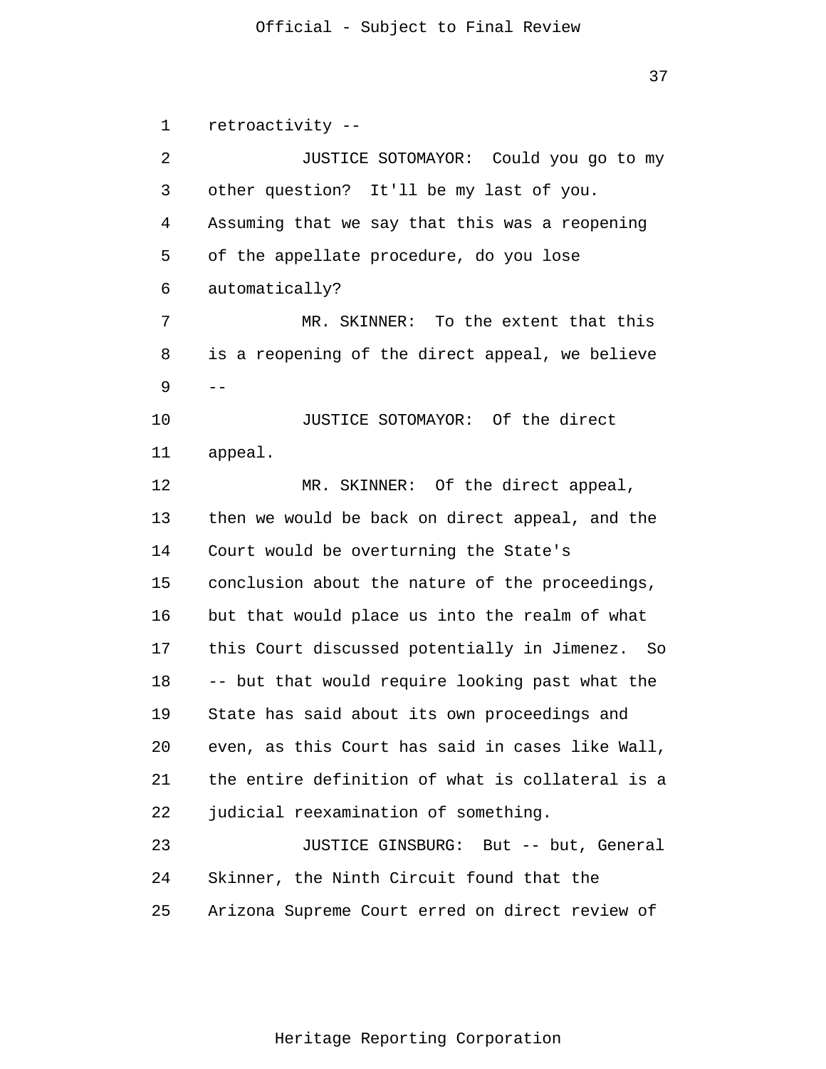retroactivity --

JUSTICE SOTOMAYOR: Could you go to my other question? It'll be my last of you. Assuming that we say that this was a reopening of the appellate procedure, do you lose automatically?

MR. SKINNER: To the extent that this is a reopening of the direct appeal, we believe --

JUSTICE SOTOMAYOR: Of the direct appeal.

MR. SKINNER: Of the direct appeal, then we would be back on direct appeal, and the Court would be overturning the State's conclusion about the nature of the proceedings, but that would place us into the realm of what this Court discussed potentially in Jimenez. So -- but that would require looking past what the State has said about its own proceedings and even, as this Court has said in cases like Wall, the entire definition of what is collateral is a judicial reexamination of something.

JUSTICE GINSBURG: But -- but, General Skinner, the Ninth Circuit found that the Arizona Supreme Court erred on direct review of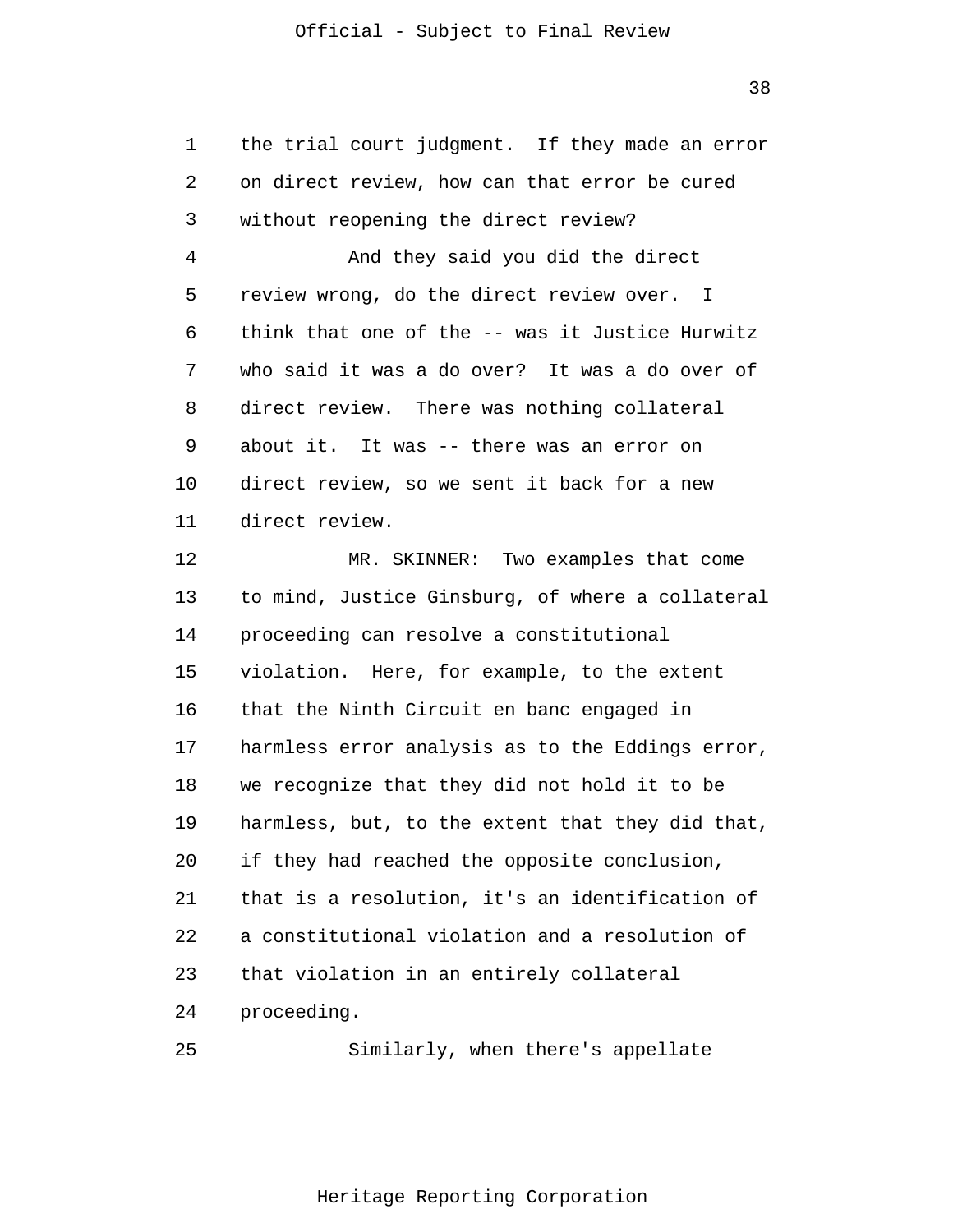the trial court judgment. If they made an error on direct review, how can that error be cured without reopening the direct review?

And they said you did the direct review wrong, do the direct review over. I think that one of the -- was it Justice Hurwitz who said it was a do over? It was a do over of direct review. There was nothing collateral about it. It was -- there was an error on direct review, so we sent it back for a new direct review.

MR. SKINNER: Two examples that come to mind, Justice Ginsburg, of where a collateral proceeding can resolve a constitutional violation. Here, for example, to the extent that the Ninth Circuit en banc engaged in harmless error analysis as to the Eddings error, we recognize that they did not hold it to be harmless, but, to the extent that they did that, if they had reached the opposite conclusion, that is a resolution, it's an identification of a constitutional violation and a resolution of that violation in an entirely collateral proceeding.

Similarly, when there's appellate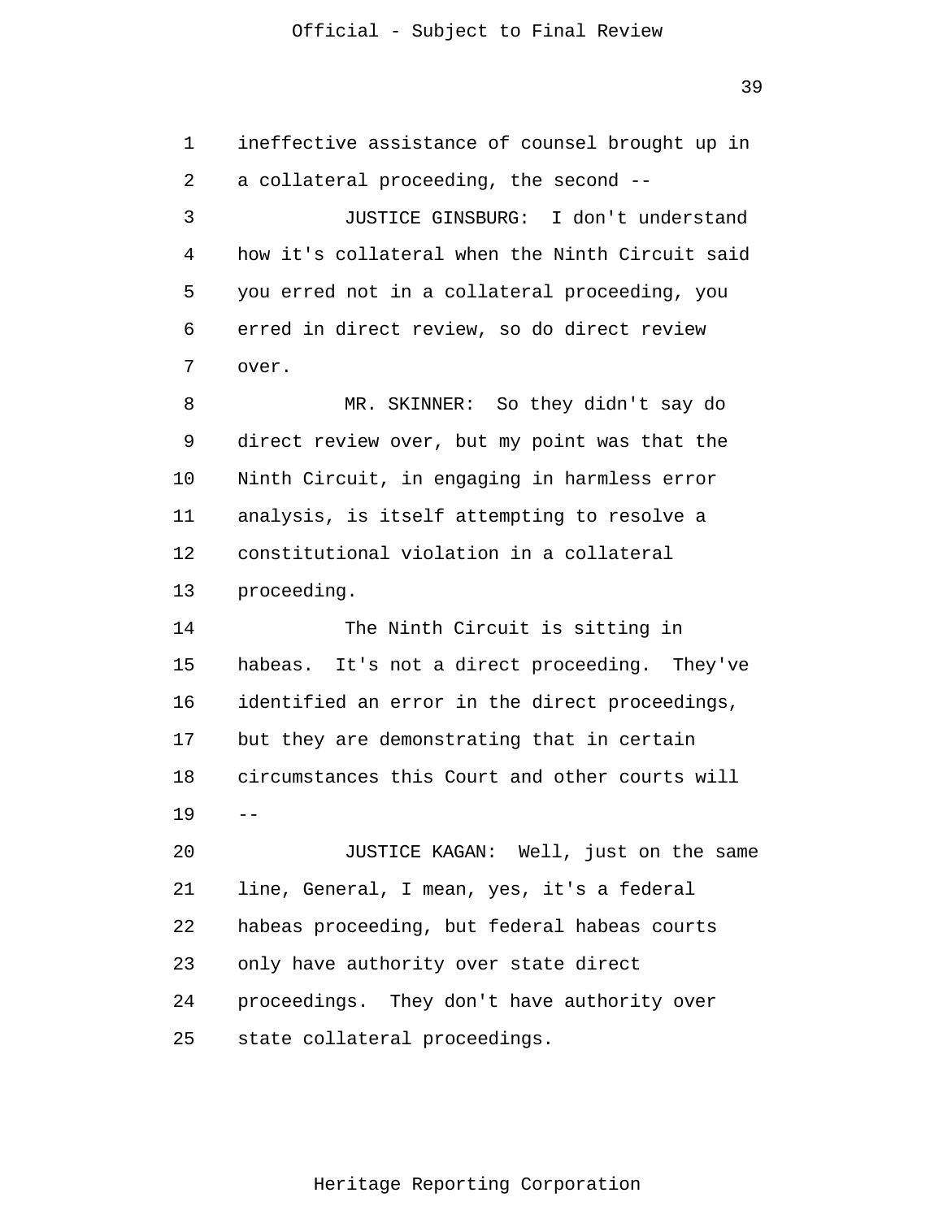ineffective assistance of counsel brought up in a collateral proceeding, the second --

JUSTICE GINSBURG: I don't understand how it's collateral when the Ninth Circuit said you erred not in a collateral proceeding, you erred in direct review, so do direct review over.

MR. SKINNER: So they didn't say do direct review over, but my point was that the Ninth Circuit, in engaging in harmless error analysis, is itself attempting to resolve a constitutional violation in a collateral proceeding.

The Ninth Circuit is sitting in habeas. It's not a direct proceeding. They've identified an error in the direct proceedings, but they are demonstrating that in certain circumstances this Court and other courts will --

JUSTICE KAGAN: Well, just on the same line, General, I mean, yes, it's a federal habeas proceeding, but federal habeas courts only have authority over state direct proceedings. They don't have authority over state collateral proceedings.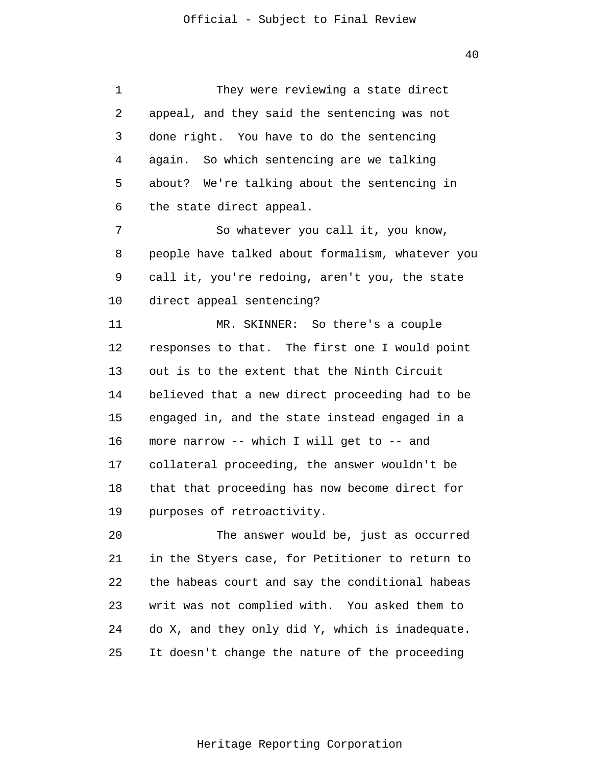They were reviewing a state direct appeal, and they said the sentencing was not done right. You have to do the sentencing again. So which sentencing are we talking about? We're talking about the sentencing in the state direct appeal.

So whatever you call it, you know, people have talked about formalism, whatever you call it, you're redoing, aren't you, the state direct appeal sentencing?

MR. SKINNER: So there's a couple responses to that. The first one I would point out is to the extent that the Ninth Circuit believed that a new direct proceeding had to be engaged in, and the state instead engaged in a more narrow -- which I will get to -- and collateral proceeding, the answer wouldn't be that that proceeding has now become direct for purposes of retroactivity.

The answer would be, just as occurred in the Styers case, for Petitioner to return to the habeas court and say the conditional habeas writ was not complied with. You asked them to do X, and they only did Y, which is inadequate. It doesn't change the nature of the proceeding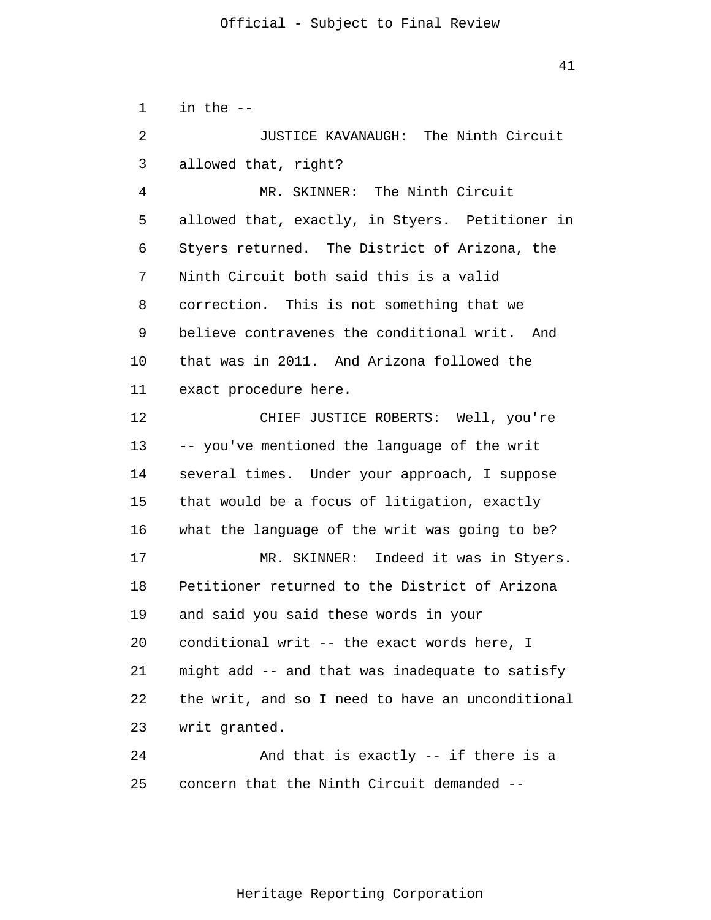in the --

JUSTICE KAVANAUGH: The Ninth Circuit allowed that, right?

MR. SKINNER: The Ninth Circuit allowed that, exactly, in Styers. Petitioner in Styers returned. The District of Arizona, the Ninth Circuit both said this is a valid correction. This is not something that we believe contravenes the conditional writ. And that was in 2011. And Arizona followed the exact procedure here.

CHIEF JUSTICE ROBERTS: Well, you're -- you've mentioned the language of the writ several times. Under your approach, I suppose that would be a focus of litigation, exactly what the language of the writ was going to be?

MR. SKINNER: Indeed it was in Styers. Petitioner returned to the District of Arizona and said you said these words in your conditional writ -- the exact words here, I might add -- and that was inadequate to satisfy the writ, and so I need to have an unconditional writ granted.

And that is exactly -- if there is a concern that the Ninth Circuit demanded --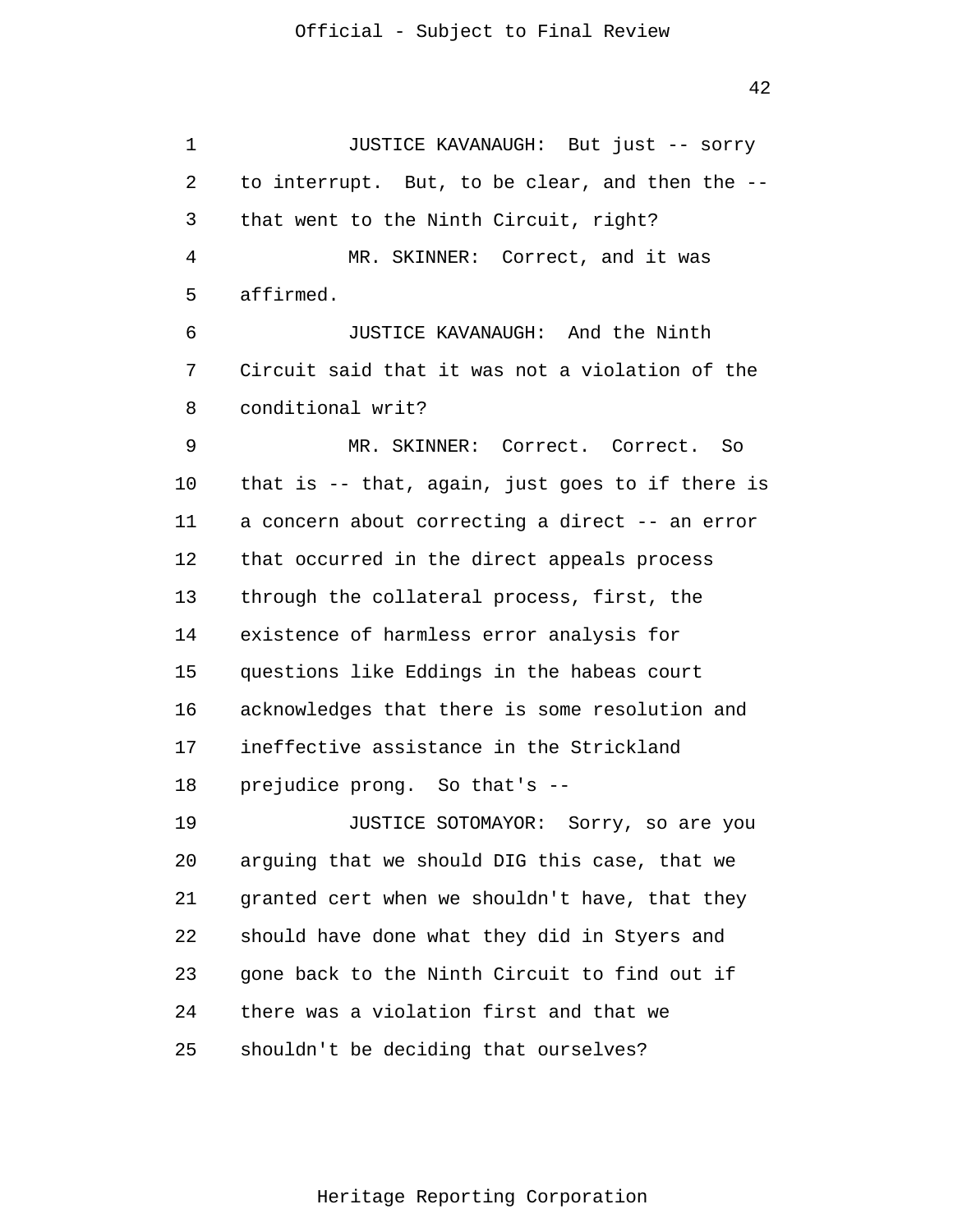JUSTICE KAVANAUGH: But just -- sorry to interrupt. But, to be clear, and then the -- that went to the Ninth Circuit, right?

MR. SKINNER: Correct, and it was affirmed.

JUSTICE KAVANAUGH: And the Ninth Circuit said that it was not a violation of the conditional writ?

MR. SKINNER: Correct. Correct. So that is -- that, again, just goes to if there is a concern about correcting a direct -- an error that occurred in the direct appeals process through the collateral process, first, the existence of harmless error analysis for questions like Eddings in the habeas court acknowledges that there is some resolution and ineffective assistance in the Strickland prejudice prong. So that's --

JUSTICE SOTOMAYOR: Sorry, so are you arguing that we should DIG this case, that we granted cert when we shouldn't have, that they should have done what they did in Styers and gone back to the Ninth Circuit to find out if there was a violation first and that we shouldn't be deciding that ourselves?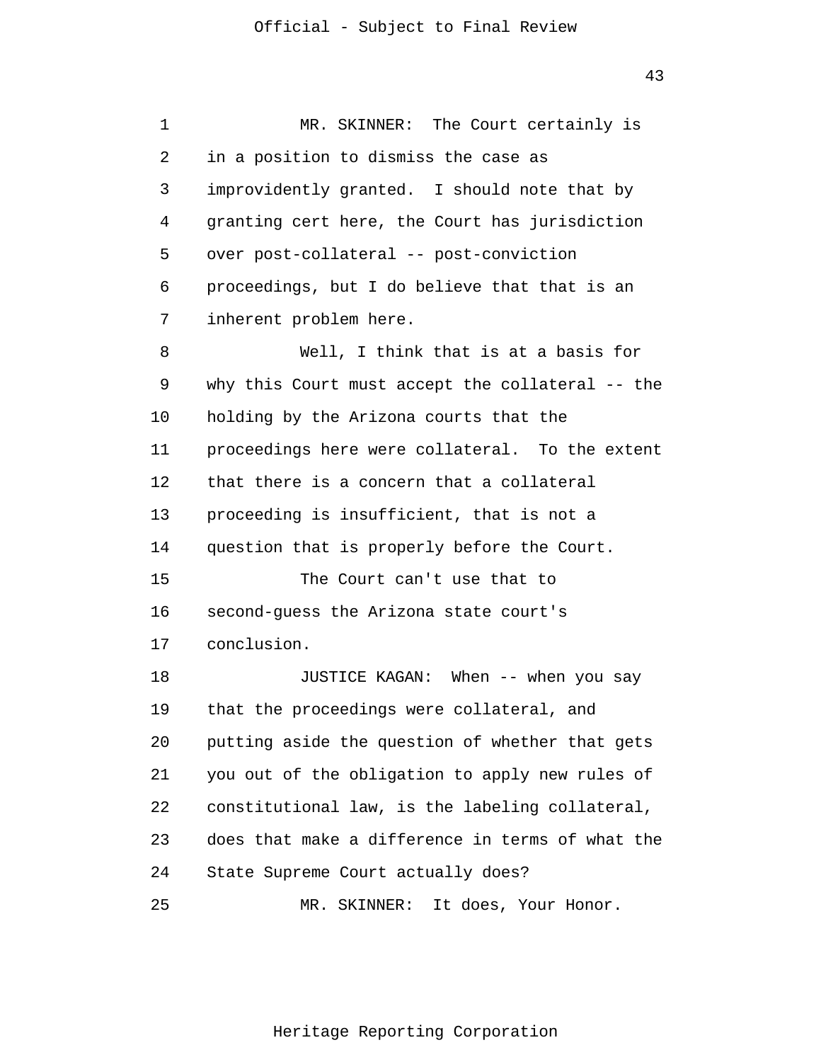MR. SKINNER: The Court certainly is in a position to dismiss the case as improvidently granted. I should note that by granting cert here, the Court has jurisdiction over post-collateral -- post-conviction proceedings, but I do believe that that is an inherent problem here.

Well, I think that is at a basis for why this Court must accept the collateral -- the holding by the Arizona courts that the proceedings here were collateral. To the extent that there is a concern that a collateral proceeding is insufficient, that is not a question that is properly before the Court.

The Court can't use that to second-guess the Arizona state court's conclusion.

JUSTICE KAGAN: When -- when you say that the proceedings were collateral, and putting aside the question of whether that gets you out of the obligation to apply new rules of constitutional law, is the labeling collateral, does that make a difference in terms of what the State Supreme Court actually does?

MR. SKINNER: It does, Your Honor.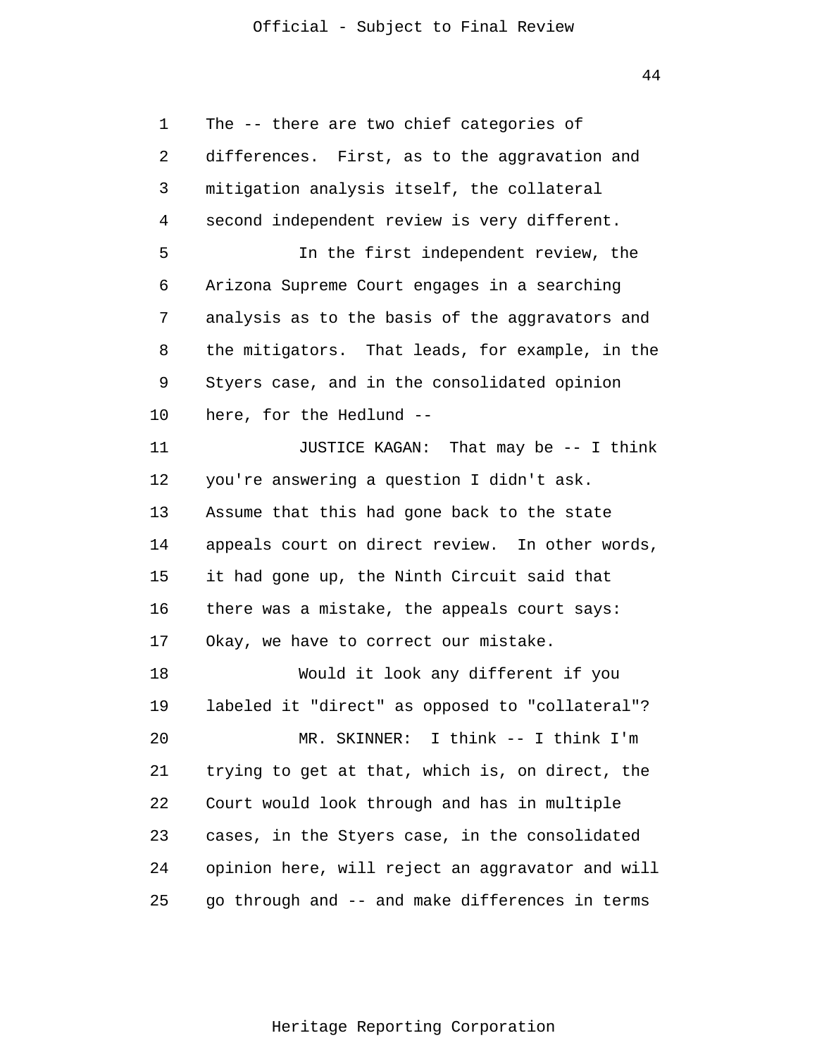The -- there are two chief categories of differences. First, as to the aggravation and mitigation analysis itself, the collateral second independent review is very different.

In the first independent review, the Arizona Supreme Court engages in a searching analysis as to the basis of the aggravators and the mitigators. That leads, for example, in the Styers case, and in the consolidated opinion here, for the Hedlund --

JUSTICE KAGAN: That may be -- I think you're answering a question I didn't ask. Assume that this had gone back to the state appeals court on direct review. In other words, it had gone up, the Ninth Circuit said that there was a mistake, the appeals court says: Okay, we have to correct our mistake.

Would it look any different if you labeled it "direct" as opposed to "collateral"?

MR. SKINNER: I think -- I think I'm trying to get at that, which is, on direct, the Court would look through and has in multiple cases, in the Styers case, in the consolidated opinion here, will reject an aggravator and will go through and -- and make differences in terms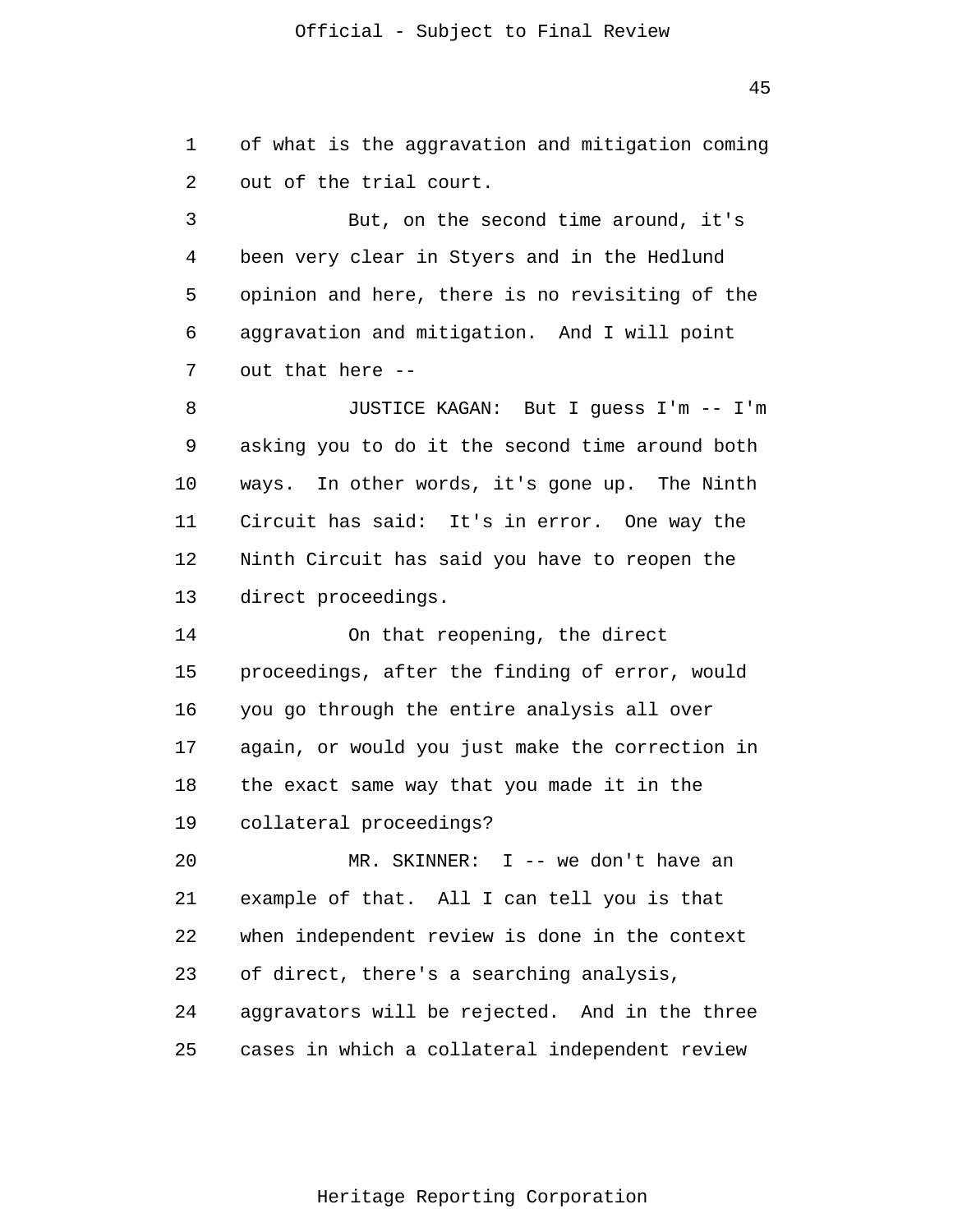of what is the aggravation and mitigation coming out of the trial court.

But, on the second time around, it's been very clear in Styers and in the Hedlund opinion and here, there is no revisiting of the aggravation and mitigation. And I will point out that here --

JUSTICE KAGAN: But I guess I'm -- I'm asking you to do it the second time around both ways. In other words, it's gone up. The Ninth Circuit has said: It's in error. One way the Ninth Circuit has said you have to reopen the direct proceedings.

On that reopening, the direct proceedings, after the finding of error, would you go through the entire analysis all over again, or would you just make the correction in the exact same way that you made it in the collateral proceedings?

MR. SKINNER: I -- we don't have an example of that. All I can tell you is that when independent review is done in the context of direct, there's a searching analysis, aggravators will be rejected. And in the three cases in which a collateral independent review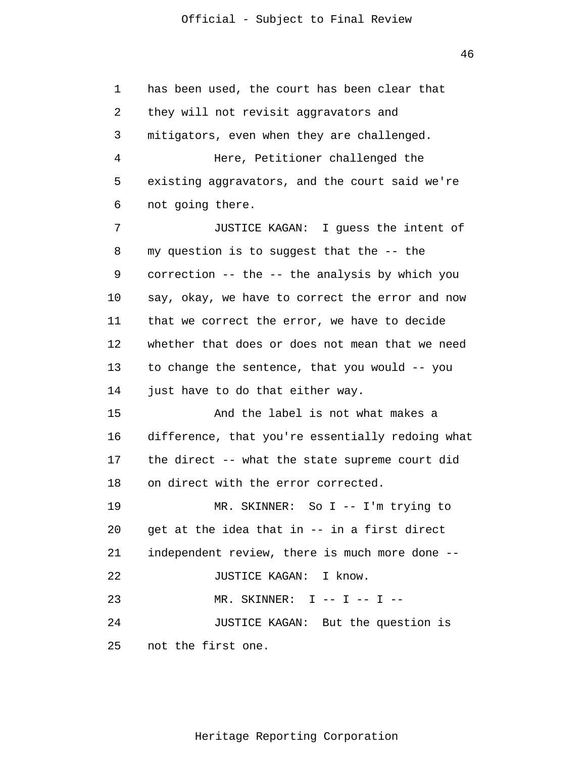has been used, the court has been clear that they will not revisit aggravators and mitigators, even when they are challenged.

Here, Petitioner challenged the existing aggravators, and the court said we're not going there.

JUSTICE KAGAN: I guess the intent of my question is to suggest that the -- the correction -- the -- the analysis by which you say, okay, we have to correct the error and now that we correct the error, we have to decide whether that does or does not mean that we need to change the sentence, that you would -- you just have to do that either way.

And the label is not what makes a difference, that you're essentially redoing what the direct -- what the state supreme court did on direct with the error corrected.

MR. SKINNER: So I -- I'm trying to get at the idea that in -- in a first direct independent review, there is much more done --

JUSTICE KAGAN: I know.

MR. SKINNER: I -- I -- I --

JUSTICE KAGAN: But the question is not the first one.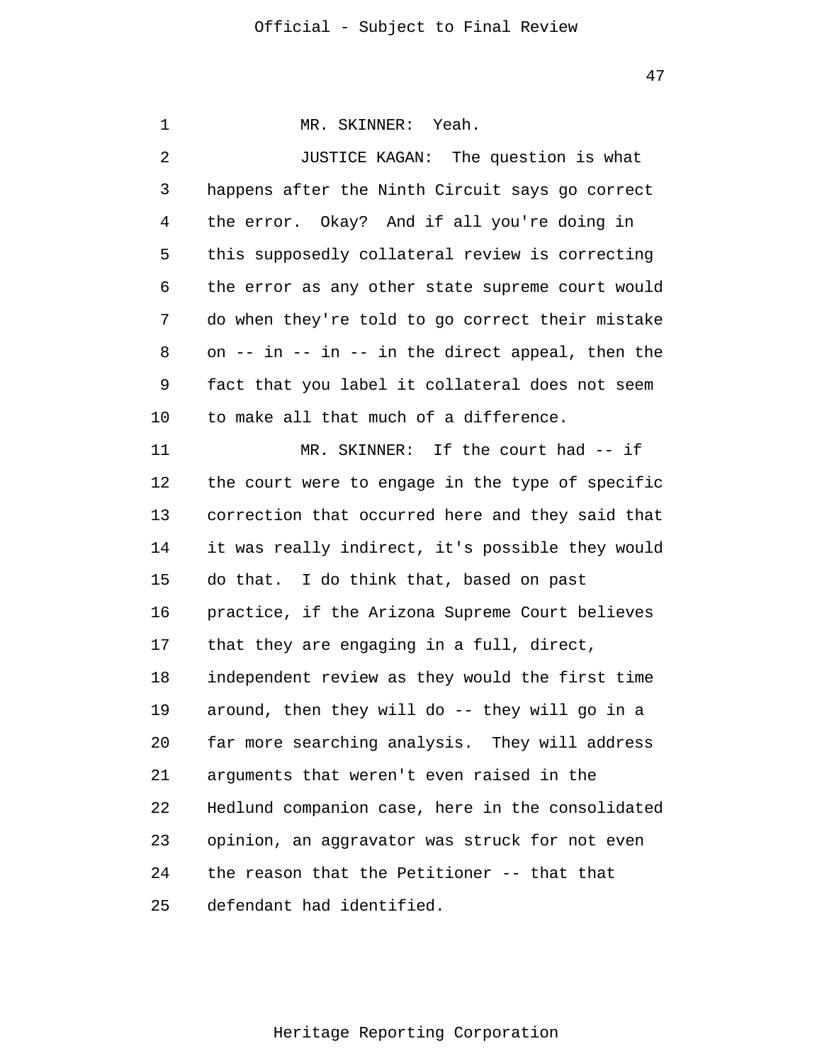MR. SKINNER: Yeah.

JUSTICE KAGAN: The question is what happens after the Ninth Circuit says go correct the error. Okay? And if all you're doing in this supposedly collateral review is correcting the error as any other state supreme court would do when they're told to go correct their mistake on -- in -- in -- in the direct appeal, then the fact that you label it collateral does not seem to make all that much of a difference.

MR. SKINNER: If the court had -- if the court were to engage in the type of specific correction that occurred here and they said that it was really indirect, it's possible they would do that. I do think that, based on past practice, if the Arizona Supreme Court believes that they are engaging in a full, direct, independent review as they would the first time around, then they will do -- they will go in a far more searching analysis. They will address arguments that weren't even raised in the Hedlund companion case, here in the consolidated opinion, an aggravator was struck for not even the reason that the Petitioner -- that that defendant had identified.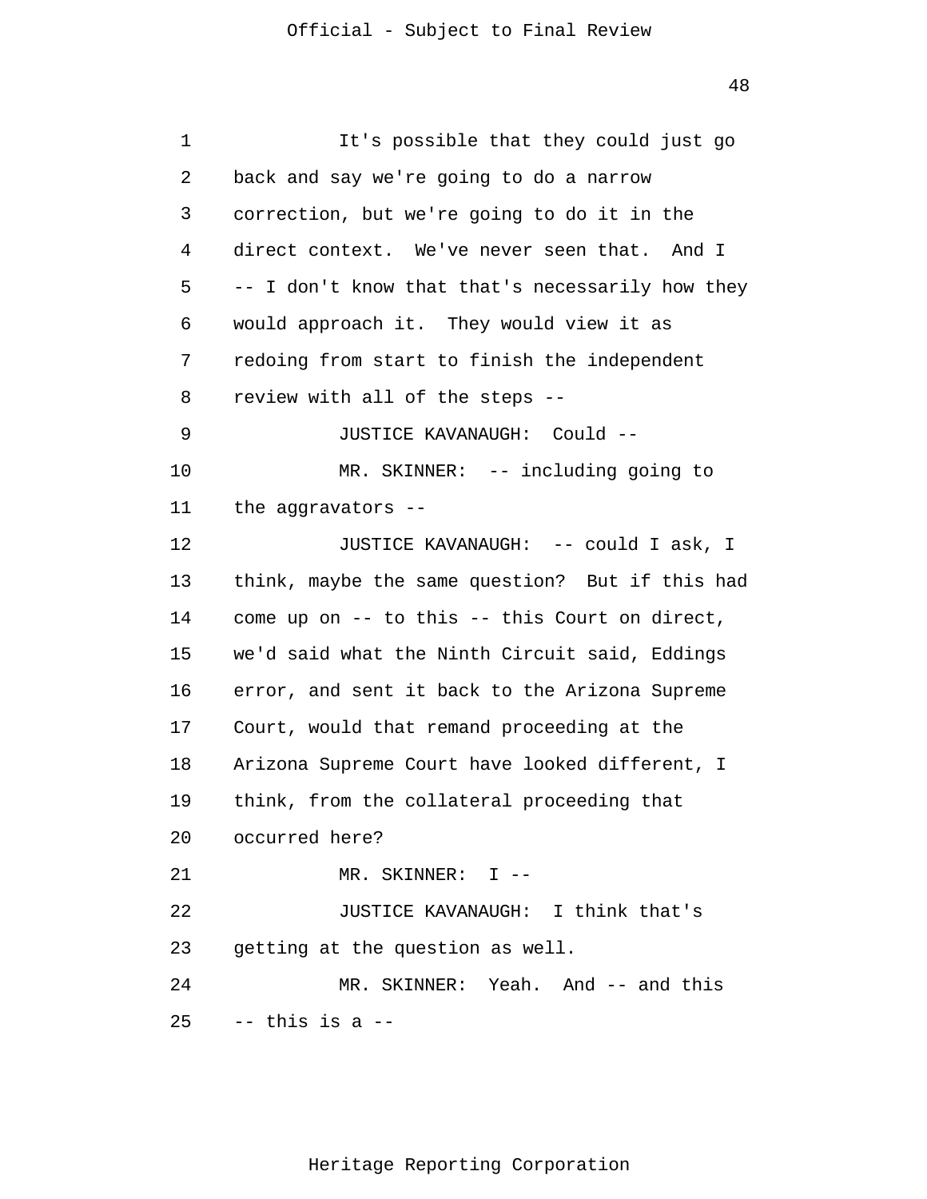It's possible that they could just go back and say we're going to do a narrow correction, but we're going to do it in the direct context. We've never seen that. And I -- I don't know that that's necessarily how they would approach it. They would view it as redoing from start to finish the independent review with all of the steps --

JUSTICE KAVANAUGH: Could --

MR. SKINNER: -- including going to the aggravators --

JUSTICE KAVANAUGH: -- could I ask, I think, maybe the same question? But if this had come up on -- to this -- this Court on direct, we'd said what the Ninth Circuit said, Eddings error, and sent it back to the Arizona Supreme Court, would that remand proceeding at the Arizona Supreme Court have looked different, I think, from the collateral proceeding that occurred here?

MR. SKINNER: I --

JUSTICE KAVANAUGH: I think that's getting at the question as well.

MR. SKINNER: Yeah. And -- and this -- this is a --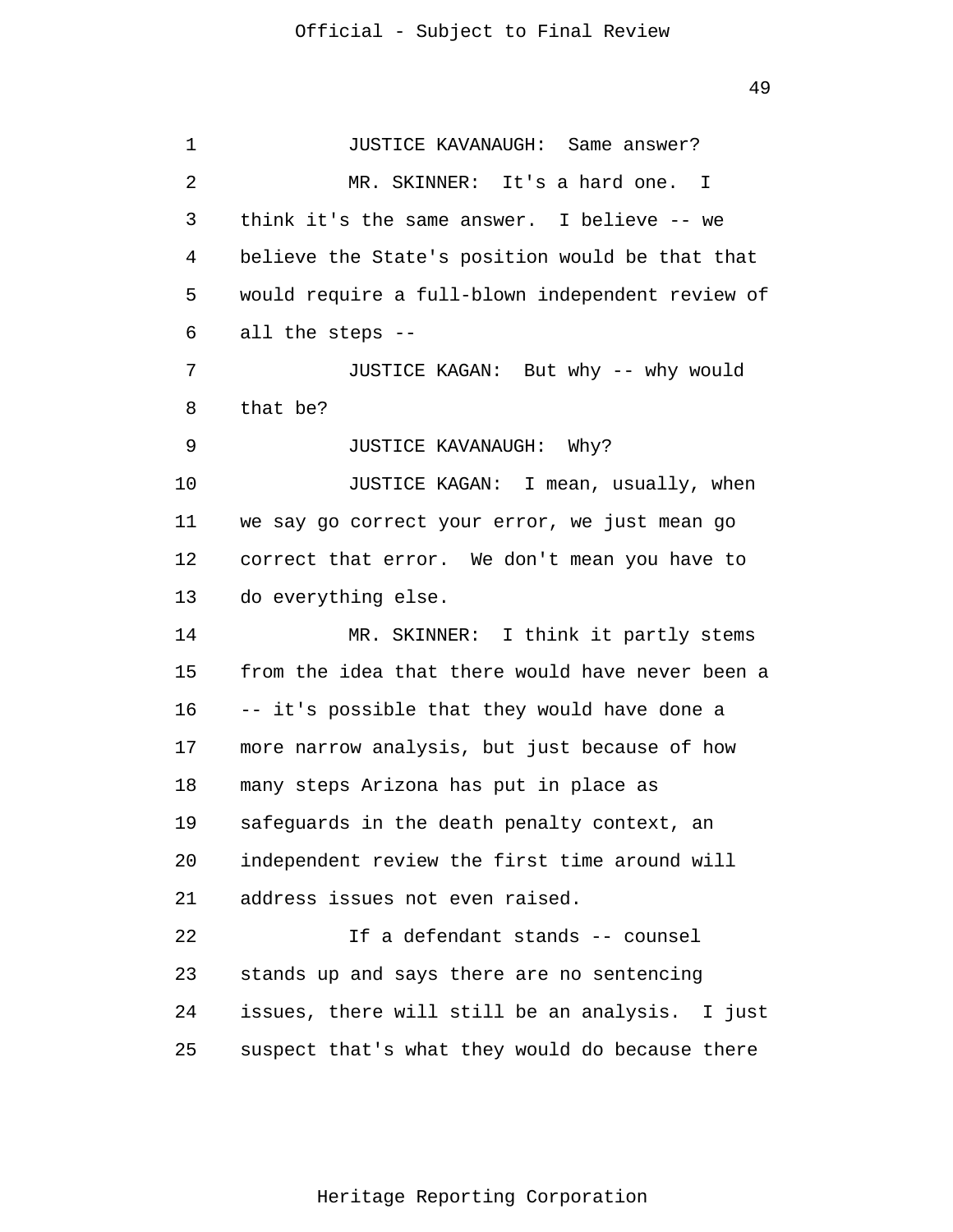JUSTICE KAVANAUGH: Same answer?

MR. SKINNER: It's a hard one. I think it's the same answer. I believe -- we believe the State's position would be that that would require a full-blown independent review of all the steps --

JUSTICE KAGAN: But why -- why would that be?

JUSTICE KAVANAUGH: Why?

JUSTICE KAGAN: I mean, usually, when we say go correct your error, we just mean go correct that error. We don't mean you have to do everything else.

MR. SKINNER: I think it partly stems from the idea that there would have never been a -- it's possible that they would have done a more narrow analysis, but just because of how many steps Arizona has put in place as safeguards in the death penalty context, an independent review the first time around will address issues not even raised.

If a defendant stands -- counsel stands up and says there are no sentencing issues, there will still be an analysis. I just suspect that's what they would do because there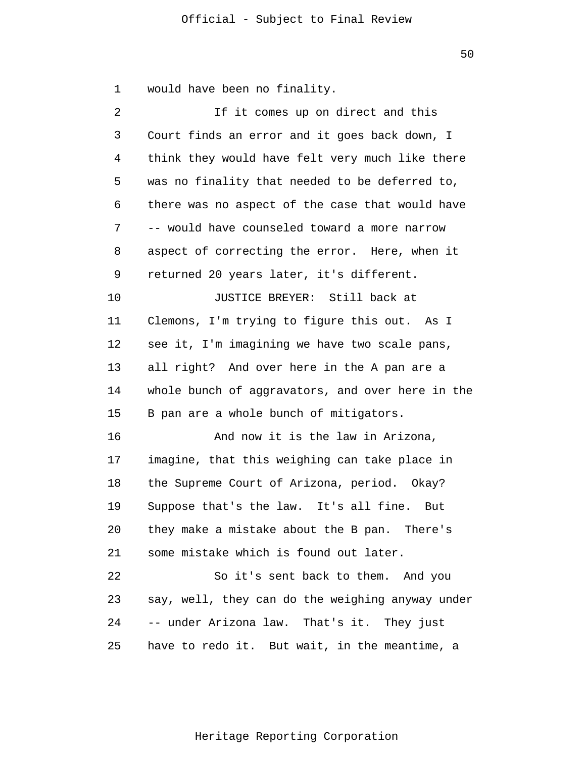would have been no finality.

If it comes up on direct and this Court finds an error and it goes back down, I think they would have felt very much like there was no finality that needed to be deferred to, there was no aspect of the case that would have -- would have counseled toward a more narrow aspect of correcting the error. Here, when it returned 20 years later, it's different.

JUSTICE BREYER: Still back at Clemons, I'm trying to figure this out. As I see it, I'm imagining we have two scale pans, all right? And over here in the A pan are a whole bunch of aggravators, and over here in the B pan are a whole bunch of mitigators.

And now it is the law in Arizona, imagine, that this weighing can take place in the Supreme Court of Arizona, period. Okay? Suppose that's the law. It's all fine. But they make a mistake about the B pan. There's some mistake which is found out later.

So it's sent back to them. And you say, well, they can do the weighing anyway under -- under Arizona law. That's it. They just have to redo it. But wait, in the meantime, a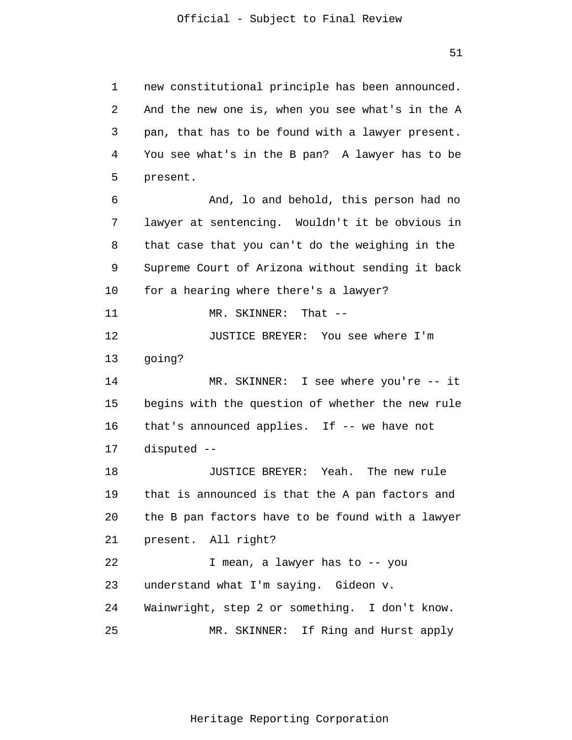new constitutional principle has been announced. And the new one is, when you see what's in the A pan, that has to be found with a lawyer present. You see what's in the B pan? A lawyer has to be present.

And, lo and behold, this person had no lawyer at sentencing. Wouldn't it be obvious in that case that you can't do the weighing in the Supreme Court of Arizona without sending it back for a hearing where there's a lawyer?

MR. SKINNER: That --

JUSTICE BREYER: You see where I'm going?

MR. SKINNER: I see where you're -- it begins with the question of whether the new rule that's announced applies. If -- we have not disputed --

JUSTICE BREYER: Yeah. The new rule that is announced is that the A pan factors and the B pan factors have to be found with a lawyer present. All right?

I mean, a lawyer has to -- you understand what I'm saying. Gideon v. Wainwright, step 2 or something. I don't know.

MR. SKINNER: If Ring and Hurst apply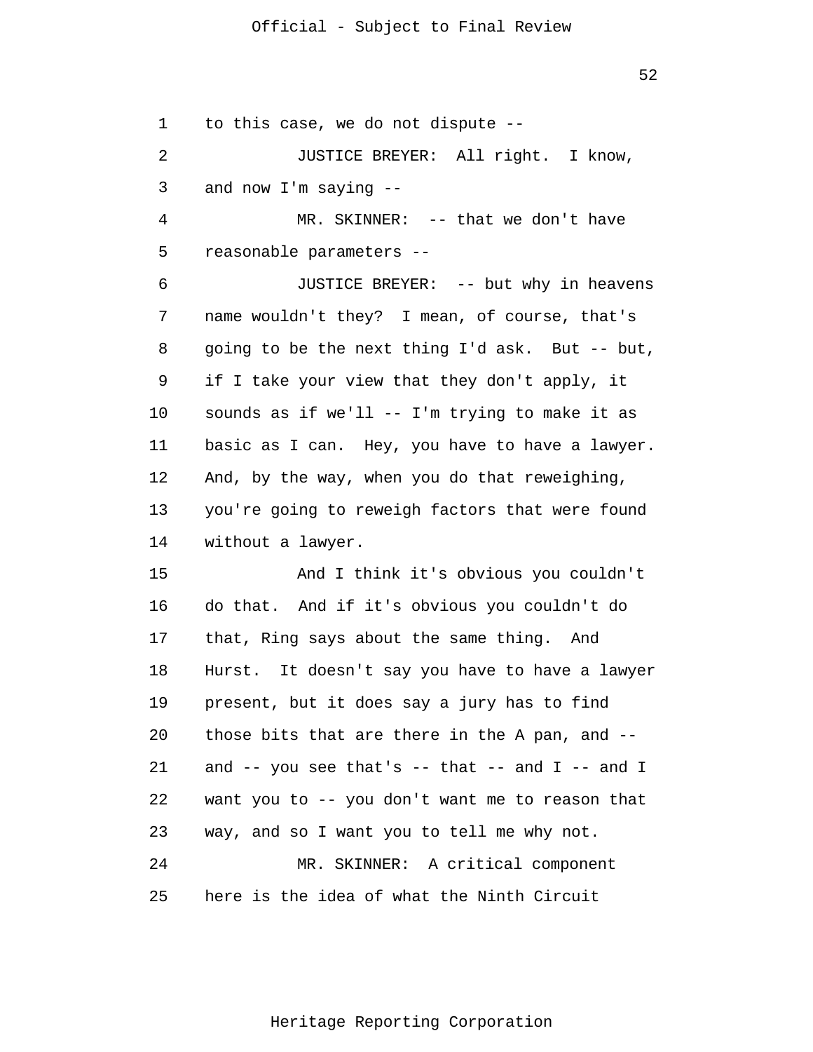to this case, we do not dispute --

JUSTICE BREYER: All right. I know, and now I'm saying --

MR. SKINNER: -- that we don't have reasonable parameters --

JUSTICE BREYER: -- but why in heavens name wouldn't they? I mean, of course, that's going to be the next thing I'd ask. But -- but, if I take your view that they don't apply, it sounds as if we'll -- I'm trying to make it as basic as I can. Hey, you have to have a lawyer. And, by the way, when you do that reweighing, you're going to reweigh factors that were found without a lawyer.

And I think it's obvious you couldn't do that. And if it's obvious you couldn't do that, Ring says about the same thing. And Hurst. It doesn't say you have to have a lawyer present, but it does say a jury has to find those bits that are there in the A pan, and -- and -- you see that's -- that -- and I -- and I want you to -- you don't want me to reason that way, and so I want you to tell me why not.

MR. SKINNER: A critical component here is the idea of what the Ninth Circuit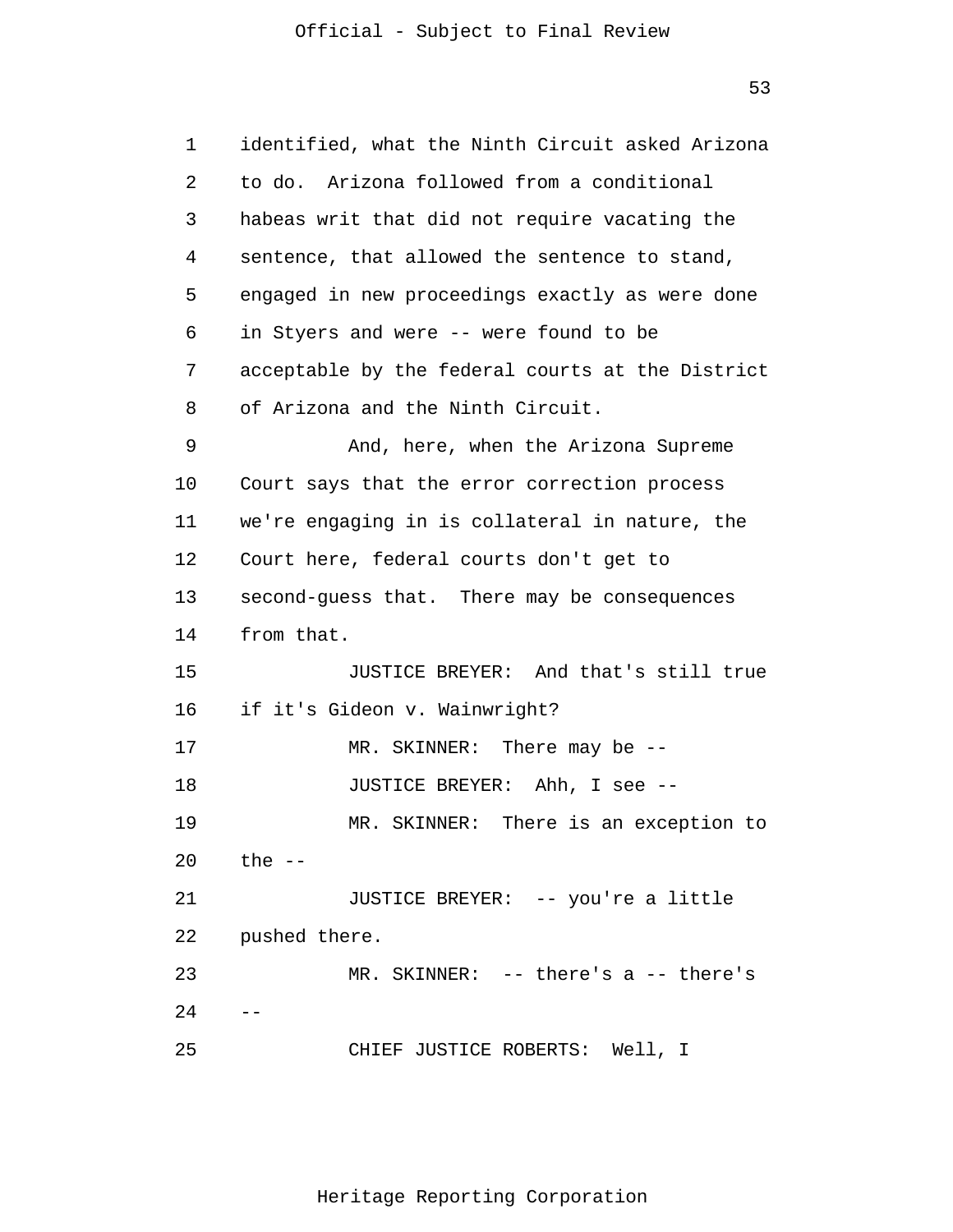identified, what the Ninth Circuit asked Arizona to do. Arizona followed from a conditional habeas writ that did not require vacating the sentence, that allowed the sentence to stand, engaged in new proceedings exactly as were done in Styers and were -- were found to be acceptable by the federal courts at the District of Arizona and the Ninth Circuit.

And, here, when the Arizona Supreme Court says that the error correction process we're engaging in is collateral in nature, the Court here, federal courts don't get to second-guess that. There may be consequences from that.

JUSTICE BREYER: And that's still true if it's Gideon v. Wainwright?

MR. SKINNER: There may be --

JUSTICE BREYER: Ahh, I see --

MR. SKINNER: There is an exception to the --

JUSTICE BREYER: -- you're a little pushed there.

MR. SKINNER: -- there's a -- there's --

CHIEF JUSTICE ROBERTS: Well, I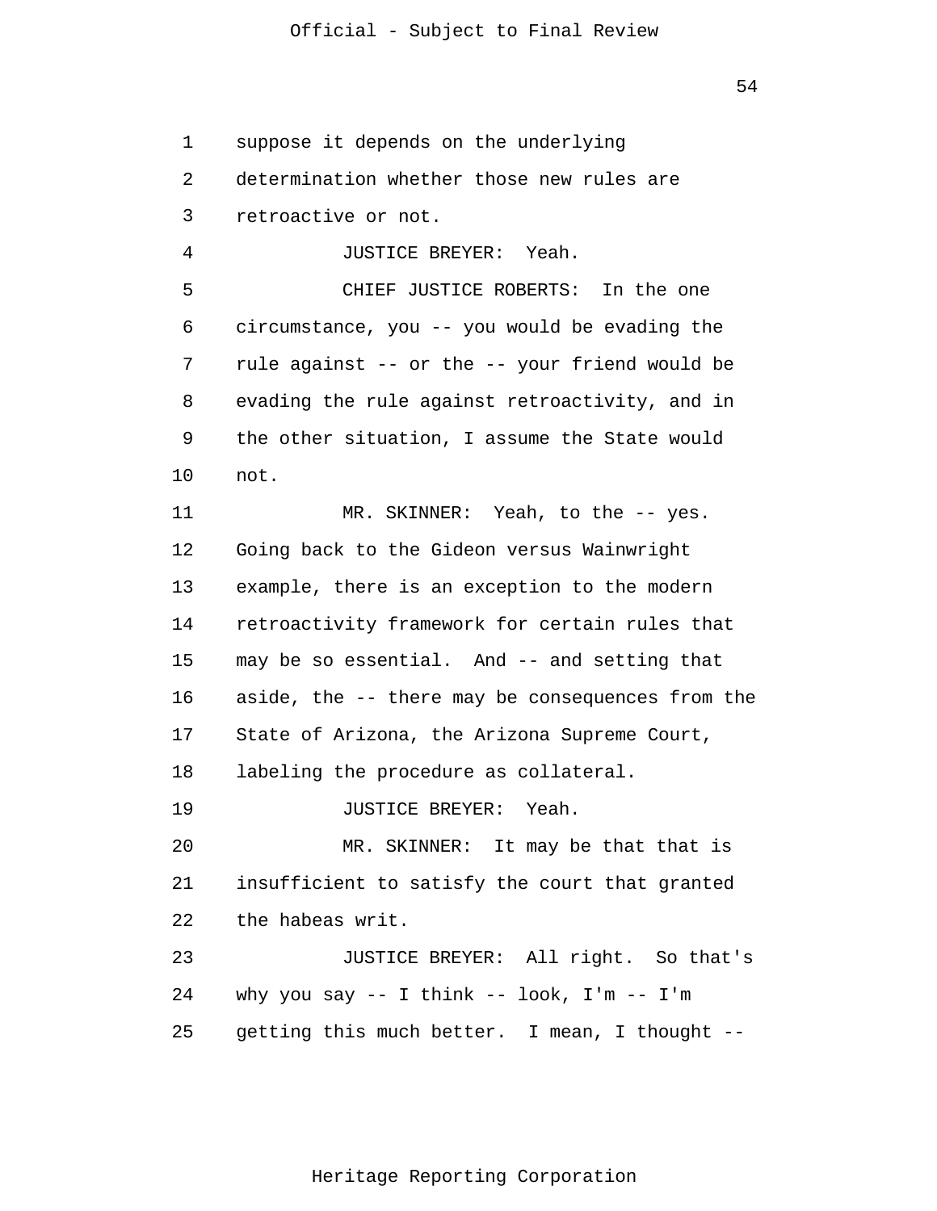suppose it depends on the underlying determination whether those new rules are retroactive or not.

JUSTICE BREYER: Yeah.

CHIEF JUSTICE ROBERTS: In the one circumstance, you -- you would be evading the rule against -- or the -- your friend would be evading the rule against retroactivity, and in the other situation, I assume the State would not.

MR. SKINNER: Yeah, to the -- yes. Going back to the Gideon versus Wainwright example, there is an exception to the modern retroactivity framework for certain rules that may be so essential. And -- and setting that aside, the -- there may be consequences from the State of Arizona, the Arizona Supreme Court, labeling the procedure as collateral.

JUSTICE BREYER: Yeah.

MR. SKINNER: It may be that that is insufficient to satisfy the court that granted the habeas writ.

JUSTICE BREYER: All right. So that's why you say -- I think -- look, I'm -- I'm getting this much better. I mean, I thought --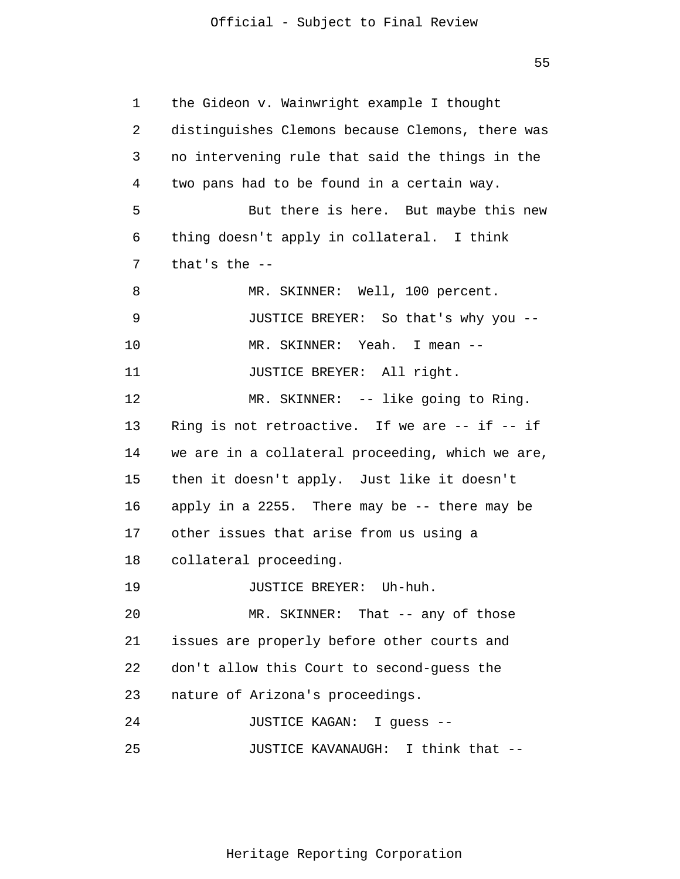the Gideon v. Wainwright example I thought distinguishes Clemons because Clemons, there was no intervening rule that said the things in the two pans had to be found in a certain way.

But there is here. But maybe this new thing doesn't apply in collateral. I think that's the --

MR. SKINNER: Well, 100 percent.

JUSTICE BREYER: So that's why you --

MR. SKINNER: Yeah. I mean --

JUSTICE BREYER: All right.

MR. SKINNER: -- like going to Ring. Ring is not retroactive. If we are -- if -- if we are in a collateral proceeding, which we are, then it doesn't apply. Just like it doesn't apply in a 2255. There may be -- there may be other issues that arise from us using a collateral proceeding.

JUSTICE BREYER: Uh-huh.

MR. SKINNER: That -- any of those issues are properly before other courts and don't allow this Court to second-guess the nature of Arizona's proceedings.

JUSTICE KAGAN: I guess --

JUSTICE KAVANAUGH: I think that --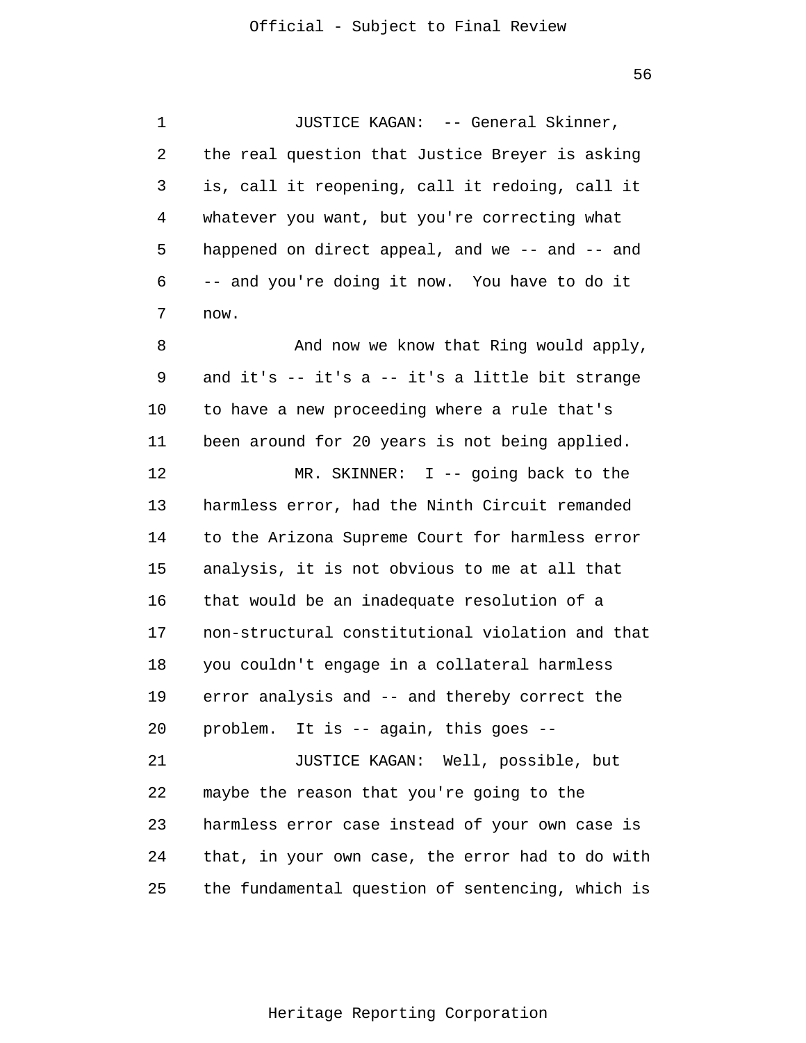JUSTICE KAGAN: -- General Skinner, the real question that Justice Breyer is asking is, call it reopening, call it redoing, call it whatever you want, but you're correcting what happened on direct appeal, and we -- and -- and -- and you're doing it now. You have to do it now.

And now we know that Ring would apply, and it's -- it's a -- it's a little bit strange to have a new proceeding where a rule that's been around for 20 years is not being applied.

MR. SKINNER: I -- going back to the harmless error, had the Ninth Circuit remanded to the Arizona Supreme Court for harmless error analysis, it is not obvious to me at all that that would be an inadequate resolution of a non-structural constitutional violation and that you couldn't engage in a collateral harmless error analysis and -- and thereby correct the problem. It is -- again, this goes --

JUSTICE KAGAN: Well, possible, but maybe the reason that you're going to the harmless error case instead of your own case is that, in your own case, the error had to do with the fundamental question of sentencing, which is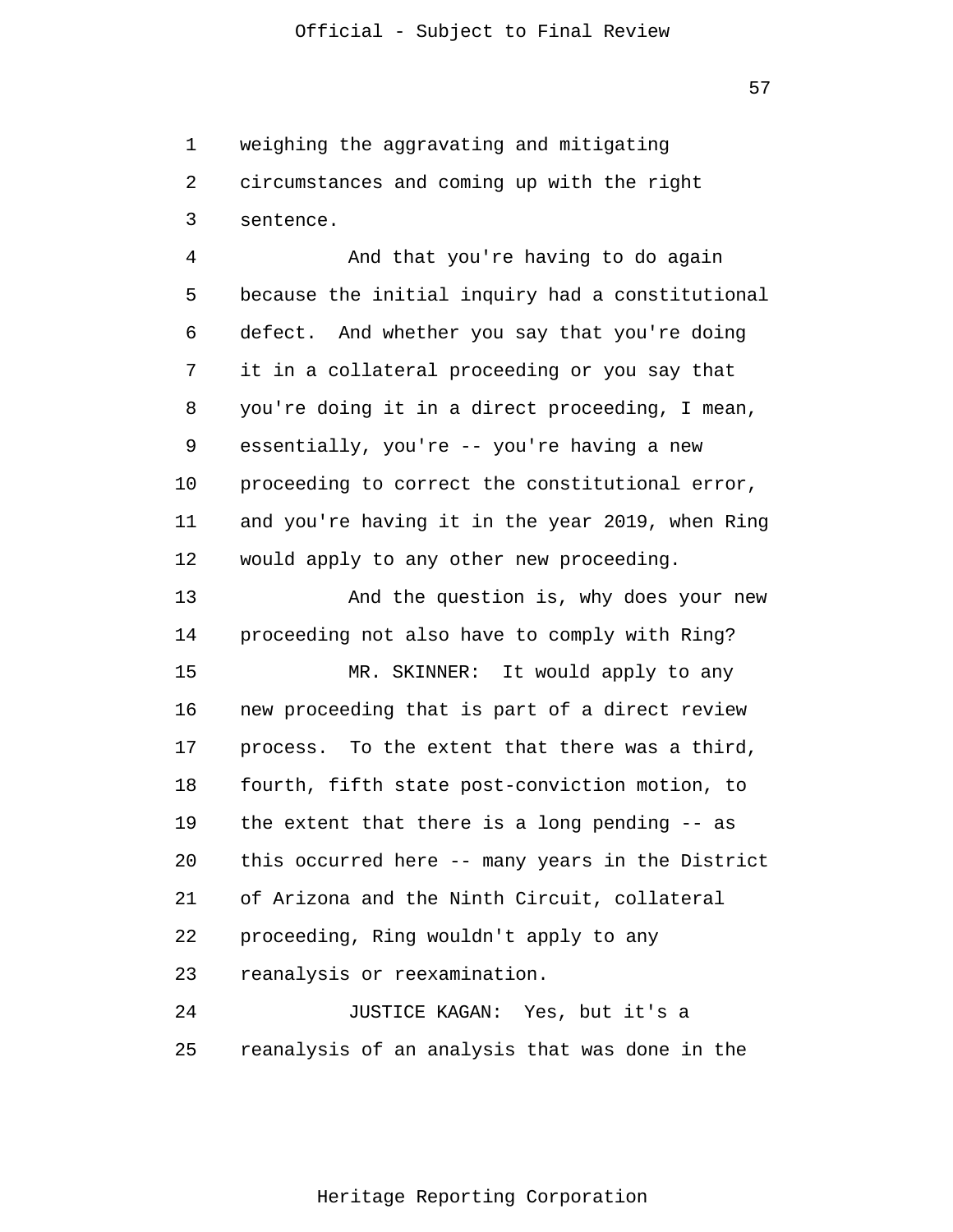weighing the aggravating and mitigating circumstances and coming up with the right sentence.

And that you're having to do again because the initial inquiry had a constitutional defect. And whether you say that you're doing it in a collateral proceeding or you say that you're doing it in a direct proceeding, I mean, essentially, you're -- you're having a new proceeding to correct the constitutional error, and you're having it in the year 2019, when Ring would apply to any other new proceeding.

And the question is, why does your new proceeding not also have to comply with Ring?

MR. SKINNER: It would apply to any new proceeding that is part of a direct review process. To the extent that there was a third, fourth, fifth state post-conviction motion, to the extent that there is a long pending -- as this occurred here -- many years in the District of Arizona and the Ninth Circuit, collateral proceeding, Ring wouldn't apply to any reanalysis or reexamination.

JUSTICE KAGAN: Yes, but it's a reanalysis of an analysis that was done in the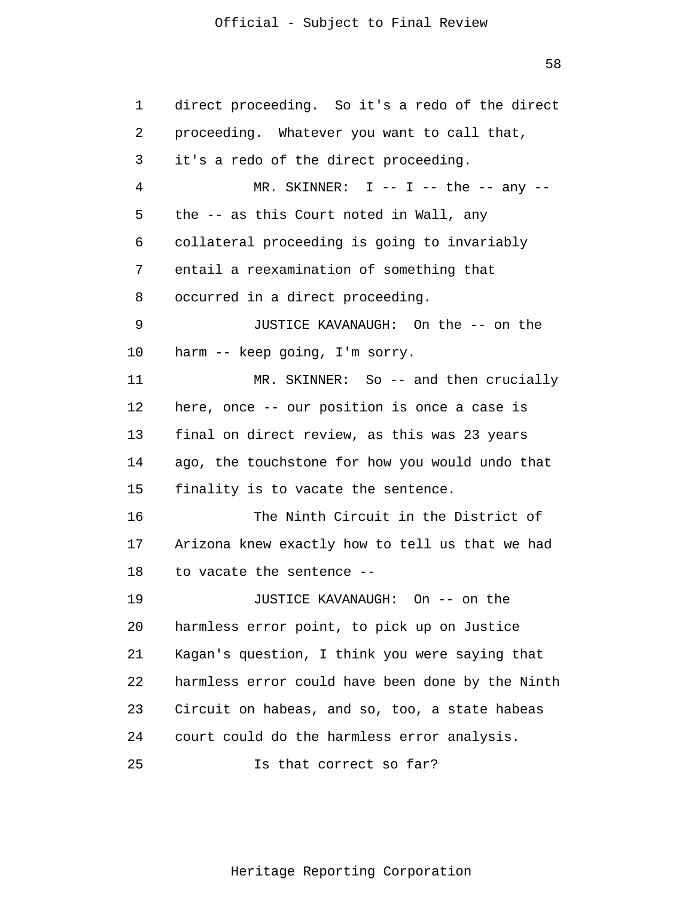direct proceeding. So it's a redo of the direct proceeding. Whatever you want to call that, it's a redo of the direct proceeding.

MR. SKINNER: I -- I -- the -- any -- the -- as this Court noted in Wall, any collateral proceeding is going to invariably entail a reexamination of something that occurred in a direct proceeding.

JUSTICE KAVANAUGH: On the -- on the harm -- keep going, I'm sorry.

MR. SKINNER: So -- and then crucially here, once -- our position is once a case is final on direct review, as this was 23 years ago, the touchstone for how you would undo that finality is to vacate the sentence.

The Ninth Circuit in the District of Arizona knew exactly how to tell us that we had to vacate the sentence --

JUSTICE KAVANAUGH: On -- on the harmless error point, to pick up on Justice Kagan's question, I think you were saying that harmless error could have been done by the Ninth Circuit on habeas, and so, too, a state habeas court could do the harmless error analysis.

Is that correct so far?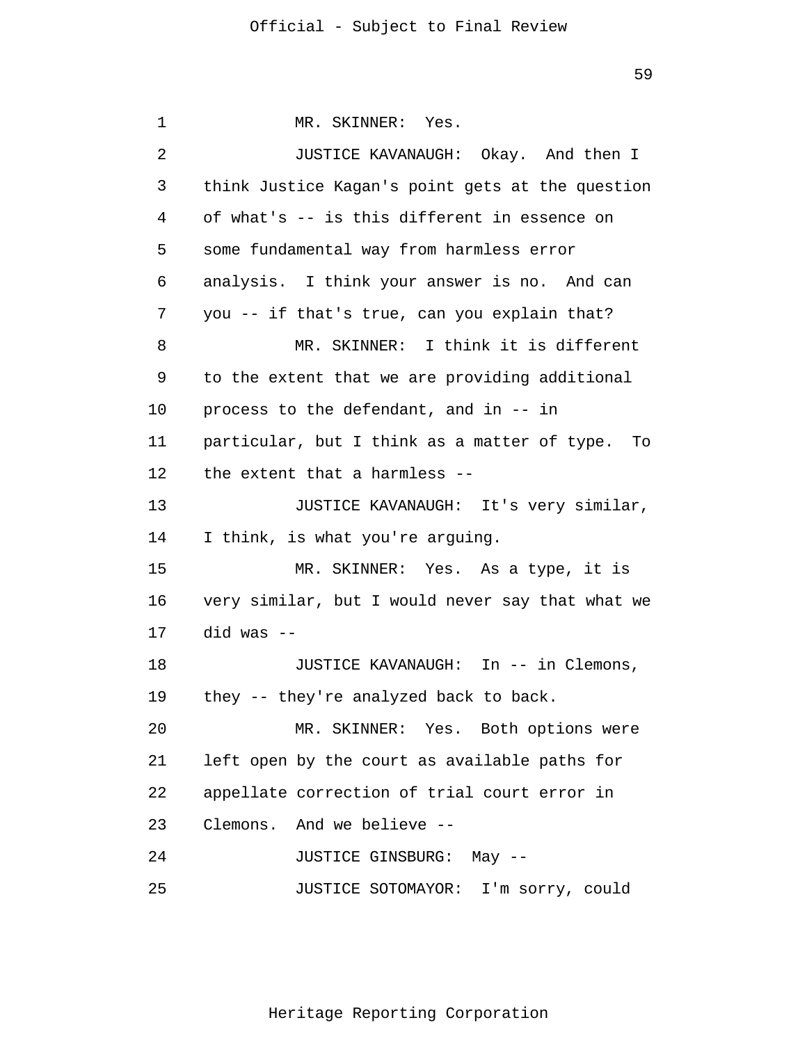MR. SKINNER: Yes.

JUSTICE KAVANAUGH: Okay. And then I think Justice Kagan's point gets at the question of what's -- is this different in essence on some fundamental way from harmless error analysis. I think your answer is no. And can you -- if that's true, can you explain that?

MR. SKINNER: I think it is different to the extent that we are providing additional process to the defendant, and in -- in particular, but I think as a matter of type. To the extent that a harmless --

JUSTICE KAVANAUGH: It's very similar, I think, is what you're arguing.

MR. SKINNER: Yes. As a type, it is very similar, but I would never say that what we did was --

JUSTICE KAVANAUGH: In -- in Clemons, they -- they're analyzed back to back.

MR. SKINNER: Yes. Both options were left open by the court as available paths for appellate correction of trial court error in Clemons. And we believe --

JUSTICE GINSBURG: May --

JUSTICE SOTOMAYOR: I'm sorry, could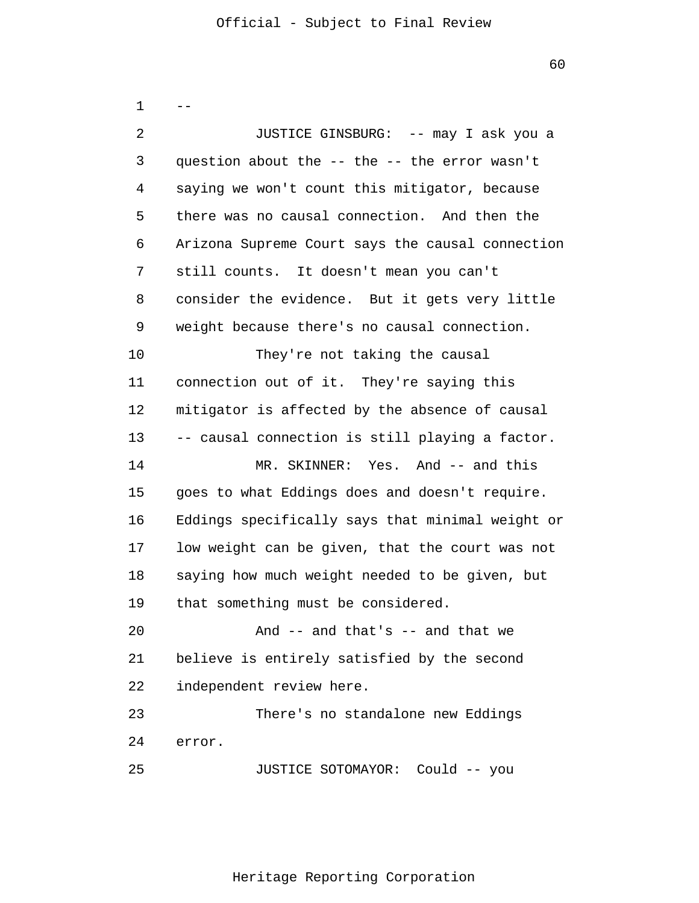--

JUSTICE GINSBURG: -- may I ask you a question about the -- the -- the error wasn't saying we won't count this mitigator, because there was no causal connection. And then the Arizona Supreme Court says the causal connection still counts. It doesn't mean you can't consider the evidence. But it gets very little weight because there's no causal connection.

They're not taking the causal connection out of it. They're saying this mitigator is affected by the absence of causal -- causal connection is still playing a factor.

MR. SKINNER: Yes. And -- and this goes to what Eddings does and doesn't require. Eddings specifically says that minimal weight or low weight can be given, that the court was not saying how much weight needed to be given, but that something must be considered.

And -- and that's -- and that we believe is entirely satisfied by the second independent review here.

There's no standalone new Eddings error.

JUSTICE SOTOMAYOR: Could -- you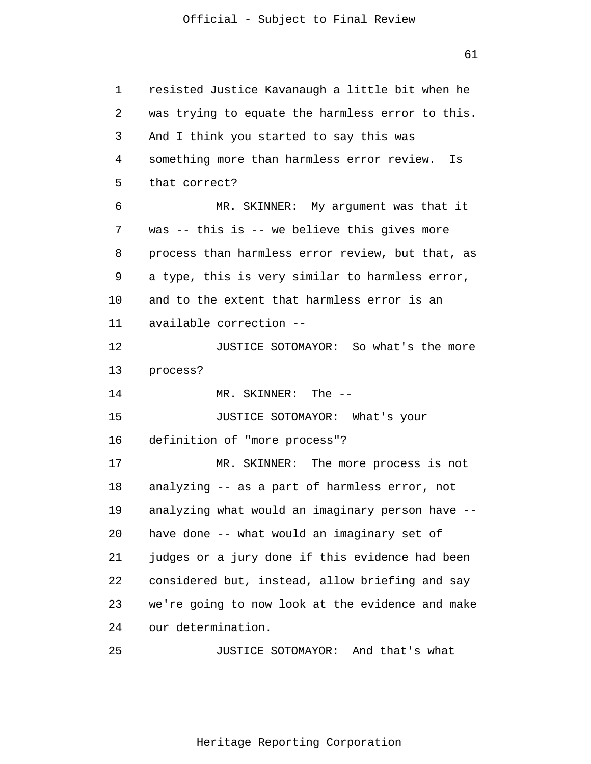resisted Justice Kavanaugh a little bit when he was trying to equate the harmless error to this. And I think you started to say this was something more than harmless error review. Is that correct?

MR. SKINNER: My argument was that it was -- this is -- we believe this gives more process than harmless error review, but that, as a type, this is very similar to harmless error, and to the extent that harmless error is an available correction --

JUSTICE SOTOMAYOR: So what's the more process?

MR. SKINNER: The --

JUSTICE SOTOMAYOR: What's your definition of "more process"?

MR. SKINNER: The more process is not analyzing -- as a part of harmless error, not analyzing what would an imaginary person have -- have done -- what would an imaginary set of judges or a jury done if this evidence had been considered but, instead, allow briefing and say we're going to now look at the evidence and make our determination.

JUSTICE SOTOMAYOR: And that's what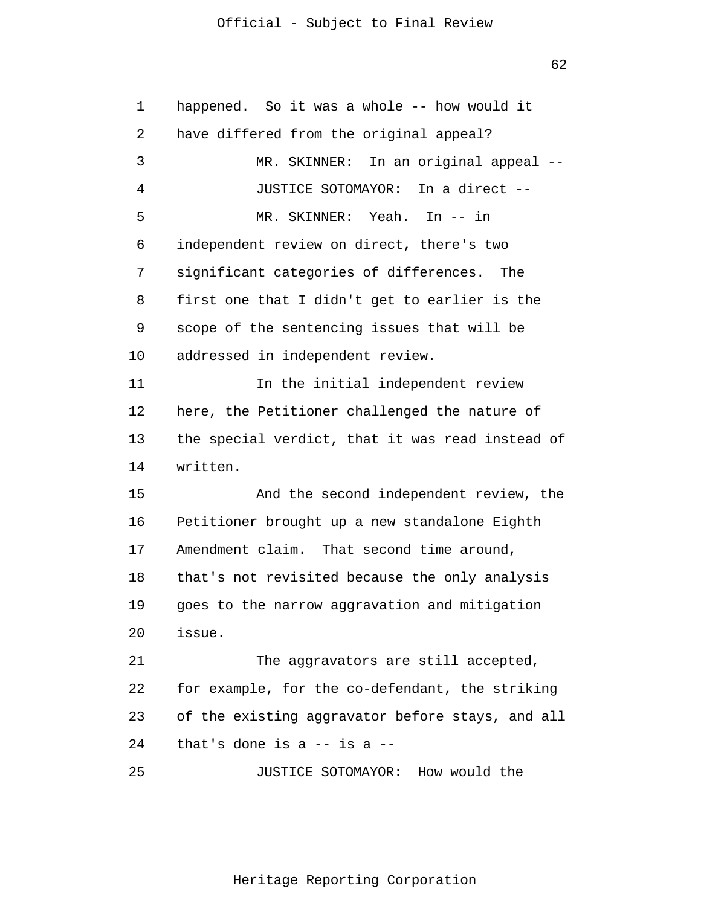happened. So it was a whole -- how would it have differed from the original appeal?

MR. SKINNER: In an original appeal --

JUSTICE SOTOMAYOR: In a direct --

MR. SKINNER: Yeah. In -- in independent review on direct, there's two significant categories of differences. The first one that I didn't get to earlier is the scope of the sentencing issues that will be addressed in independent review.

In the initial independent review here, the Petitioner challenged the nature of the special verdict, that it was read instead of written.

And the second independent review, the Petitioner brought up a new standalone Eighth Amendment claim. That second time around, that's not revisited because the only analysis goes to the narrow aggravation and mitigation issue.

The aggravators are still accepted, for example, for the co-defendant, the striking of the existing aggravator before stays, and all that's done is a -- is a --

JUSTICE SOTOMAYOR: How would the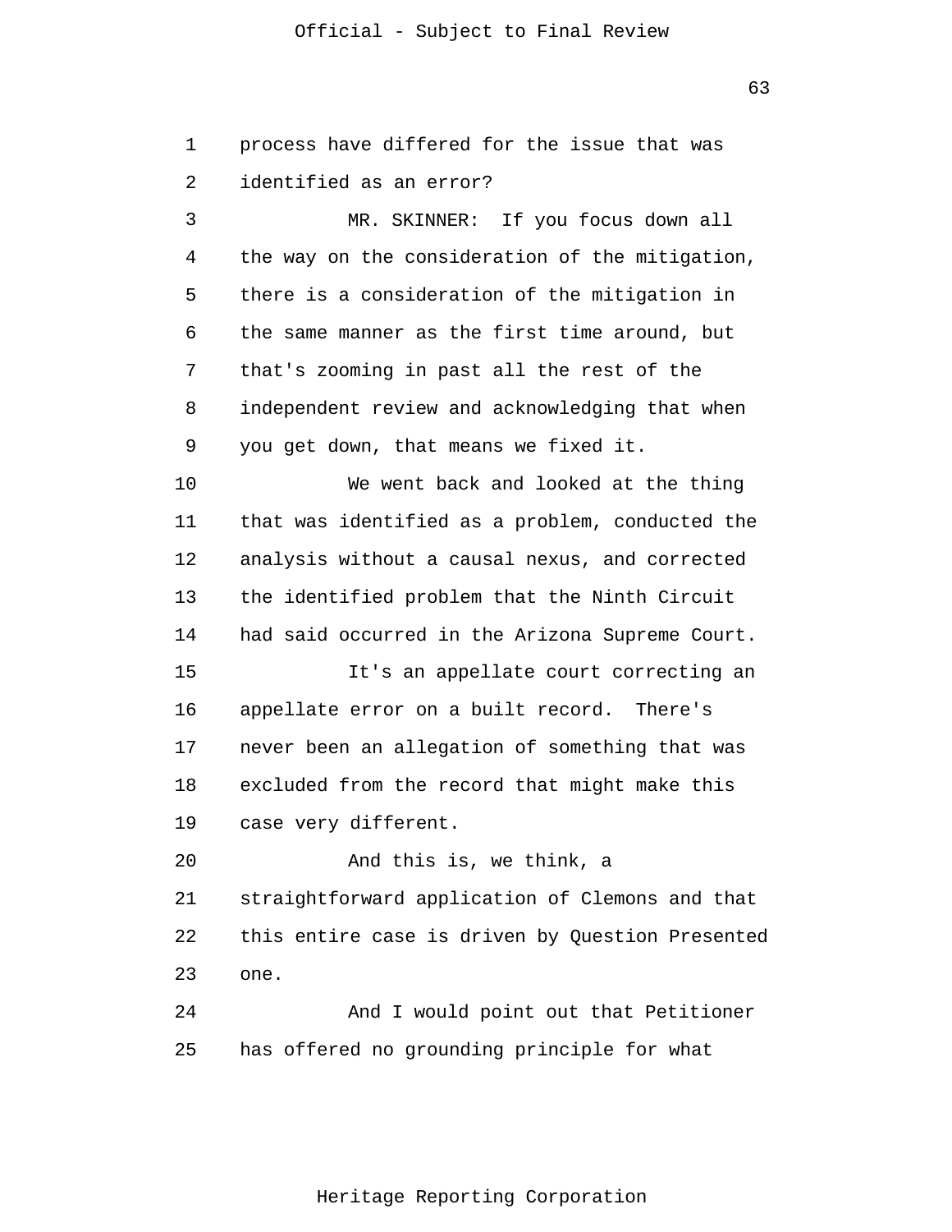process have differed for the issue that was identified as an error?

MR. SKINNER: If you focus down all the way on the consideration of the mitigation, there is a consideration of the mitigation in the same manner as the first time around, but that's zooming in past all the rest of the independent review and acknowledging that when you get down, that means we fixed it.

We went back and looked at the thing that was identified as a problem, conducted the analysis without a causal nexus, and corrected the identified problem that the Ninth Circuit had said occurred in the Arizona Supreme Court.

It's an appellate court correcting an appellate error on a built record. There's never been an allegation of something that was excluded from the record that might make this case very different.

And this is, we think, a straightforward application of Clemons and that this entire case is driven by Question Presented one.

And I would point out that Petitioner has offered no grounding principle for what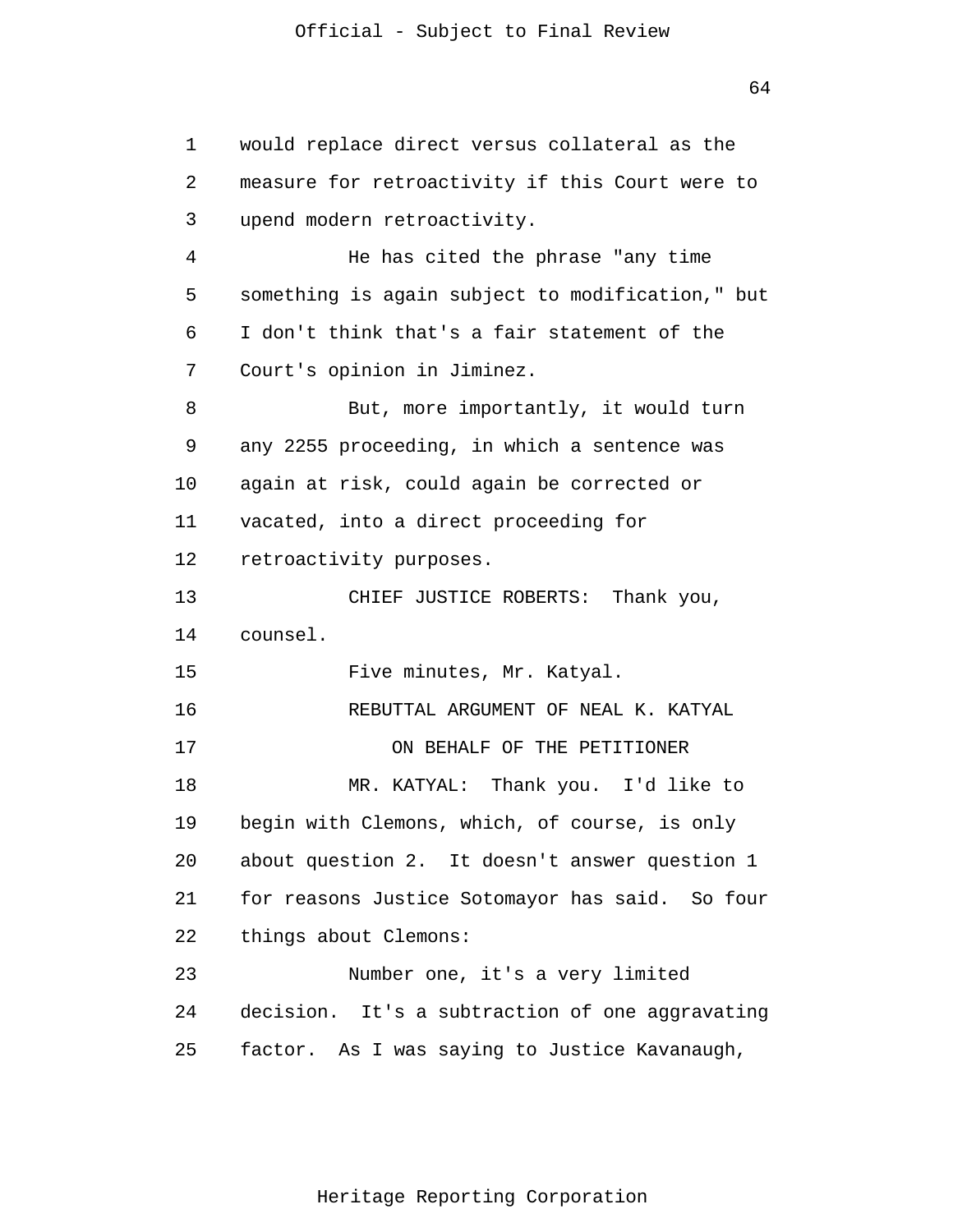would replace direct versus collateral as the measure for retroactivity if this Court were to upend modern retroactivity.

He has cited the phrase "any time something is again subject to modification," but I don't think that's a fair statement of the Court's opinion in Jiminez.

But, more importantly, it would turn any 2255 proceeding, in which a sentence was again at risk, could again be corrected or vacated, into a direct proceeding for retroactivity purposes.

CHIEF JUSTICE ROBERTS: Thank you, counsel.

Five minutes, Mr. Katyal.

REBUTTAL ARGUMENT OF NEAL K. KATYAL

ON BEHALF OF THE PETITIONER

MR. KATYAL: Thank you. I'd like to begin with Clemons, which, of course, is only about question 2. It doesn't answer question 1 for reasons Justice Sotomayor has said. So four things about Clemons:

Number one, it's a very limited decision. It's a subtraction of one aggravating factor. As I was saying to Justice Kavanaugh,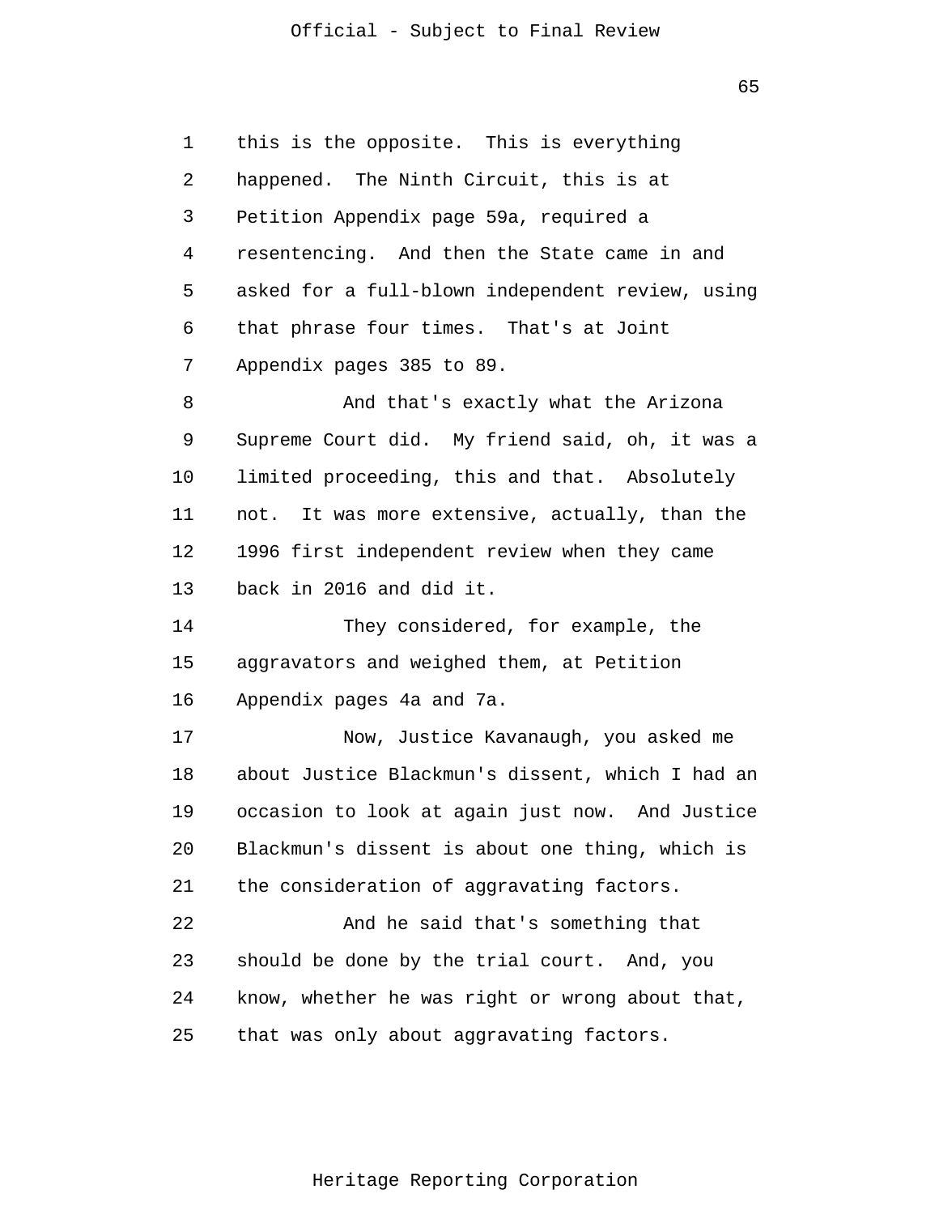this is the opposite. This is everything happened. The Ninth Circuit, this is at Petition Appendix page 59a, required a resentencing. And then the State came in and asked for a full-blown independent review, using that phrase four times. That's at Joint Appendix pages 385 to 89.

And that's exactly what the Arizona Supreme Court did. My friend said, oh, it was a limited proceeding, this and that. Absolutely not. It was more extensive, actually, than the 1996 first independent review when they came back in 2016 and did it.

They considered, for example, the aggravators and weighed them, at Petition Appendix pages 4a and 7a.

Now, Justice Kavanaugh, you asked me about Justice Blackmun's dissent, which I had an occasion to look at again just now. And Justice Blackmun's dissent is about one thing, which is the consideration of aggravating factors.

And he said that's something that should be done by the trial court. And, you know, whether he was right or wrong about that, that was only about aggravating factors.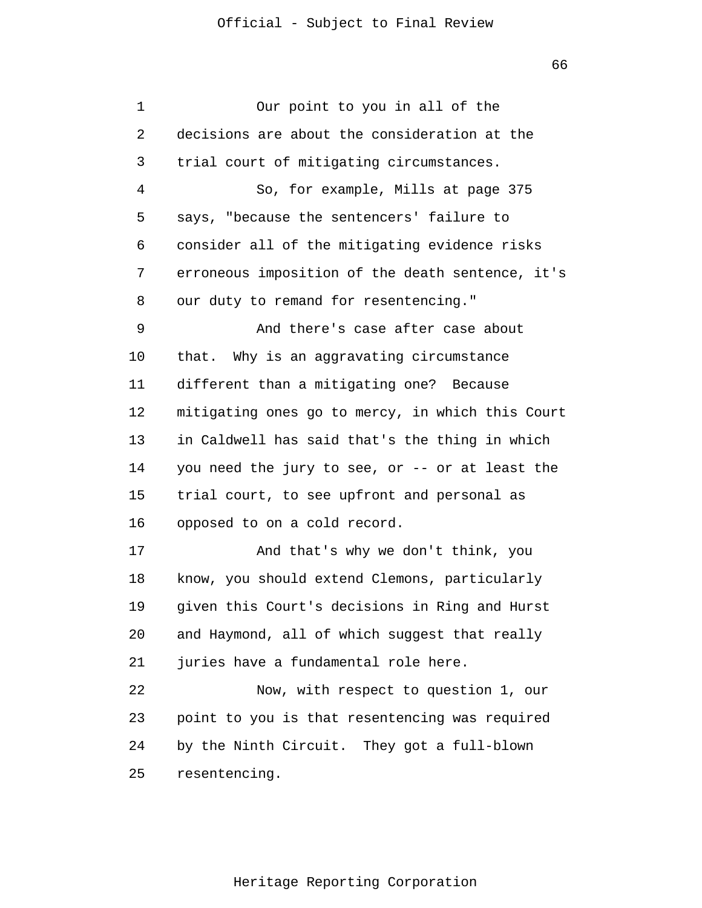Our point to you in all of the decisions are about the consideration at the trial court of mitigating circumstances.

So, for example, Mills at page 375 says, "because the sentencers' failure to consider all of the mitigating evidence risks erroneous imposition of the death sentence, it's our duty to remand for resentencing."

And there's case after case about that. Why is an aggravating circumstance different than a mitigating one? Because mitigating ones go to mercy, in which this Court in Caldwell has said that's the thing in which you need the jury to see, or -- or at least the trial court, to see upfront and personal as opposed to on a cold record.

And that's why we don't think, you know, you should extend Clemons, particularly given this Court's decisions in Ring and Hurst and Haymond, all of which suggest that really juries have a fundamental role here.

Now, with respect to question 1, our point to you is that resentencing was required by the Ninth Circuit. They got a full-blown resentencing.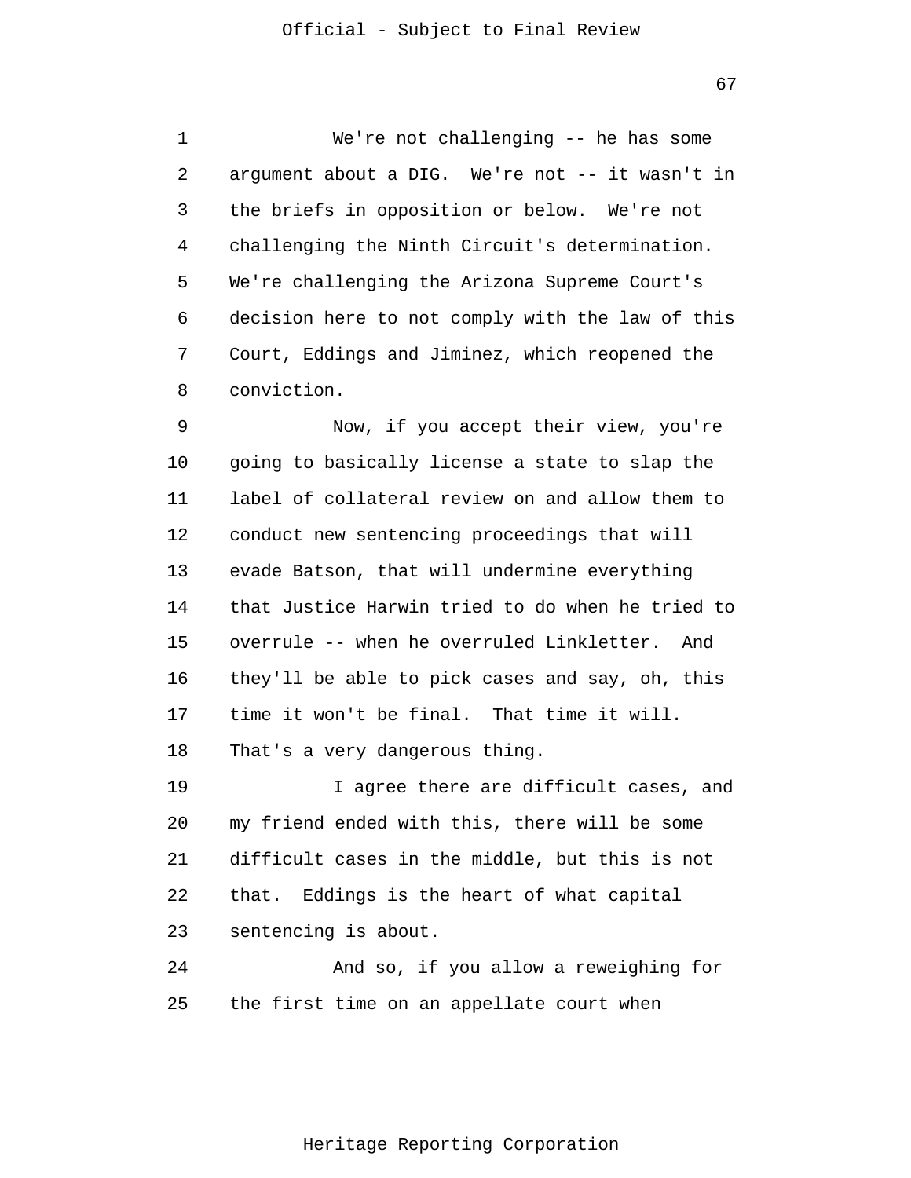We're not challenging -- he has some argument about a DIG. We're not -- it wasn't in the briefs in opposition or below. We're not challenging the Ninth Circuit's determination. We're challenging the Arizona Supreme Court's decision here to not comply with the law of this Court, Eddings and Jiminez, which reopened the conviction.

Now, if you accept their view, you're going to basically license a state to slap the label of collateral review on and allow them to conduct new sentencing proceedings that will evade Batson, that will undermine everything that Justice Harwin tried to do when he tried to overrule -- when he overruled Linkletter. And they'll be able to pick cases and say, oh, this time it won't be final. That time it will. That's a very dangerous thing.

I agree there are difficult cases, and my friend ended with this, there will be some difficult cases in the middle, but this is not that. Eddings is the heart of what capital sentencing is about.

And so, if you allow a reweighing for the first time on an appellate court when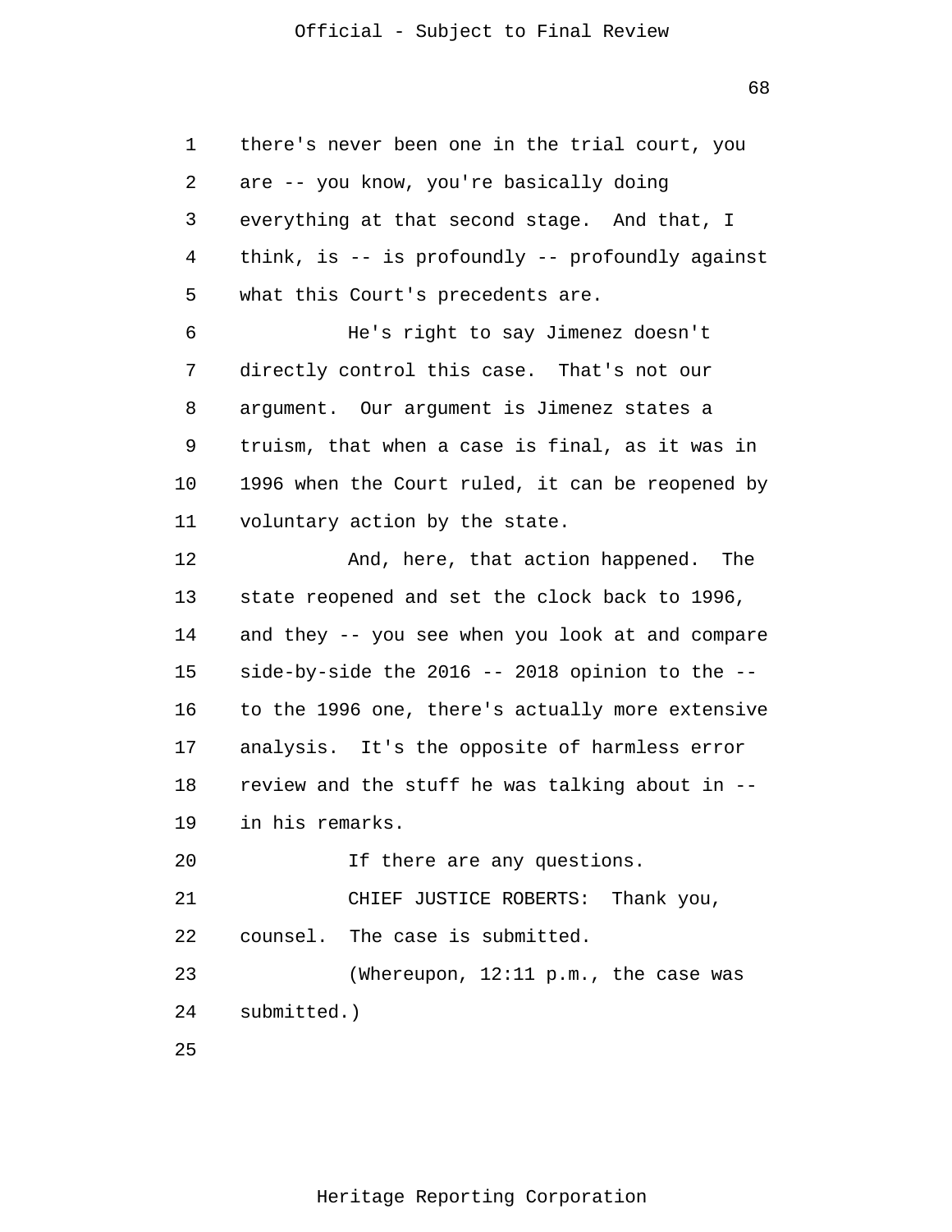there's never been one in the trial court, you are -- you know, you're basically doing everything at that second stage. And that, I think, is -- is profoundly -- profoundly against what this Court's precedents are.

He's right to say Jimenez doesn't directly control this case. That's not our argument. Our argument is Jimenez states a truism, that when a case is final, as it was in 1996 when the Court ruled, it can be reopened by voluntary action by the state.

And, here, that action happened. The state reopened and set the clock back to 1996, and they -- you see when you look at and compare side-by-side the 2016 -- 2018 opinion to the -- to the 1996 one, there's actually more extensive analysis. It's the opposite of harmless error review and the stuff he was talking about in -- in his remarks.

If there are any questions.

CHIEF JUSTICE ROBERTS: Thank you, counsel. The case is submitted.

(Whereupon, 12:11 p.m., the case was submitted.)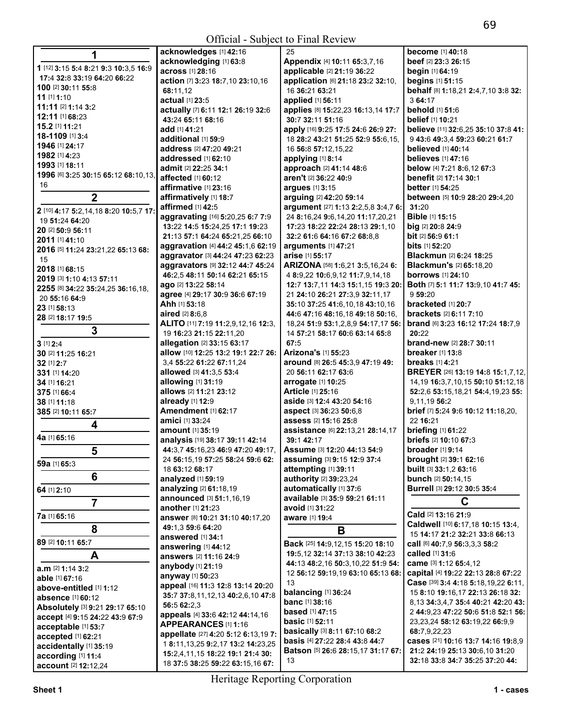# 1

**1** [12] **3:**15 **5:**4 **8:**21 **9:**3 **10:**3,5 **16:**9 **17:**4 **32:**8 **33:**19 **64:**20 **66:**22
**100** [2] **30:**11 **55:**8
**11** [1] **1:**10
**11:11** [2] **1:**14 **3:**2
**12:11** [1] **68:**23
**15.2** [1] **11:**21
**18-1109** [1] **3:**4
**1946** [1] **24:**17
**1982** [1] **4:**23
**1993** [1] **18:**11
**1996** [6] **3:**25 **30:**15 **65:**12 **68:**10,13, 16

# 2

**2** [10] **4:**17 **5:**2,14,18 **8:**20 **10:**5,7 **17:** 19 **51:**24 **64:**20
**20** [2] **50:**9 **56:**11
**2011** [1] **41:**10
**2016** [5] **11:**24 **23:**21,22 **65:**13 **68:** 15
**2018** [1] **68:**15
**2019** [3] **1:**10 **4:**13 **57:**11
**2255** [8] **34:**22 **35:**24,25 **36:**16,18, 20 **55:**16 **64:**9
**23** [1] **58:**13
**28** [2] **18:**17 **19:**5

# 3

**3** [1] **2:**4
**30** [2] **11:**25 **16:**21
**32** [1] **2:**7
**331** [1] **14:**20
**34** [1] **16:**21
**375** [1] **66:**4
**38** [1] **11:**18
**385** [2] **10:**11 **65:**7

# 4

**4a** [1] **65:**16

# 5

**59a** [1] **65:**3

# 6

**64** [1] **2:**10

# 7

**7a** [1] **65:**16

# 8

**89** [2] **10:**11 **65:**7

# A

**a.m** [2] **1:**14 **3:**2
**able** [1] **67:**16
**above-entitled** [1] **1:**12
**absence** [1] **60:**12
**Absolutely** [3] **9:**21 **29:**17 **65:**10
**accept** [4] **9:**15 **24:**22 **43:**9 **67:**9
**acceptable** [1] **53:**7
**accepted** [1] **62:**21
**accidentally** [1] **35:**19
**according** [1] **11:**4
**account** [2] **12:**12,24
**acknowledges** [1] **42:**16
**acknowledging** [1] **63:**8
**across** [1] **28:**16
**action** [7] **3:**23 **18:**7,10 **23:**10,16 **68:**11,12
**actual** [1] **23:**5
**actually** [7] **6:**11 **12:**1 **26:**19 **32:**6 **43:**24 **65:**11 **68:**16
**add** [1] **41:**21
**additional** [1] **59:**9
**address** [2] **47:**20 **49:**21
**addressed** [1] **62:**10
**admit** [2] **22:**25 **34:**1
**affected** [1] **60:**12
**affirmative** [1] **23:**16
**affirmatively** [1] **18:**7
**affirmed** [1] **42:**5
**aggravating** [16] **5:**20,25 **6:**7 **7:**9 **13:**22 **14:**5 **15:**24,25 **17:**1 **19:**23 **21:**13 **57:**1 **64:**24 **65:**21,25 **66:**10
**aggravation** [4] **44:**2 **45:**1,6 **62:**19
**aggravator** [3] **44:**24 **47:**23 **62:**23
**aggravators** [9] **32:**12 **44:**7 **45:**24 **46:**2,5 **48:**11 **50:**14 **62:**21 **65:**15
**ago** [2] **13:**22 **58:**14
**agree** [4] **29:**17 **30:**9 **36:**6 **67:**19
**Ahh** [1] **53:**18
**aired** [2] **8:**6,8
**ALITO** [11] **7:**19 **11:**2,9,12,16 **12:**3, 19 **16:**23 **21:**15 **22:**11,20
**allegation** [2] **33:**15 **63:**17
**allow** [10] **12:**25 **13:**2 **19:**1 **22:**7 **26:** 3,4 **55:**22 **61:**22 **67:**11,24
**allowed** [3] **41:**3,5 **53:**4
**allowing** [1] **31:**19
**allows** [2] **11:**21 **23:**12
**already** [1] **12:**9
**Amendment** [1] **62:**17
**amici** [1] **33:**24
**amount** [1] **35:**19
**analysis** [19] **38:**17 **39:**11 **42:**14 **44:**3,7 **45:**16,23 **46:**9 **47:**20 **49:**17, 24 **56:**15,19 **57:**25 **58:**24 **59:**6 **62:** 18 **63:**12 **68:**17
**analyzed** [1] **59:**19
**analyzing** [2] **61:**18,19
**announced** [3] **51:**1,16,19
**another** [1] **21:**23
**answer** [8] **10:**21 **31:**10 **40:**17,20 **49:**1,3 **59:**6 **64:**20
**answered** [1] **34:**1
**answering** [1] **44:**12
**answers** [2] **11:**16 **24:**9
**anybody** [1] **21:**19
**anyway** [1] **50:**23
**appeal** [16] **11:**3 **12:**8 **13:**14 **20:**20 **35:**7 **37:**8,11,12,13 **40:**2,6,10 **47:**8 **56:**5 **62:**2,3
**appeals** [4] **33:**6 **42:**12 **44:**14,16
**APPEARANCES** [1] **1:**16
**appellate** [27] **4:**20 **5:**12 **6:**13,19 **7:** 1 **8:**11,13,25 **9:**2,17 **13:**2 **14:**23,25 **15:**2,4,11,15 **18:**22 **19:**1 **21:**4 **30:** 18 **37:**5 **38:**25 **59:**22 **63:**15,16 **67:** 25
**Appendix** [4] **10:**11 **65:**3,7,16
**applicable** [2] **21:**19 **36:**22
**application** [6] **21:**18 **23:**2 **32:**10, 16 **36:**21 **63:**21
**applied** [1] **56:**11
**applies** [8] **15:**22,23 **16:**13,14 **17:**7 **30:**7 **32:**11 **51:**16
**apply** [16] **9:**25 **17:**5 **24:**6 **26:**9 **27:** 18 **28:**2 **43:**21 **51:**25 **52:**9 **55:**6,15, 16 **56:**8 **57:**12,15,22
**applying** [1] **8:**14
**approach** [2] **41:**14 **48:**6
**aren't** [2] **36:**22 **40:**9
**argues** [1] **3:**15
**arguing** [2] **42:**20 **59:**14
**argument** [27] **1:**13 **2:**2,5,8 **3:**4,7 **6:** 24 **8:**16,24 **9:**6,14,20 **11:**17,20,21 **17:**23 **18:**22 **22:**24 **28:**13 **29:**1,10 **32:**2 **61:**6 **64:**16 **67:**2 **68:**8,8
**arguments** [1] **47:**21
**arise** [1] **55:**17
**ARIZONA** [58] **1:**6,21 **3:**5,16,24 **6:** 4 **8:**9,22 **10:**6,9,12 **11:**7,9,14,18 **12:**7 **13:**7,11 **14:**3 **15:**1,15 **19:**3 **20:** 21 **24:**10 **26:**21 **27:**3,9 **32:**11,17 **35:**10 **37:**25 **41:**6,10,18 **43:**10,16 **44:**6 **47:**16 **48:**16,18 **49:**18 **50:**16, 18,24 **51:**9 **53:**1,2,8,9 **54:**17,17 **56:** 14 **57:**21 **58:**17 **60:**6 **63:**14 **65:**8 **67:**5
**Arizona's** [1] **55:**23
**around** [8] **26:**5 **45:**3,9 **47:**19 **49:** 20 **56:**11 **62:**17 **63:**6
**arrogate** [1] **10:**25
**Article** [1] **25:**16
**aside** [3] **12:**4 **43:**20 **54:**16
**aspect** [3] **36:**23 **50:**6,8
**assess** [2] **15:**16 **25:**8
**assistance** [6] **22:**13,21 **28:**14,17 **39:**1 **42:**17
**Assume** [3] **12:**20 **44:**13 **54:**9
**assuming** [3] **9:**15 **12:**9 **37:**4
**attempting** [1] **39:**11
**authority** [2] **39:**23,24
**automatically** [1] **37:**6
**available** [3] **35:**9 **59:**21 **61:**11
**avoid** [1] **31:**22
**aware** [1] **19:**4

# B

**Back** [25] **14:**9,12,15 **15:**20 **18:**10 **19:**5,12 **32:**14 **37:**13 **38:**10 **42:**23 **44:**13 **48:**2,16 **50:**3,10,22 **51:**9 **54:** 12 **56:**12 **59:**19,19 **63:**10 **65:**13 **68:** 13
**balancing** [1] **36:**24
**banc** [1] **38:**16
**based** [1] **47:**15
**basic** [1] **52:**11
**basically** [3] **8:**11 **67:**10 **68:**2
**basis** [4] **27:**22 **28:**4 **43:**8 **44:**7
**Batson** [5] **26:**6 **28:**15,17 **31:**17 **67:** 13
**become** [1] **40:**18
**beef** [2] **23:**3 **26:**15
**begin** [1] **64:**19
**begins** [1] **51:**15
**behalf** [8] **1:**18,21 **2:**4,7,10 **3:**8 **32:** 3 **64:**17
**behold** [1] **51:**6
**belief** [1] **10:**21
**believe** [11] **32:**6,25 **35:**10 **37:**8 **41:** 9 **43:**6 **49:**3,4 **59:**23 **60:**21 **61:**7
**believed** [1] **40:**14
**believes** [1] **47:**16
**below** [4] **7:**21 **8:**6,12 **67:**3
**benefit** [2] **17:**14 **30:**1
**better** [1] **54:**25
**between** [5] **10:**9 **28:**20 **29:**4,20 **31:**20
**Bible** [1] **15:**15
**big** [2] **20:**8 **24:**9
**bit** [2] **56:**9 **61:**1
**bits** [1] **52:**20
**Blackmun** [2] **6:**24 **18:**25
**Blackmun's** [2] **65:**18,20
**borrows** [1] **24:**10
**Both** [7] **5:**1 **11:**7 **13:**9,10 **41:**7 **45:** 9 **59:**20
**bracketed** [1] **20:**7
**brackets** [2] **6:**11 **7:**10
**brand** [6] **3:**23 **16:**12 **17:**24 **18:**7,9 **20:**22
**brand-new** [2] **28:**7 **30:**11
**breaker** [1] **13:**8
**breaks** [1] **4:**21
**BREYER** [26] **13:**19 **14:**8 **15:**1,7,12, 14,19 **16:**3,7,10,15 **50:**10 **51:**12,18 **52:**2,6 **53:**15,18,21 **54:**4,19,23 **55:** 9,11,19 **56:**2
**brief** [7] **5:**24 **9:**6 **10:**12 **11:**18,20, 22 **16:**21
**briefing** [1] **61:**22
**briefs** [2] **10:**10 **67:**3
**broader** [1] **9:**14
**brought** [2] **39:**1 **62:**16
**built** [3] **33:**1,2 **63:**16
**bunch** [2] **50:**14,15
**Burrell** [3] **29:**12 **30:**5 **35:**4

# C

**Cald** [2] **13:**16 **21:**9
**Caldwell** [10] **6:**17,18 **10:**15 **13:**4, 15 **14:**17 **21:**2 **32:**21 **33:**8 **66:**13
**call** [6] **40:**7,9 **56:**3,3,3 **58:**2
**called** [1] **31:**6
**came** [3] **1:**12 **65:**4,12
**capital** [4] **19:**22 **22:**13 **28:**8 **67:**22
**Case** [39] **3:**4 **4:**18 **5:**18,19,22 **6:**11, 15 **8:**10 **19:**16,17 **22:**13 **26:**18 **32:** 8,13 **34:**3,4,7 **35:**4 **40:**21 **42:**20 **43:** 2 **44:**9,23 **47:**22 **50:**6 **51:**8 **52:**1 **56:** 23,23,24 **58:**12 **63:**19,22 **66:**9,9 **68:**7,9,22,23
**cases** [21] **10:**16 **13:**7 **14:**16 **19:**8,9 **21:**2 **24:**19 **25:**13 **30:**6,10 **31:**20 **32:**18 **33:**8 **34:**7 **35:**25 **37:**20 **44:**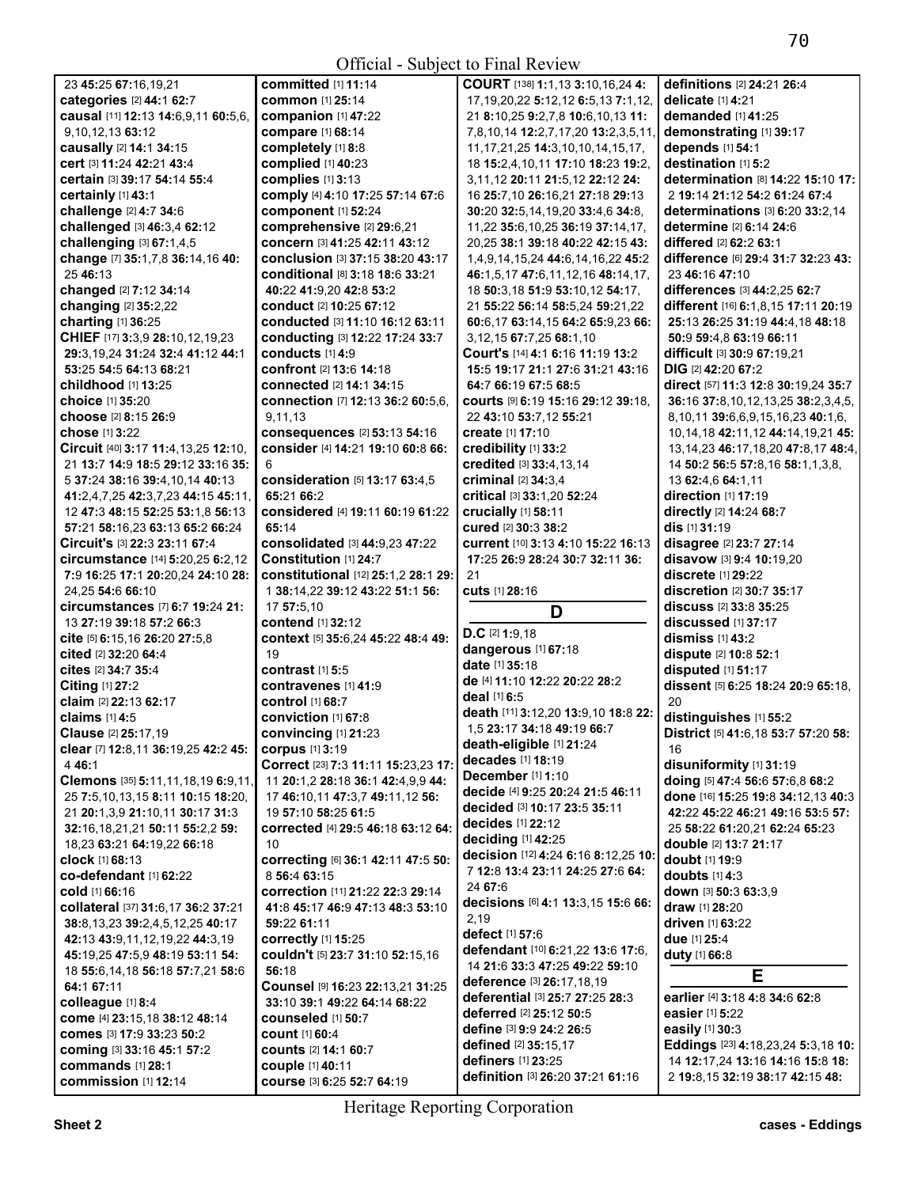23 **45:**25 **67:**16,19,21
**categories** [2] **44:**1 **62:**7
**causal** [11] **12:**13 **14:**6,9,11 **60:**5,6, 9,10,12,13 **63:**12
**causally** [2] **14:**1 **34:**15
**cert** [3] **11:**24 **42:**21 **43:**4
**certain** [3] **39:**17 **54:**14 **55:**4
**certainly** [1] **43:**1
**challenge** [2] **4:**7 **34:**6
**challenged** [3] **46:**3,4 **62:**12
**challenging** [3] **67:**1,4,5
**change** [7] **35:**1,7,8 **36:**14,16 **40:** 25 **46:**13
**changed** [2] **7:**12 **34:**14
**changing** [2] **35:**2,22
**charting** [1] **36:**25
**CHIEF** [17] **3:**3,9 **28:**10,12,19,23 **29:**3,19,24 **31:**24 **32:**4 **41:**12 **44:**1 **53:**25 **54:**5 **64:**13 **68:**21
**childhood** [1] **13:**25
**choice** [1] **35:**20
**choose** [2] **8:**15 **26:**9
**chose** [1] **3:**22
**Circuit** [40] **3:**17 **11:**4,13,25 **12:**10, 21 **13:**7 **14:**9 **18:**5 **29:**12 **33:**16 **35:** 5 **37:**24 **38:**16 **39:**4,10,14 **40:**13 **41:**2,4,7,25 **42:**3,7,23 **44:**15 **45:**11, 12 **47:**3 **48:**15 **52:**25 **53:**1,8 **56:**13 **57:**21 **58:**16,23 **63:**13 **65:**2 **66:**24
**Circuit's** [3] **22:**3 **23:**11 **67:**4
**circumstance** [14] **5:**20,25 **6:**2,12 **7:**9 **16:**25 **17:**1 **20:**20,24 **24:**10 **28:** 24,25 **54:**6 **66:**10
**circumstances** [7] **6:**7 **19:**24 **21:** 13 **27:**19 **39:**18 **57:**2 **66:**3
**cite** [5] **6:**15,16 **26:**20 **27:**5,8
**cited** [2] **32:**20 **64:**4
**cites** [2] **34:**7 **35:**4
**Citing** [1] **27:**2
**claim** [2] **22:**13 **62:**17
**claims** [1] **4:**5
**Clause** [2] **25:**17,19
**clear** [7] **12:**8,11 **36:**19,25 **42:**2 **45:** 4 **46:**1
**Clemons** [35] **5:**11,11,18,19 **6:**9,11, 25 **7:**5,10,13,15 **8:**11 **10:**15 **18:**20, 21 **20:**1,3,9 **21:**10,11 **30:**17 **31:**3 **32:**16,18,21,21 **50:**11 **55:**2,2 **59:** 18,23 **63:**21 **64:**19,22 **66:**18
**clock** [1] **68:**13
**co-defendant** [1] **62:**22
**cold** [1] **66:**16
**collateral** [37] **31:**6,17 **36:**2 **37:**21 **38:**8,13,23 **39:**2,4,5,12,25 **40:**17 **42:**13 **43:**9,11,12,19,22 **44:**3,19 **45:**19,25 **47:**5,9 **48:**19 **53:**11 **54:** 18 **55:**6,14,18 **56:**18 **57:**7,21 **58:**6 **64:**1 **67:**11
**colleague** [1] **8:**4
**come** [4] **23:**15,18 **38:**12 **48:**14
**comes** [3] **17:**9 **33:**23 **50:**2
**coming** [3] **33:**16 **45:**1 **57:**2
**commands** [1] **28:**1
**commission** [1] **12:**14
**committed** [1] **11:**14
**common** [1] **25:**14
**companion** [1] **47:**22
**compare** [1] **68:**14
**completely** [1] **8:**8
**complied** [1] **40:**23
**complies** [1] **3:**13
**comply** [4] **4:**10 **17:**25 **57:**14 **67:**6
**component** [1] **52:**24
**comprehensive** [2] **29:**6,21
**concern** [3] **41:**25 **42:**11 **43:**12
**conclusion** [3] **37:**15 **38:**20 **43:**17
**conditional** [8] **3:**18 **18:**6 **33:**21 **40:**22 **41:**9,20 **42:**8 **53:**2
**conduct** [2] **10:**25 **67:**12
**conducted** [3] **11:**10 **16:**12 **63:**11
**conducting** [3] **12:**22 **17:**24 **33:**7
**conducts** [1] **4:**9
**confront** [2] **13:**6 **14:**18
**connected** [2] **14:**1 **34:**15
**connection** [7] **12:**13 **36:**2 **60:**5,6, 9,11,13
**consequences** [2] **53:**13 **54:**16
**consider** [4] **14:**21 **19:**10 **60:**8 **66:** 6
**consideration** [5] **13:**17 **63:**4,5 **65:**21 **66:**2
**considered** [4] **19:**11 **60:**19 **61:**22 **65:**14
**consolidated** [3] **44:**9,23 **47:**22
**Constitution** [1] **24:**7
**constitutional** [12] **25:**1,2 **28:**1 **29:** 1 **38:**14,22 **39:**12 **43:**22 **51:**1 **56:** 17 **57:**5,10
**contend** [1] **32:**12
**context** [5] **35:**6,24 **45:**22 **48:**4 **49:** 19
**contrast** [1] **5:**5
**contravenes** [1] **41:**9
**control** [1] **68:**7
**conviction** [1] **67:**8
**convincing** [1] **21:**23
**corpus** [1] **3:**19
**Correct** [23] **7:**3 **11:**11 **15:**23,23 **17:** 11 **20:**1,2 **28:**18 **36:**1 **44:**4,9,9 **44:** 17 **46:**10,11 **47:**3,7 **49:**11,12 **56:** 19 **57:**10 **58:**25 **61:**5
**corrected** [4] **29:**5 **46:**18 **63:**12 **64:** 10
**correcting** [6] **36:**1 **42:**11 **47:**5 **50:** 8 **56:**4 **63:**15
**correction** [11] **21:**22 **22:**3 **29:**14 **41:**8 **45:**17 **46:**9 **47:**13 **48:**3 **53:**10 **59:**22 **61:**11
**correctly** [1] **15:**25
**couldn't** [5] **23:**7 **31:**10 **52:**15,16 **56:**18
**Counsel** [9] **16:**23 **22:**13,21 **31:**25 **33:**10 **39:**1 **49:**22 **64:**14 **68:**22
**counseled** [1] **50:**7
**count** [1] **60:**4
**counts** [2] **14:**1 **60:**7
**couple** [1] **40:**11
**course** [3] **6:**25 **52:**7 **64:**19
**COURT** [138] **1:**1,13 **3:**10,16,24 **4:** 17,19,20,22 **5:**12,12 **6:**5,13 **7:**1,12, 21 **8:**10,25 **9:**2,7,8 **10:**6,10,13 **11:** 7,8,10,14 **12:**2,7,17,20 **13:**2,3,5,11, 11,17,21,25 **14:**3,10,10,14,15,17, 18 **15:**2,4,10,11 **17:**10 **18:**23 **19:**2, 3,11,12 **20:**11 **21:**5,12 **22:**12 **24:** 16 **25:**7,10 **26:**16,21 **27:**18 **29:**13 **30:**20 **32:**5,14,19,20 **33:**4,6 **34:**8, 11,22 **35:**6,10,25 **36:**19 **37:**14,17, 20,25 **38:**1 **39:**18 **40:**22 **42:**15 **43:** 1,4,9,14,15,24 **44:**6,14,16,22 **45:**2 **46:**1,5,17 **47:**6,11,12,16 **48:**14,17, 18 **50:**3,18 **51:**9 **53:**10,12 **54:**17, 21 **55:**22 **56:**14 **58:**5,24 **59:**21,22 **60:**6,17 **63:**14,15 **64:**2 **65:**9,23 **66:** 3,12,15 **67:**7,25 **68:**1,10
**Court's** [14] **4:**1 **6:**16 **11:**19 **13:**2 **15:**5 **19:**17 **21:**1 **27:**6 **31:**21 **43:**16 **64:**7 **66:**19 **67:**5 **68:**5
**courts** [9] **6:**19 **15:**16 **29:**12 **39:**18, 22 **43:**10 **53:**7,12 **55:**21
**create** [1] **17:**10
**credibility** [1] **33:**2
**credited** [3] **33:**4,13,14
**criminal** [2] **34:**3,4
**critical** [3] **33:**1,20 **52:**24
**crucially** [1] **58:**11
**cured** [2] **30:**3 **38:**2
**current** [10] **3:**13 **4:**10 **15:**22 **16:**13 **17:**25 **26:**9 **28:**24 **30:**7 **32:**11 **36:** 21
**cuts** [1] **28:**16

## D

**D.C** [2] **1:**9,18
**dangerous** [1] **67:**18
**date** [1] **35:**18
**de** [4] **11:**10 **12:**22 **20:**22 **28:**2
**deal** [1] **6:**5
**death** [11] **3:**12,20 **13:**9,10 **18:**8 **22:** 1,5 **23:**17 **34:**18 **49:**19 **66:**7
**death-eligible** [1] **21:**24
**decades** [1] **18:**19
**December** [1] **1:**10
**decide** [4] **9:**25 **20:**24 **21:**5 **46:**11
**decided** [3] **10:**17 **23:**5 **35:**11
**decides** [1] **22:**12
**deciding** [1] **42:**25
**decision** [12] **4:**24 **6:**16 **8:**12,25 **10:** 7 **12:**8 **13:**4 **23:**11 **24:**25 **27:**6 **64:** 24 **67:**6
**decisions** [6] **4:**1 **13:**3,15 **15:**6 **66:** 2,19
**defect** [1] **57:**6
**defendant** [10] **6:**21,22 **13:**6 **17:**6, 14 **21:**6 **33:**3 **47:**25 **49:**22 **59:**10
**deference** [3] **26:**17,18,19
**deferential** [3] **25:**7 **27:**25 **28:**3
**deferred** [2] **25:**12 **50:**5
**define** [3] **9:**9 **24:**2 **26:**5
**defined** [2] **35:**15,17
**definers** [1] **23:**25
**definition** [3] **26:**20 **37:**21 **61:**16
**definitions** [2] **24:**21 **26:**4
**delicate** [1] **4:**21
**demanded** [1] **41:**25
**demonstrating** [1] **39:**17
**depends** [1] **54:**1
**destination** [1] **5:**2
**determination** [8] **14:**22 **15:**10 **17:** 2 **19:**14 **21:**13 **54:**2 **61:**24 **67:**4
**determinations** [3] **6:**20 **33:**2,14
**determine** [2] **6:**14 **24:**6
**differed** [2] **62:**2 **63:**1
**difference** [6] **29:**4 **31:**7 **32:**23 **43:** 23 **46:**16 **47:**10
**differences** [3] **44:**2,25 **62:**7
**different** [16] **6:**1,8,15 **17:**11 **20:**19 **25:**13 **26:**25 **31:**19 **44:**4,18 **48:**18 **50:**9 **59:**4,8 **63:**19 **66:**19
**difficult** [3] **30:**9 **67:**19,21
**DIG** [2] **42:**20 **67:**2
**direct** [57] **11:**3 **12:**8 **30:**19,24 **35:**7 **36:**16 **37:**8,10,12,13,25 **38:**2,3,4,5, 8,10,11 **39:**6,6,9,15,16,23 **40:**1,6, 10,14,18 **42:**11,12 **44:**14,19,21 **45:** 13,14,23 **46:**17,18,20 **47:**8,17 **48:**4, 14 **50:**2 **56:**5 **57:**8,16 **58:**1,1,3,8, 13 **62:**4,6 **64:**1,11
**direction** [1] **17:**19
**directly** [2] **14:**24 **68:**7
**dis** [1] **31:**19
**disagree** [2] **23:**7 **27:**14
**disavow** [3] **9:**4 **10:**19,20
**discrete** [1] **29:**22
**discretion** [2] **30:**7 **35:**17
**discuss** [2] **33:**8 **35:**25
**discussed** [1] **37:**17
**dismiss** [1] **43:**2
**dispute** [2] **10:**8 **52:**1
**disputed** [1] **51:**17
**dissent** [5] **6:**25 **18:**24 **20:**9 **65:**18, 20
**distinguishes** [1] **55:**2
**District** [5] **41:**6,18 **53:**7 **57:**20 **58:** 16
**disuniformity** [1] **31:**19
**doing** [5] **47:**4 **56:**6 **57:**6,8 **68:**2
**done** [16] **15:**25 **19:**8 **34:**12,13 **40:**3 **42:**22 **45:**22 **46:**21 **49:**16 **53:**5 **57:** 25 **58:**22 **61:**20,21 **62:**24 **65:**23
**double** [2] **13:**7 **21:**17
**doubt** [1] **19:**9
**doubts** [1] **4:**3
**down** [3] **50:**3 **63:**3,9
**draw** [1] **28:**20
**driven** [1] **63:**22
**due** [1] **25:**4
**duty** [1] **66:**8

## E

**earlier** [4] **3:**18 **4:**8 **34:**6 **62:**8
**easier** [1] **5:**22
**easily** [1] **30:**3
**Eddings** [23] **4:**18,23,24 **5:**3,18 **10:** 14 **12:**17,24 **13:**16 **14:**16 **15:**8 **18:** 2 **19:**8,15 **32:**19 **38:**17 **42:**15 **48:**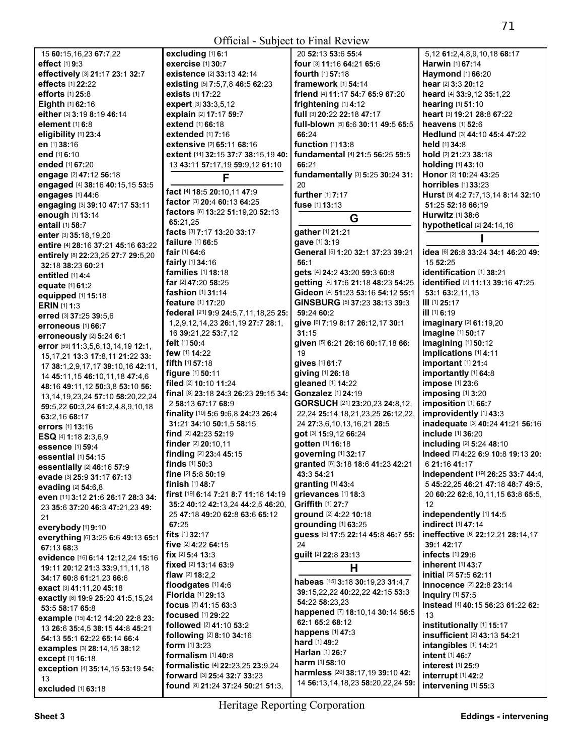15 **60:**15,16,23 **67:**7,22
**effect** [1] **9:**3
**effectively** [3] **21:**17 **23:**1 **32:**7
**effects** [1] **22:**22
**efforts** [1] **25:**8
**Eighth** [1] **62:**16
**either** [3] **3:**19 **8:**19 **46:**14
**element** [1] **6:**8
**eligibility** [1] **23:**4
**en** [1] **38:**16
**end** [1] **6:**10
**ended** [1] **67:**20
**engage** [2] **47:**12 **56:**18
**engaged** [4] **38:**16 **40:**15,15 **53:**5
**engages** [1] **44:**6
**engaging** [3] **39:**10 **47:**17 **53:**11
**enough** [1] **13:**14
**entail** [1] **58:**7
**enter** [3] **35:**18,19,20
**entire** [4] **28:**16 **37:**21 **45:**16 **63:**22
**entirely** [8] **22:**23,25 **27:**7 **29:**5,20 **32:**18 **38:**23 **60:**21
**entitled** [1] **4:**4
**equate** [1] **61:**2
**equipped** [1] **15:**18
**ERIN** [1] **1:**3
**erred** [3] **37:**25 **39:**5,6
**erroneous** [1] **66:**7
**erroneously** [2] **5:**24 **6:**1
**error** [59] **11:**3,5,6,13,14,19 **12:**1, 15,17,21 **13:**3 **17:**8,11 **21:**22 **33:** 17 **38:**1,2,9,17,17 **39:**10,16 **42:**11, 14 **45:**11,15 **46:**10,11,18 **47:**4,6 **48:**16 **49:**11,12 **50:**3,8 **53:**10 **56:** 13,14,19,23,24 **57:**10 **58:**20,22,24 **59:**5,22 **60:**3,24 **61:**2,4,8,9,10,18 **63:**2,16 **68:**17
**errors** [1] **13:**16
**ESQ** [4] **1:**18 **2:**3,6,9
**essence** [1] **59:**4
**essential** [1] **54:**15
**essentially** [2] **46:**16 **57:**9
**evade** [3] **25:**9 **31:**17 **67:**13
**evading** [2] **54:**6,8
**even** [11] **3:**12 **21:**6 **26:**17 **28:**3 **34:** 23 **35:**6 **37:**20 **46:**3 **47:**21,23 **49:** 21
**everybody** [1] **9:**10
**everything** [6] **3:**25 **6:**6 **49:**13 **65:**1 **67:**13 **68:**3
**evidence** [16] **6:**14 **12:**12,24 **15:**16 **19:**11 **20:**12 **21:**3 **33:**9,11,11,18 **34:**17 **60:**8 **61:**21,23 **66:**6
**exact** [3] **41:**11,20 **45:**18
**exactly** [8] **19:**9 **25:**20 **41:**5,15,24 **53:**5 **58:**17 **65:**8
**example** [15] **4:**12 **14:**20 **22:**8 **23:** 13 **26:**6 **35:**4,5 **38:**15 **44:**8 **45:**21 **54:**13 **55:**1 **62:**22 **65:**14 **66:**4
**examples** [3] **28:**14,15 **38:**12
**except** [1] **16:**18
**exception** [4] **35:**14,15 **53:**19 **54:** 13
**excluded** [1] **63:**18
**excluding** [1] **6:**1
**exercise** [1] **30:**7
**existence** [2] **33:**13 **42:**14
**existing** [5] **7:**5,7,8 **46:**5 **62:**23
**exists** [1] **17:**22
**expert** [3] **33:**3,5,12
**explain** [2] **17:**17 **59:**7
**extend** [1] **66:**18
**extended** [1] **7:**16
**extensive** [2] **65:**11 **68:**16
**extent** [11] **32:**15 **37:**7 **38:**15,19 **40:** 13 **43:**11 **57:**17,19 **59:**9,12 **61:**10

## F

**fact** [4] **18:**5 **20:**10,11 **47:**9
**factor** [3] **20:**4 **60:**13 **64:**25
**factors** [6] **13:**22 **51:**19,20 **52:**13 **65:**21,25
**facts** [3] **7:**17 **13:**20 **33:**17
**failure** [1] **66:**5
**fair** [1] **64:**6
**fairly** [1] **34:**16
**families** [1] **18:**18
**far** [2] **47:**20 **58:**25
**fashion** [1] **31:**14
**feature** [1] **17:**20
**federal** [21] **9:**9 **24:**5,7,11,18,25 **25:** 1,2,9,12,14,23 **26:**1,19 **27:**7 **28:**1, 16 **39:**21,22 **53:**7,12
**felt** [1] **50:**4
**few** [1] **14:**22
**fifth** [1] **57:**18
**figure** [1] **50:**11
**filed** [2] **10:**10 **11:**24
**final** [8] **23:**18 **24:**3 **26:**23 **29:**15 **34:** 2 **58:**13 **67:**17 **68:**9
**finality** [10] **5:**6 **9:**6,8 **24:**23 **26:**4 **31:**21 **34:**10 **50:**1,5 **58:**15
**find** [2] **42:**23 **52:**19
**finder** [2] **20:**10,11
**finding** [2] **23:**4 **45:**15
**finds** [1] **50:**3
**fine** [2] **5:**8 **50:**19
**finish** [1] **48:**7
**first** [19] **6:**14 **7:**21 **8:**7 **11:**16 **14:**19 **35:**2 **40:**12 **42:**13,24 **44:**2,5 **46:**20, 25 **47:**18 **49:**20 **62:**8 **63:**6 **65:**12 **67:**25
**fits** [1] **32:**17
**five** [2] **4:**22 **64:**15
**fix** [2] **5:**4 **13:**3
**fixed** [2] **13:**14 **63:**9
**flaw** [2] **18:**2,2
**floodgates** [1] **4:**6
**Florida** [1] **29:**13
**focus** [2] **41:**15 **63:**3
**focused** [1] **29:**22
**followed** [2] **41:**10 **53:**2
**following** [2] **8:**10 **34:**16
**form** [1] **3:**23
**formalism** [1] **40:**8
**formalistic** [4] **22:**23,25 **23:**9,24
**forward** [3] **25:**4 **32:**7 **33:**23
**found** [8] **21:**24 **37:**24 **50:**21 **51:**3, 20 **52:**13 **53:**6 **55:**4
**four** [3] **11:**16 **64:**21 **65:**6
**fourth** [1] **57:**18
**framework** [1] **54:**14
**friend** [4] **11:**17 **54:**7 **65:**9 **67:**20
**frightening** [1] **4:**12
**full** [3] **20:**22 **22:**18 **47:**17
**full-blown** [5] **6:**6 **30:**11 **49:**5 **65:**5 **66:**24
**function** [1] **13:**8
**fundamental** [4] **21:**5 **56:**25 **59:**5 **66:**21
**fundamentally** [3] **5:**25 **30:**24 **31:** 20
**further** [1] **7:**17
**fuse** [1] **13:**13

## G

**gather** [1] **21:**21
**gave** [1] **3:**19
**General** [5] **1:**20 **32:**1 **37:**23 **39:**21 **56:**1
**gets** [4] **24:**2 **43:**20 **59:**3 **60:**8
**getting** [4] **17:**6 **21:**18 **48:**23 **54:**25
**Gideon** [4] **51:**23 **53:**16 **54:**12 **55:**1
**GINSBURG** [5] **37:**23 **38:**13 **39:**3 **59:**24 **60:**2
**give** [6] **7:**19 **8:**17 **26:**12,17 **30:**1 **31:**15
**given** [5] **6:**21 **26:**16 **60:**17,18 **66:** 19
**gives** [1] **61:**7
**giving** [1] **26:**18
**gleaned** [1] **14:**22
**Gonzalez** [1] **24:**19
**GORSUCH** [21] **23:**20,23 **24:**8,12, 22,24 **25:**14,18,21,23,25 **26:**12,22, 24 **27:**3,6,10,13,16,21 **28:**5
**got** [3] **15:**9,12 **66:**24
**gotten** [1] **16:**18
**governing** [1] **32:**17
**granted** [6] **3:**18 **18:**6 **41:**23 **42:**21 **43:**3 **54:**21
**granting** [1] **43:**4
**grievances** [1] **18:**3
**Griffith** [1] **27:**7
**ground** [2] **4:**22 **10:**18
**grounding** [1] **63:**25
**guess** [5] **17:**5 **22:**14 **45:**8 **46:**7 **55:** 24
**guilt** [2] **22:**8 **23:**13

## H

**habeas** [15] **3:**18 **30:**19,23 **31:**4,7 **39:**15,22,22 **40:**22,22 **42:**15 **53:**3 **54:**22 **58:**23,23
**happened** [7] **18:**10,14 **30:**14 **56:**5 **62:**1 **65:**2 **68:**12
**happens** [1] **47:**3
**hard** [1] **49:**2
**Harlan** [1] **26:**7
**harm** [1] **58:**10
**harmless** [20] **38:**17,19 **39:**10 **42:** 14 **56:**13,14,18,23 **58:**20,22,24 **59:** 5,12 **61:**2,4,8,9,10,18 **68:**17
**Harwin** [1] **67:**14
**Haymond** [1] **66:**20
**hear** [2] **3:**3 **20:**12
**heard** [4] **33:**9,12 **35:**1,22
**hearing** [1] **51:**10
**heart** [3] **19:**21 **28:**8 **67:**22
**heavens** [1] **52:**6
**Hedlund** [3] **44:**10 **45:**4 **47:**22
**held** [1] **34:**8
**hold** [2] **21:**23 **38:**18
**holding** [1] **43:**10
**Honor** [2] **10:**24 **43:**25
**horribles** [1] **33:**23
**Hurst** [9] **4:**2 **7:**7,13,14 **8:**14 **32:**10 **51:**25 **52:**18 **66:**19
**Hurwitz** [1] **38:**6
**hypothetical** [2] **24:**14,16

## I

**idea** [6] **26:**8 **33:**24 **34:**1 **46:**20 **49:** 15 **52:**25
**identification** [1] **38:**21
**identified** [7] **11:**13 **39:**16 **47:**25 **53:**1 **63:**2,11,13
**Ill** [1] **25:**17
**ill** [1] **6:**19
**imaginary** [2] **61:**19,20
**imagine** [1] **50:**17
**imagining** [1] **50:**12
**implications** [1] **4:**11
**important** [1] **21:**4
**importantly** [1] **64:**8
**impose** [1] **23:**6
**imposing** [1] **3:**20
**imposition** [1] **66:**7
**improvidently** [1] **43:**3
**inadequate** [3] **40:**24 **41:**21 **56:**16
**include** [1] **36:**20
**including** [2] **5:**24 **48:**10
**Indeed** [7] **4:**22 **6:**9 **10:**8 **19:**13 **20:** 6 **21:**16 **41:**17
**independent** [19] **26:**25 **33:**7 **44:**4, 5 **45:**22,25 **46:**21 **47:**18 **48:**7 **49:**5, 20 **60:**22 **62:**6,10,11,15 **63:**8 **65:**5, 12
**independently** [1] **14:**5
**indirect** [1] **47:**14
**ineffective** [6] **22:**12,21 **28:**14,17 **39:**1 **42:**17
**infects** [1] **29:**6
**inherent** [1] **43:**7
**initial** [2] **57:**5 **62:**11
**innocence** [2] **22:**8 **23:**14
**inquiry** [1] **57:**5
**instead** [4] **40:**15 **56:**23 **61:**22 **62:** 13
**institutionally** [1] **15:**17
**insufficient** [2] **43:**13 **54:**21
**intangibles** [1] **14:**21
**intent** [1] **46:**7
**interest** [1] **25:**9
**interrupt** [1] **42:**2
**intervening** [1] **55:**3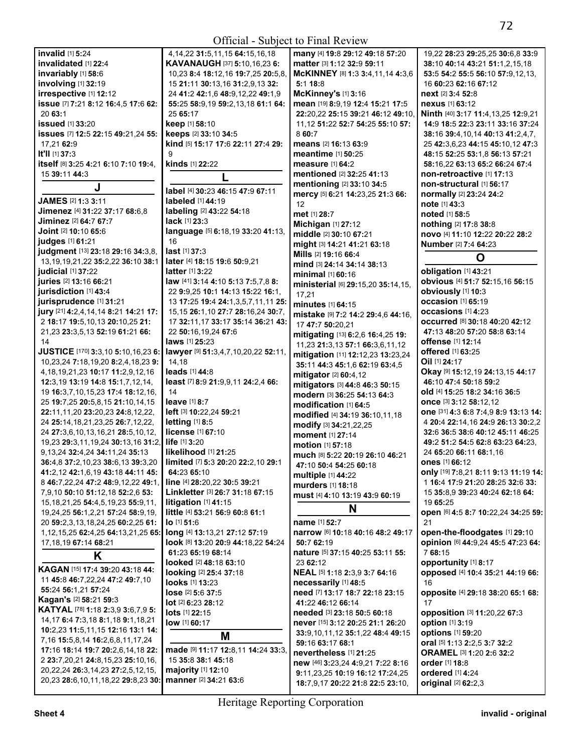**invalid** [1] **5**:24
**invalidated** [1] **22**:4
**invariably** [1] **58**:6
**involving** [1] **32**:19
**irrespective** [1] **12**:12
**issue** [7] **7**:21 **8**:12 **16**:4,5 **17**:6 **62**:20 **63**:1
**issued** [1] **33**:20
**issues** [7] **12**:5 **22**:15 **49**:21,24 **55**:17,21 **62**:9
**It'll** [1] **37**:3
**itself** [8] **3**:25 **4**:21 **6**:10 **7**:10 **19**:4,15 **39**:11 **44**:3

## J

**JAMES** [2] **1**:3 **3**:11
**Jimenez** [4] **31**:22 **37**:17 **68**:6,8
**Jiminez** [2] **64**:7 **67**:7
**Joint** [2] **10**:10 **65**:6
**judges** [1] **61**:21
**judgment** [13] **23**:18 **29**:16 **34**:3,8,13,19,19,21,22 **35**:2,22 **36**:10 **38**:1
**judicial** [1] **37**:22
**juries** [2] **13**:16 **66**:21
**jurisdiction** [1] **43**:4
**jurisprudence** [1] **31**:21
**jury** [21] **4**:2,4,14,14 **8**:21 **14**:21 **17**:2 **18**:17 **19**:5,10,13 **20**:10,25 **21**:21,23 **23**:3,5,13 **52**:19 **61**:21 **66**:14
**JUSTICE** [170] **3**:3,10 **5**:10,16,23 **6**:10,23,24 **7**:18,19,20 **8**:2,4,18,23 **9**:4,18,19,21,23 **10**:17 **11**:2,9,12,16 **12**:3,19 **13**:19 **14**:8 **15**:1,7,12,14,19 **16**:3,7,10,15,23 **17**:4 **18**:12,16,25 **19**:7,25 **20**:5,8,15 **21**:10,14,15 **22**:11,11,20 **23**:20,23 **24**:8,12,22,24 **25**:14,18,21,23,25 **26**:7,12,22,24 **27**:3,6,10,13,16,21 **28**:5,10,12,19,23 **29**:3,11,19,24 **30**:13,16 **31**:2,9,13,24 **32**:4,24 **34**:11,24 **35**:13 **36**:4,8 **37**:2,10,23 **38**:6,13 **39**:3,20 **41**:2,12 **42**:1,6,19 **43**:18 **44**:11 **45**:8 **46**:7,22,24 **47**:2 **48**:9,12,22 **49**:1,7,9,10 **50**:10 **51**:12,18 **52**:2,6 **53**:15,18,21,25 **54**:4,5,19,23 **55**:9,11,19,24,25 **56**:1,2,21 **57**:24 **58**:9,19,20 **59**:2,3,13,18,24,25 **60**:2,25 **61**:1,12,15,25 **62**:4,25 **64**:13,21,25 **65**:17,18,19 **67**:14 **68**:21

## K

**KAGAN** [15] **17**:4 **39**:20 **43**:18 **44**:11 **45**:8 **46**:7,22,24 **47**:2 **49**:7,10 **55**:24 **56**:1,21 **57**:24
**Kagan's** [2] **58**:21 **59**:3
**KATYAL** [78] **1**:18 **2**:3,9 **3**:6,7,9 **5**:14,17 **6**:4 **7**:3,18 **8**:1,18 **9**:1,18,21 **10**:2,23 **11**:5,11,15 **12**:16 **13**:1 **14**:7,16 **15**:5,8,14 **16**:2,6,8,11,17,24 **17**:16 **18**:14 **19**:7 **20**:2,6,14,18 **22**:2 **23**:7,20,21 **24**:8,15,23 **25**:10,16,20,22,24 **26**:3,14,23 **27**:2,5,12,15,20,23 **28**:6,10,11,18,22 **29**:8,23 **30**:4,14,22 **31**:5,11,15 **64**:15,16,18
**KAVANAUGH** [37] **5**:10,16,23 **6**:10,23 **8**:4 **18**:12,16 **19**:7,25 **20**:5,8,15 **21**:11 **30**:13,16 **31**:2,9,13 **32**:24 **41**:2 **42**:1,6 **48**:9,12,22 **49**:1,9 **55**:25 **58**:9,19 **59**:2,13,18 **61**:1 **64**:25 **65**:17
**keep** [1] **58**:10
**keeps** [2] **33**:10 **34**:5
**kind** [5] **15**:17 **17**:6 **22**:11 **27**:4 **29**:9
**kinds** [1] **22**:22

## L

**label** [4] **30**:23 **46**:15 **47**:9 **67**:11
**labeled** [1] **44**:19
**labeling** [2] **43**:22 **54**:18
**lack** [1] **23**:3
**language** [5] **6**:18,19 **33**:20 **41**:13,16
**last** [1] **37**:3
**later** [4] **18**:15 **19**:6 **50**:9,21
**latter** [1] **3**:22
**law** [41] **3**:14 **4**:10 **5**:13 **7**:5,7,8 **8**:22 **9**:9,25 **10**:1 **14**:13 **15**:22 **16**:1,13 **17**:25 **19**:4 **24**:1,3,5,7,11,11 **25**:15,15 **26**:1,10 **27**:7 **28**:16,21 **30**:7,17 **32**:11,17 **33**:17 **35**:14 **36**:21 **43**:22 **50**:16,19,24 **67**:6
**laws** [1] **25**:23
**lawyer** [9] **51**:3,4,7,10,20,22 **52**:11,14,18
**leads** [1] **44**:8
**least** [7] **8**:9 **21**:9,9,11 **24**:2,4 **66**:14
**leave** [1] **8**:7
**left** [3] **10**:22,24 **59**:21
**letting** [1] **8**:5
**license** [1] **67**:10
**life** [1] **3**:20
**likelihood** [1] **21**:25
**limited** [7] **5**:3 **20**:20 **22**:2,10 **29**:1 **64**:23 **65**:10
**line** [4] **28**:20,22 **30**:5 **39**:21
**Linkletter** [3] **26**:7 **31**:18 **67**:15
**litigation** [1] **41**:15
**little** [4] **53**:21 **56**:9 **60**:8 **61**:1
**lo** [1] **51**:6
**long** [4] **13**:13,21 **27**:12 **57**:19
**look** [8] **13**:20 **20**:9 **44**:18,22 **54**:24 **61**:23 **65**:19 **68**:14
**looked** [2] **48**:18 **63**:10
**looking** [2] **25**:4 **37**:18
**looks** [1] **13**:23
**lose** [2] **5**:6 **37**:5
**lot** [2] **6**:23 **28**:12
**lots** [1] **22**:15
**low** [1] **60**:17

## M

**made** [9] **11**:17 **12**:8,11 **14**:24 **33**:3,15 **35**:8 **38**:1 **45**:18
**majority** [1] **12**:10
**manner** [2] **34**:21 **63**:6
**many** [4] **19**:8 **29**:12 **49**:18 **57**:20
**matter** [3] **1**:12 **32**:9 **59**:11
**McKINNEY** [8] **1**:3 **3**:4,11,14 **4**:3,6 **5**:1 **18**:8
**McKinney's** [1] **3**:16
**mean** [19] **8**:9,19 **12**:4 **15**:21 **17**:5 **22**:20,22 **25**:15 **39**:21 **46**:12 **49**:10,11,12 **51**:22 **52**:7 **54**:25 **55**:10 **57**:8 **60**:7
**means** [2] **16**:13 **63**:9
**meantime** [1] **50**:25
**measure** [1] **64**:2
**mentioned** [2] **32**:25 **41**:13
**mentioning** [2] **33**:10 **34**:5
**mercy** [5] **6**:21 **14**:23,25 **21**:3 **66**:12
**met** [1] **28**:7
**Michigan** [1] **27**:12
**middle** [2] **30**:10 **67**:21
**might** [3] **14**:21 **41**:21 **63**:18
**Mills** [2] **19**:16 **66**:4
**mind** [3] **24**:14 **34**:14 **38**:13
**minimal** [1] **60**:16
**ministerial** [6] **29**:15,20 **35**:14,15, 17,21
**minutes** [1] **64**:15
**mistake** [9] **7**:2 **14**:2 **29**:4,6 **44**:16,17 **47**:7 **50**:20,21
**mitigating** [13] **6**:2,6 **16**:4,25 **19**:11,23 **21**:3,13 **57**:1 **66**:3,6,11,12
**mitigation** [11] **12**:12,23 **13**:23,24 **35**:11 **44**:3 **45**:1,6 **62**:19 **63**:4,5
**mitigator** [2] **60**:4,12
**mitigators** [3] **44**:8 **46**:3 **50**:15
**modern** [3] **36**:25 **54**:13 **64**:3
**modification** [1] **64**:5
**modified** [4] **34**:19 **36**:10,11,18
**modify** [3] **34**:21,22,25
**moment** [1] **27**:14
**motion** [1] **57**:18
**much** [8] **5**:22 **20**:19 **26**:10 **46**:21 **47**:10 **50**:4 **54**:25 **60**:18
**multiple** [1] **44**:22
**murders** [1] **18**:18
**must** [4] **4**:10 **13**:19 **43**:9 **60**:19

## N

**name** [1] **52**:7
**narrow** [6] **10**:18 **40**:16 **48**:2 **49**:17 **50**:7 **62**:19
**nature** [5] **37**:15 **40**:25 **53**:11 **55**:23 **62**:12
**NEAL** [5] **1**:18 **2**:3,9 **3**:7 **64**:16
**necessarily** [1] **48**:5
**need** [7] **13**:17 **18**:7 **22**:18 **23**:15 **41**:22 **46**:12 **66**:14
**needed** [3] **23**:18 **50**:5 **60**:18
**never** [15] **3**:12 **20**:25 **21**:1 **26**:20 **33**:9,10,11,12 **35**:1,22 **48**:4 **49**:15 **59**:16 **63**:17 **68**:1
**nevertheless** [1] **21**:25
**new** [46] **3**:23,24 **4**:9,21 **7**:22 **8**:16 **9**:11,23,25 **10**:19 **16**:12 **17**:24,25 **18**:7,9,17 **20**:22 **21**:8 **22**:5 **23**:10,19,22 **28**:23 **29**:25,25 **30**:6,8 **33**:9 **38**:10 **40**:14 **43**:21 **51**:1,2,15,18 **53**:5 **54**:2 **55**:5 **56**:10 **57**:9,12,13,16 **60**:23 **62**:16 **67**:12
**next** [2] **3**:4 **52**:8
**nexus** [1] **63**:12
**Ninth** [40] **3**:17 **11**:4,13,25 **12**:9,21 **14**:9 **18**:5 **22**:3 **23**:11 **33**:16 **37**:24 **38**:16 **39**:4,10,14 **40**:13 **41**:2,4,7,25 **42**:3,6,23 **44**:15 **45**:10,12 **47**:3 **48**:15 **52**:25 **53**:1,8 **56**:13 **57**:21 **58**:16,22 **63**:13 **65**:2 **66**:24 **67**:4
**non-retroactive** [1] **17**:13
**non-structural** [1] **56**:17
**normally** [2] **23**:24 **24**:2
**note** [1] **43**:3
**noted** [1] **58**:5
**nothing** [2] **17**:8 **38**:8
**novo** [4] **11**:10 **12**:22 **20**:22 **28**:2
**Number** [2] **7**:4 **64**:23

## O

**obligation** [1] **43**:21
**obvious** [4] **51**:7 **52**:15,16 **56**:15
**obviously** [1] **10**:3
**occasion** [1] **65**:19
**occasions** [1] **4**:23
**occurred** [8] **30**:18 **40**:20 **42**:12 **47**:13 **48**:20 **57**:20 **58**:8 **63**:14
**offense** [1] **12**:14
**offered** [1] **63**:25
**Oil** [1] **24**:17
**Okay** [9] **15**:12,19 **24**:13,15 **44**:17 **46**:10 **47**:4 **50**:18 **59**:2
**old** [4] **15**:25 **18**:2 **34**:16 **36**:5
**once** [3] **3**:12 **58**:12,12
**one** [31] **4**:3 **6**:8 **7**:4,9 **8**:9 **13**:13 **14**:4 **20**:4 **22**:14,16 **24**:9 **26**:13 **30**:2,2 **32**:6 **36**:5 **38**:6 **40**:12 **45**:11 **46**:25 **49**:2 **51**:2 **54**:5 **62**:8 **63**:23 **64**:23,24 **65**:20 **66**:11 **68**:1,16
**ones** [1] **66**:12
**only** [19] **7**:8,21 **8**:11 **9**:13 **11**:19 **14**:1 **16**:4 **17**:9 **21**:20 **28**:25 **32**:6 **33**:15 **35**:8,9 **39**:23 **40**:24 **62**:18 **64**:19 **65**:25
**open** [6] **4**:5 **8**:7 **10**:22,24 **34**:25 **59**:21
**open-the-floodgates** [1] **29**:10
**opinion** [6] **44**:9,24 **45**:5 **47**:23 **64**:7 **68**:15
**opportunity** [1] **8**:17
**opposed** [4] **10**:4 **35**:21 **44**:19 **66**:16
**opposite** [4] **29**:18 **38**:20 **65**:1 **68**:17
**opposition** [3] **11**:20,22 **67**:3
**option** [1] **3**:19
**options** [1] **59**:20
**oral** [5] **1**:13 **2**:2,5 **3**:7 **32**:2
**ORAMEL** [3] **1**:20 **2**:6 **32**:2
**order** [1] **18**:8
**ordered** [1] **4**:24
**original** [2] **62**:2,3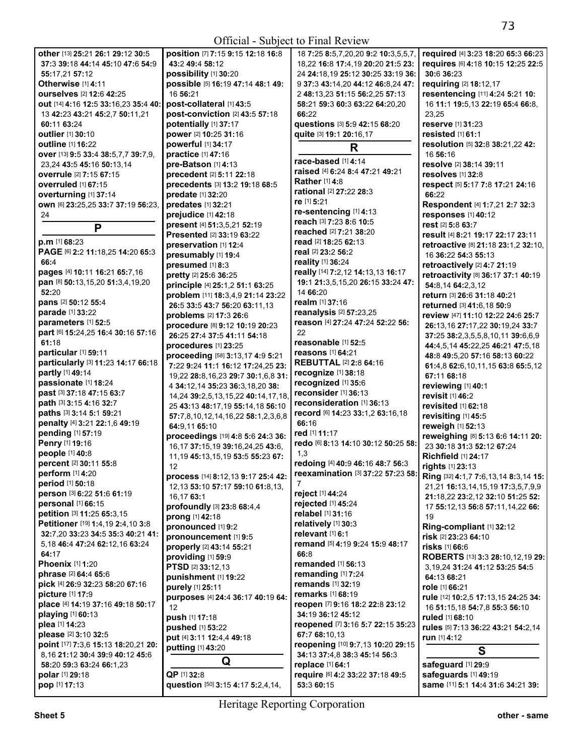Official - Subject to Final Review

**other** [13] **25:**21 **26:**1 **29:**12 **30:**5 **37:**3 **39:**18 **44:**14 **45:**10 **47:**6 **54:**9 **55:**17,21 **57:**12
**Otherwise** [1] **4:**11
**ourselves** [2] **12:**6 **42:**25
**out** [14] **4:**16 **12:**5 **33:**16,23 **35:**4 **40:**13 **42:**23 **43:**21 **45:**2,7 **50:**11,21 **60:**11 **63:**24
**outlier** [1] **30:**10
**outline** [1] **16:**22
**over** [13] **9:**5 **33:**4 **38:**5,7,7 **39:**7,9, 23,24 **43:**5 **45:**16 **50:**13,14
**overrule** [2] **7:**15 **67:**15
**overruled** [1] **67:**15
**overturning** [1] **37:**14
**own** [6] **23:**25,25 **33:**7 **37:**19 **56:**23, 24

## P

**p.m** [1] **68:**23
**PAGE** [6] **2:**2 **11:**18,25 **14:**20 **65:**3 **66:**4
**pages** [4] **10:**11 **16:**21 **65:**7,16
**pan** [8] **50:**13,15,20 **51:**3,4,19,20 **52:**20
**pans** [2] **50:**12 **55:**4
**parade** [1] **33:**22
**parameters** [1] **52:**5
**part** [6] **15:**24,25 **16:**4 **30:**16 **57:**16 **61:**18
**particular** [1] **59:**11
**particularly** [3] **11:**23 **14:**17 **66:**18
**partly** [1] **49:**14
**passionate** [1] **18:**24
**past** [3] **37:**18 **47:**15 **63:**7
**path** [3] **3:**15 **4:**16 **32:**7
**paths** [3] **3:**14 **5:**1 **59:**21
**penalty** [4] **3:**21 **22:**1,6 **49:**19
**pending** [1] **57:**19
**Penry** [1] **19:**16
**people** [1] **40:**8
**percent** [2] **30:**11 **55:**8
**perform** [1] **4:**20
**period** [1] **50:**18
**person** [3] **6:**22 **51:**6 **61:**19
**personal** [1] **66:**15
**petition** [3] **11:**25 **65:**3,15
**Petitioner** [19] **1:**4,19 **2:**4,10 **3:**8 **32:**7,20 **33:**23 **34:**5 **35:**3 **40:**21 **41:**5,18 **46:**4 **47:**24 **62:**12,16 **63:**24 **64:**17
**Phoenix** [1] **1:**20
**phrase** [2] **64:**4 **65:**6
**pick** [4] **26:**9 **32:**23 **58:**20 **67:**16
**picture** [1] **17:**9
**place** [4] **14:**19 **37:**16 **49:**18 **50:**17
**playing** [1] **60:**13
**plea** [1] **14:**23
**please** [2] **3:**10 **32:**5
**point** [17] **7:**3,6 **15:**13 **18:**20,21 **20:**8,16 **21:**12 **30:**4 **39:**9 **40:**12 **45:**6 **58:**20 **59:**3 **63:**24 **66:**1,23
**polar** [1] **29:**18
**pop** [1] **17:**13
**position** [7] **7:**15 **9:**15 **12:**18 **16:**8 **43:**2 **49:**4 **58:**12
**possibility** [1] **30:**20
**possible** [5] **16:**19 **47:**14 **48:**1 **49:**16 **56:**21
**post-collateral** [1] **43:**5
**post-conviction** [2] **43:**5 **57:**18
**potentially** [1] **37:**17
**power** [2] **10:**25 **31:**16
**powerful** [1] **34:**17
**practice** [1] **47:**16
**pre-Batson** [1] **4:**13
**precedent** [2] **5:**11 **22:**18
**precedents** [3] **13:**2 **19:**18 **68:**5
**predate** [1] **32:**20
**predates** [1] **32:**21
**prejudice** [1] **42:**18
**present** [4] **51:**3,5,21 **52:**19
**Presented** [2] **33:**19 **63:**22
**preservation** [1] **12:**4
**presumably** [1] **19:**4
**presumed** [1] **8:**3
**pretty** [2] **25:**6 **36:**25
**principle** [4] **25:**1,2 **51:**1 **63:**25
**problem** [11] **18:**3,4,9 **21:**14 **23:**22 **26:**5 **33:**5 **43:**7 **56:**20 **63:**11,13
**problems** [2] **17:**3 **26:**6
**procedure** [8] **9:**12 **10:**19 **20:**23 **26:**25 **27:**4 **37:**5 **41:**11 **54:**18
**procedures** [1] **23:**25
**proceeding** [58] **3:**13,17 **4:**9 **5:**21 **7:**22 **9:**24 **11:**1 **16:**12 **17:**24,25 **23:**19,22 **28:**8,16,23 **29:**7 **30:**1,6,8 **31:**4 **34:**12,14 **35:**23 **36:**3,18,20 **38:**14,24 **39:**2,5,13,15,22 **40:**14,17,18, 25 **43:**13 **48:**17,19 **55:**14,18 **56:**10 **57:**7,8,10,12,14,16,22 **58:**1,2,3,6,8 **64:**9,11 **65:**10
**proceedings** [19] **4:**8 **5:**6 **24:**3 **36:**16,17 **37:**15,19 **39:**16,24,25 **43:**6, 11,19 **45:**13,15,19 **53:**5 **55:**23 **67:**12
**process** [14] **8:**12,13 **9:**17 **25:**4 **42:**12,13 **53:**10 **57:**17 **59:**10 **61:**8,13, 16,17 **63:**1
**profoundly** [3] **23:**8 **68:**4,4
**prong** [1] **42:**18
**pronounced** [1] **9:**2
**pronouncement** [1] **9:**5
**properly** [2] **43:**14 **55:**21
**providing** [1] **59:**9
**PTSD** [2] **33:**12,13
**punishment** [1] **19:**22
**purely** [1] **25:**11
**purposes** [4] **24:**4 **36:**17 **40:**19 **64:**12
**push** [1] **17:**18
**pushed** [1] **53:**22
**put** [4] **3:**11 **12:**4,4 **49:**18
**putting** [1] **43:**20

## Q

**QP** [1] **32:**8
**question** [50] **3:**15 **4:**17 **5:**2,4,14, 18 **7:**25 **8:**5,7,20,20 **9:**2 **10:**3,5,5,7, 18,22 **16:**8 **17:**4,19 **20:**20 **21:**5 **23:**24 **24:**18,19 **25:**12 **30:**25 **33:**19 **36:**9 **37:**3 **43:**14,20 **44:**12 **46:**8,24 **47:**2 **48:**13,23 **51:**15 **56:**2,25 **57:**13 **58:**21 **59:**3 **60:**3 **63:**22 **64:**20,20 **66:**22
**questions** [3] **5:**9 **42:**15 **68:**20
**quite** [3] **19:**1 **20:**16,17

## R

**race-based** [1] **4:**14
**raised** [4] **6:**24 **8:**4 **47:**21 **49:**21
**Rather** [1] **4:**8
**rational** [2] **27:**22 **28:**3
**re** [1] **5:**21
**re-sentencing** [1] **4:**13
**reach** [3] **7:**23 **8:**6 **10:**5
**reached** [2] **7:**21 **38:**20
**read** [2] **18:**25 **62:**13
**real** [2] **23:**2 **56:**2
**reality** [1] **36:**24
**really** [14] **7:**2,12 **14:**13,13 **16:**17 **19:**1 **21:**3,5,15,20 **26:**15 **33:**24 **47:**14 **66:**20
**realm** [1] **37:**16
**reanalysis** [2] **57:**23,25
**reason** [4] **27:**24 **47:**24 **52:**22 **56:**22
**reasonable** [1] **52:**5
**reasons** [1] **64:**21
**REBUTTAL** [2] **2:**8 **64:**16
**recognize** [1] **38:**18
**recognized** [1] **35:**6
**reconsider** [1] **36:**13
**reconsideration** [1] **36:**13
**record** [6] **14:**23 **33:**1,2 **63:**16,18 **66:**16
**red** [1] **11:**17
**redo** [6] **8:**13 **14:**10 **30:**12 **50:**25 **58:**1,3
**redoing** [4] **40:**9 **46:**16 **48:**7 **56:**3
**reexamination** [3] **37:**22 **57:**23 **58:**7
**reject** [1] **44:**24
**rejected** [1] **45:**24
**relabel** [1] **31:**16
**relatively** [1] **30:**3
**relevant** [1] **6:**1
**remand** [5] **4:**19 **9:**24 **15:**9 **48:**17 **66:**8
**remanded** [1] **56:**13
**remanding** [1] **7:**24
**remands** [1] **32:**19
**remarks** [1] **68:**19
**reopen** [7] **9:**16 **18:**2 **22:**8 **23:**12 **34:**19 **36:**12 **45:**12
**reopened** [7] **3:**16 **5:**7 **22:**15 **35:**23 **67:**7 **68:**10,13
**reopening** [10] **9:**7,13 **10:**20 **29:**15 **34:**13 **37:**4,8 **38:**3 **45:**14 **56:**3
**replace** [1] **64:**1
**require** [6] **4:**2 **33:**22 **37:**18 **49:**5 **53:**3 **60:**15
**required** [4] **3:**23 **18:**20 **65:**3 **66:**23
**requires** [6] **4:**18 **10:**15 **12:**25 **22:**5 **30:**6 **36:**23
**requiring** [2] **18:**12,17
**resentencing** [11] **4:**24 **5:**21 **10:**16 **11:**1 **19:**5,13 **22:**19 **65:**4 **66:**8, 23,25
**reserve** [1] **31:**23
**resisted** [1] **61:**1
**resolution** [5] **32:**8 **38:**21,22 **42:**16 **56:**16
**resolve** [2] **38:**14 **39:**11
**resolves** [1] **32:**8
**respect** [5] **5:**17 **7:**8 **17:**21 **24:**16 **66:**22
**Respondent** [4] **1:**7,21 **2:**7 **32:**3
**responses** [1] **40:**12
**rest** [2] **5:**8 **63:**7
**result** [4] **8:**21 **19:**17 **22:**17 **23:**11
**retroactive** [8] **21:**18 **23:**1,2 **32:**10, 16 **36:**22 **54:**3 **55:**13
**retroactively** [2] **4:**7 **21:**19
**retroactivity** [8] **36:**17 **37:**1 **40:**19 **54:**8,14 **64:**2,3,12
**return** [3] **26:**6 **31:**18 **40:**21
**returned** [3] **41:**6,18 **50:**9
**review** [47] **11:**10 **12:**22 **24:**6 **25:**7 **26:**13,16 **27:**17,22 **30:**19,24 **33:**7 **37:**25 **38:**2,3,5,5,8,10,11 **39:**6,6,9 **44:**4,5,14 **45:**22,25 **46:**21 **47:**5,18 **48:**8 **49:**5,20 **57:**16 **58:**13 **60:**22 **61:**4,8 **62:**6,10,11,15 **63:**8 **65:**5,12 **67:**11 **68:**18
**reviewing** [1] **40:**1
**revisit** [1] **46:**2
**revisited** [1] **62:**18
**revisiting** [1] **45:**5
**reweigh** [1] **52:**13
**reweighing** [8] **5:**13 **6:**6 **14:**11 **20:**23 **30:**18 **31:**3 **52:**12 **67:**24
**Richfield** [1] **24:**17
**rights** [1] **23:**13
**Ring** [32] **4:**1,7 **7:**6,13,14 **8:**3,14 **15:**21,21 **16:**13,14,15,19 **17:**3,5,7,9,9 **21:**18,22 **23:**2,12 **32:**10 **51:**25 **52:**17 **55:**12,13 **56:**8 **57:**11,14,22 **66:**19
**Ring-compliant** [1] **32:**12
**risk** [2] **23:**23 **64:**10
**risks** [1] **66:**6
**ROBERTS** [13] **3:**3 **28:**10,12,19 **29:**3,19,24 **31:**24 **41:**12 **53:**25 **54:**5 **64:**13 **68:**21
**role** [1] **66:**21
**rule** [12] **10:**2,5 **17:**13,15 **24:**25 **34:**16 **51:**15,18 **54:**7,8 **55:**3 **56:**10
**ruled** [1] **68:**10
**rules** [5] **7:**13 **36:**22 **43:**21 **54:**2,14
**run** [1] **4:**12

## S

**safeguard** [1] **29:**9
**safeguards** [1] **49:**19
**same** [11] **5:**1 **14:**4 **31:**6 **34:**21 **39:**

Heritage Reporting Corporation

Sheet 5 other - same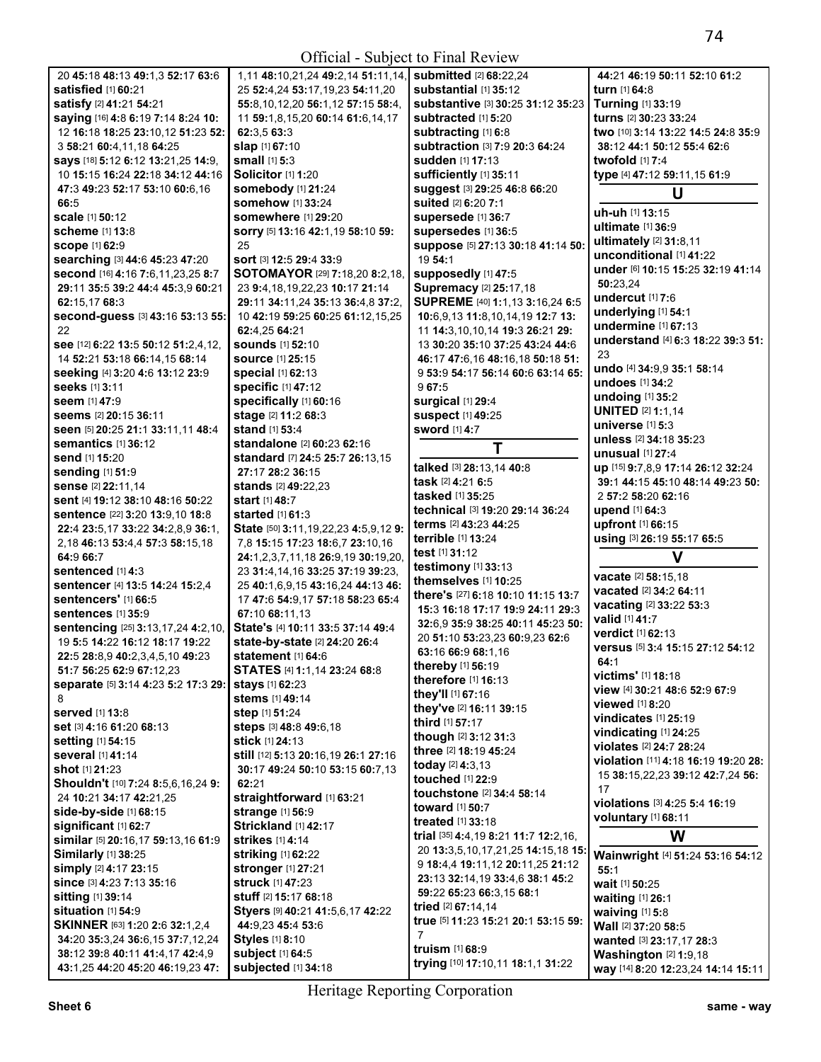20 **45:**18 **48:**13 **49:**1,3 **52:**17 **63:**6
**satisfied** [1] **60:**21
**satisfy** [2] **41:**21 **54:**21
**saying** [16] **4:**8 **6:**19 **7:**14 **8:**24 **10:** 12 **16:**18 **18:**25 **23:**10,12 **51:**23 **52:** 3 **58:**21 **60:**4,11,18 **64:**25
**says** [18] **5:**12 **6:**12 **13:**21,25 **14:**9, 10 **15:**15 **16:**24 **22:**18 **34:**12 **44:**16 **47:**3 **49:**23 **52:**17 **53:**10 **60:**6,16 **66:**5
**scale** [1] **50:**12
**scheme** [1] **13:**8
**scope** [1] **62:**9
**searching** [3] **44:**6 **45:**23 **47:**20
**second** [16] **4:**16 **7:**6,11,23,25 **8:**7 **29:**11 **35:**5 **39:**2 **44:**4 **45:**3,9 **60:**21 **62:**15,17 **68:**3
**second-guess** [3] **43:**16 **53:**13 **55:** 22
**see** [12] **6:**22 **13:**5 **50:**12 **51:**2,4,12, 14 **52:**21 **53:**18 **66:**14,15 **68:**14
**seeking** [4] **3:**20 **4:**6 **13:**12 **23:**9
**seeks** [1] **3:**11
**seem** [1] **47:**9
**seems** [2] **20:**15 **36:**11
**seen** [5] **20:**25 **21:**1 **33:**11,11 **48:**4
**semantics** [1] **36:**12
**send** [1] **15:**20
**sending** [1] **51:**9
**sense** [2] **22:**11,14
**sent** [4] **19:**12 **38:**10 **48:**16 **50:**22
**sentence** [22] **3:**20 **13:**9,10 **18:**8 **22:**4 **23:**5,17 **33:**22 **34:**2,8,9 **36:**1, 2,18 **46:**13 **53:**4,4 **57:**3 **58:**15,18 **64:**9 **66:**7
**sentenced** [1] **4:**3
**sentencer** [4] **13:**5 **14:**24 **15:**2,4
**sentencers'** [1] **66:**5
**sentences** [1] **35:**9
**sentencing** [25] **3:**13,17,24 **4:**2,10, 19 **5:**5 **14:**22 **16:**12 **18:**17 **19:**22 **22:**5 **28:**8,9 **40:**2,3,4,5,10 **49:**23 **51:**7 **56:**25 **62:**9 **67:**12,23
**separate** [5] **3:**14 **4:**23 **5:**2 **17:**3 **29:** 8
**served** [1] **13:**8
**set** [3] **4:**16 **61:**20 **68:**13
**setting** [1] **54:**15
**several** [1] **41:**14
**shot** [1] **21:**23
**Shouldn't** [10] **7:**24 **8:**5,6,16,24 **9:** 24 **10:**21 **34:**17 **42:**21,25
**side-by-side** [1] **68:**15
**significant** [1] **62:**7
**similar** [5] **20:**16,17 **59:**13,16 **61:**9
**Similarly** [1] **38:**25
**simply** [2] **4:**17 **23:**15
**since** [3] **4:**23 **7:**13 **35:**16
**sitting** [1] **39:**14
**situation** [1] **54:**9
**SKINNER** [63] **1:**20 **2:**6 **32:**1,2,4 **34:**20 **35:**3,24 **36:**6,15 **37:**7,12,24 **38:**12 **39:**8 **40:**11 **41:**4,17 **42:**4,9 **43:**1,25 **44:**20 **45:**20 **46:**19,23 **47:** 1,11 **48:**10,21,24 **49:**2,14 **51:**11,14, 25 **52:**4,24 **53:**17,19,23 **54:**11,20 **55:**8,10,12,20 **56:**1,12 **57:**15 **58:**4, 11 **59:**1,8,15,20 **60:**14 **61:**6,14,17 **62:**3,5 **63:**3
**slap** [1] **67:**10
**small** [1] **5:**3
**Solicitor** [1] **1:**20
**somebody** [1] **21:**24
**somehow** [1] **33:**24
**somewhere** [1] **29:**20
**sorry** [5] **13:**16 **42:**1,19 **58:**10 **59:** 25
**sort** [3] **12:**5 **29:**4 **33:**9
**SOTOMAYOR** [29] **7:**18,20 **8:**2,18, 23 **9:**4,18,19,22,23 **10:**17 **21:**14 **29:**11 **34:**11,24 **35:**13 **36:**4,8 **37:**2, 10 **42:**19 **59:**25 **60:**25 **61:**12,15,25 **62:**4,25 **64:**21
**sounds** [1] **52:**10
**source** [1] **25:**15
**special** [1] **62:**13
**specific** [1] **47:**12
**specifically** [1] **60:**16
**stage** [2] **11:**2 **68:**3
**stand** [1] **53:**4
**standalone** [2] **60:**23 **62:**16
**standard** [7] **24:**5 **25:**7 **26:**13,15 **27:**17 **28:**2 **36:**15
**stands** [2] **49:**22,23
**start** [1] **48:**7
**started** [1] **61:**3
**State** [50] **3:**11,19,22,23 **4:**5,9,12 **9:** 7,8 **15:**15 **17:**23 **18:**6,7 **23:**10,16 **24:**1,2,3,7,11,18 **26:**9,19 **30:**19,20, 23 **31:**4,14,16 **33:**25 **37:**19 **39:**23, 25 **40:**1,6,9,15 **43:**16,24 **44:**13 **46:** 17 **47:**6 **54:**9,17 **57:**18 **58:**23 **65:**4 **67:**10 **68:**11,13
**State's** [4] **10:**11 **33:**5 **37:**14 **49:**4
**state-by-state** [2] **24:**20 **26:**4
**statement** [1] **64:**6
**STATES** [4] **1:**1,14 **23:**24 **68:**8
**stays** [1] **62:**23
**stems** [1] **49:**14
**step** [1] **51:**24
**steps** [3] **48:**8 **49:**6,18
**stick** [1] **24:**13
**still** [12] **5:**13 **20:**16,19 **26:**1 **27:**16 **30:**17 **49:**24 **50:**10 **53:**15 **60:**7,13 **62:**21
**straightforward** [1] **63:**21
**strange** [1] **56:**9
**Strickland** [1] **42:**17
**strikes** [1] **4:**14
**striking** [1] **62:**22
**stronger** [1] **27:**21
**struck** [1] **47:**23
**stuff** [2] **15:**17 **68:**18
**Styers** [9] **40:**21 **41:**5,6,17 **42:**22 **44:**9,23 **45:**4 **53:**6
**Styles** [1] **8:**10
**subject** [1] **64:**5
**subjected** [1] **34:**18
**submitted** [2] **68:**22,24
**substantial** [1] **35:**12
**substantive** [3] **30:**25 **31:**12 **35:**23
**subtracted** [1] **5:**20
**subtracting** [1] **6:**8
**subtraction** [3] **7:**9 **20:**3 **64:**24
**sudden** [1] **17:**13
**sufficiently** [1] **35:**11
**suggest** [3] **29:**25 **46:**8 **66:**20
**suited** [2] **6:**20 **7:**1
**supersede** [1] **36:**7
**supersedes** [1] **36:**5
**suppose** [5] **27:**13 **30:**18 **41:**14 **50:** 19 **54:**1
**supposedly** [1] **47:**5
**Supremacy** [2] **25:**17,18
**SUPREME** [40] **1:**1,13 **3:**16,24 **6:**5 **10:**6,9,13 **11:**8,10,14,19 **12:**7 **13:** 11 **14:**3,10,10,14 **19:**3 **26:**21 **29:** 13 **30:**20 **35:**10 **37:**25 **43:**24 **44:**6 **46:**17 **47:**6,16 **48:**16,18 **50:**18 **51:** 9 **53:**9 **54:**17 **56:**14 **60:**6 **63:**14 **65:** 9 **67:**5
**surgical** [1] **29:**4
**suspect** [1] **49:**25
**sword** [1] **4:**7

## T

**talked** [3] **28:**13,14 **40:**8
**task** [2] **4:**21 **6:**5
**tasked** [1] **35:**25
**technical** [3] **19:**20 **29:**14 **36:**24
**terms** [2] **43:**23 **44:**25
**terrible** [1] **13:**24
**test** [1] **31:**12
**testimony** [1] **33:**13
**themselves** [1] **10:**25
**there's** [27] **6:**18 **10:**10 **11:**15 **13:**7 **15:**3 **16:**18 **17:**17 **19:**9 **24:**11 **29:**3 **32:**6,9 **35:**9 **38:**25 **40:**11 **45:**23 **50:** 20 **51:**10 **53:**23,23 **60:**9,23 **62:**6 **63:**16 **66:**9 **68:**1,16
**thereby** [1] **56:**19
**therefore** [1] **16:**13
**they'll** [1] **67:**16
**they've** [2] **16:**11 **39:**15
**third** [1] **57:**17
**though** [2] **3:**12 **31:**3
**three** [2] **18:**19 **45:**24
**today** [2] **4:**3,13
**touched** [1] **22:**9
**touchstone** [2] **34:**4 **58:**14
**toward** [1] **50:**7
**treated** [1] **33:**18
**trial** [35] **4:**4,19 **8:**21 **11:**7 **12:**2,16, 20 **13:**3,5,10,17,21,25 **14:**15,18 **15:** 9 **18:**4,4 **19:**11,12 **20:**11,25 **21:**12 **23:**13 **32:**14,19 **33:**4,6 **38:**1 **45:**2 **59:**22 **65:**23 **66:**3,15 **68:**1
**tried** [2] **67:**14,14
**true** [5] **11:**23 **15:**21 **20:**1 **53:**15 **59:** 7
**truism** [1] **68:**9
**trying** [10] **17:**10,11 **18:**1,1 **31:**22 **44:**21 **46:**19 **50:**11 **52:**10 **61:**2
**turn** [1] **64:**8
**Turning** [1] **33:**19
**turns** [2] **30:**23 **33:**24
**two** [10] **3:**14 **13:**22 **14:**5 **24:**8 **35:**9 **38:**12 **44:**1 **50:**12 **55:**4 **62:**6
**twofold** [1] **7:**4
**type** [4] **47:**12 **59:**11,15 **61:**9

## U

**uh-uh** [1] **13:**15
**ultimate** [1] **36:**9
**ultimately** [2] **31:**8,11
**unconditional** [1] **41:**22
**under** [6] **10:**15 **15:**25 **32:**19 **41:**14 **50:**23,24
**undercut** [1] **7:**6
**underlying** [1] **54:**1
**undermine** [1] **67:**13
**understand** [4] **6:**3 **18:**22 **39:**3 **51:** 23
**undo** [4] **34:**9,9 **35:**1 **58:**14
**undoes** [1] **34:**2
**undoing** [1] **35:**2
**UNITED** [2] **1:**1,14
**universe** [1] **5:**3
**unless** [2] **34:**18 **35:**23
**unusual** [1] **27:**4
**up** [15] **9:**7,8,9 **17:**14 **26:**12 **32:**24 **39:**1 **44:**15 **45:**10 **48:**14 **49:**23 **50:** 2 **57:**2 **58:**20 **62:**16
**upend** [1] **64:**3
**upfront** [1] **66:**15
**using** [3] **26:**19 **55:**17 **65:**5

## V

**vacate** [2] **58:**15,18
**vacated** [2] **34:**2 **64:**11
**vacating** [2] **33:**22 **53:**3
**valid** [1] **41:**7
**verdict** [1] **62:**13
**versus** [5] **3:**4 **15:**15 **27:**12 **54:**12 **64:**1
**victims'** [1] **18:**18
**view** [4] **30:**21 **48:**6 **52:**9 **67:**9
**viewed** [1] **8:**20
**vindicates** [1] **25:**19
**vindicating** [1] **24:**25
**violates** [2] **24:**7 **28:**24
**violation** [11] **4:**18 **16:**19 **19:**20 **28:** 15 **38:**15,22,23 **39:**12 **42:**7,24 **56:** 17
**violations** [3] **4:**25 **5:**4 **16:**19
**voluntary** [1] **68:**11

## W

**Wainwright** [4] **51:**24 **53:**16 **54:**12 **55:**1
**wait** [1] **50:**25
**waiting** [1] **26:**1
**waiving** [1] **5:**8
**Wall** [2] **37:**20 **58:**5
**wanted** [3] **23:**17,17 **28:**3
**Washington** [2] **1:**9,18
**way** [14] **8:**20 **12:**23,24 **14:**14 **15:**11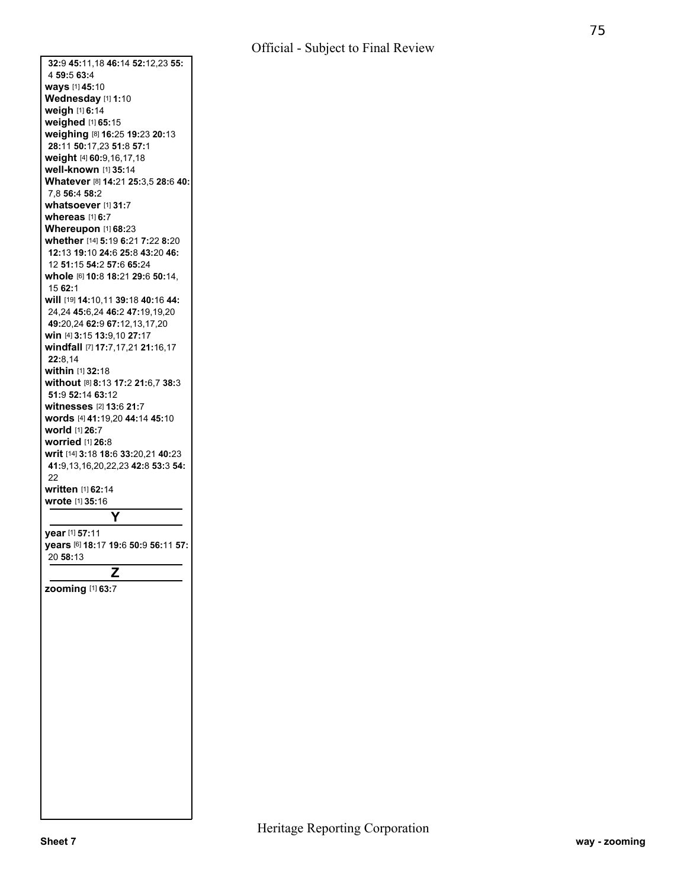**32:**9 **45:**11,18 **46:**14 **52:**12,23 **55:**4 **59:**5 **63:**4

**ways** [1] **45:**10

**Wednesday** [1] **1:**10

**weigh** [1] **6:**14

**weighed** [1] **65:**15

**weighing** [8] **16:**25 **19:**23 **20:**13 **28:**11 **50:**17,23 **51:**8 **57:**1

**weight** [4] **60:**9,16,17,18

**well-known** [1] **35:**14

**Whatever** [8] **14:**21 **25:**3,5 **28:**6 **40:**7,8 **56:**4 **58:**2

**whatsoever** [1] **31:**7

**whereas** [1] **6:**7

**Whereupon** [1] **68:**23

**whether** [14] **5:**19 **6:**21 **7:**22 **8:**20 **12:**13 **19:**10 **24:**6 **25:**8 **43:**20 **46:**12 **51:**15 **54:**2 **57:**6 **65:**24

**whole** [6] **10:**8 **18:**21 **29:**6 **50:**14, 15 **62:**1

**will** [19] **14:**10,11 **39:**18 **40:**16 **44:**24,24 **45:**6,24 **46:**2 **47:**19,19,20 **49:**20,24 **62:**9 **67:**12,13,17,20

**win** [4] **3:**15 **13:**9,10 **27:**17

**windfall** [7] **17:**7,17,21 **21:**16,17 **22:**8,14

**within** [1] **32:**18

**without** [8] **8:**13 **17:**2 **21:**6,7 **38:**3 **51:**9 **52:**14 **63:**12

**witnesses** [2] **13:**6 **21:**7

**words** [4] **41:**19,20 **44:**14 **45:**10

**world** [1] **26:**7

**worried** [1] **26:**8

**writ** [14] **3:**18 **18:**6 **33:**20,21 **40:**23 **41:**9,13,16,20,22,23 **42:**8 **53:**3 **54:**22

**written** [1] **62:**14

**wrote** [1] **35:**16

## Y

**year** [1] **57:**11

**years** [6] **18:**17 **19:**6 **50:**9 **56:**11 **57:**20 **58:**13

## Z

**zooming** [1] **63:**7